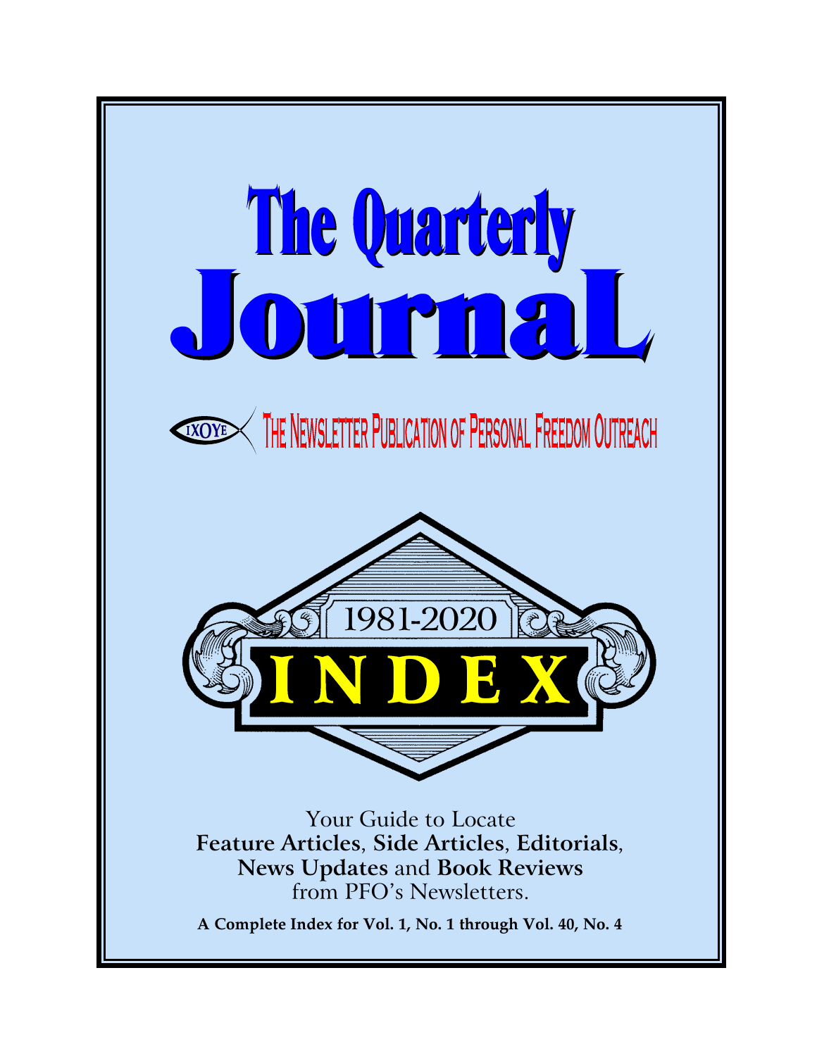# The Quarterly Journal

ΙΧΘΥΣ THE NEWSLETTER PUBLICATION OF PERSONAL FREEDOM OUTREACH

## 1981-2020

# INDEX

Your Guide to Locate
**Feature Articles**, **Side Articles**, **Editorials**,
**News Updates** and **Book Reviews**
from PFO's Newsletters.

**A Complete Index for Vol. 1, No. 1 through Vol. 40, No. 4**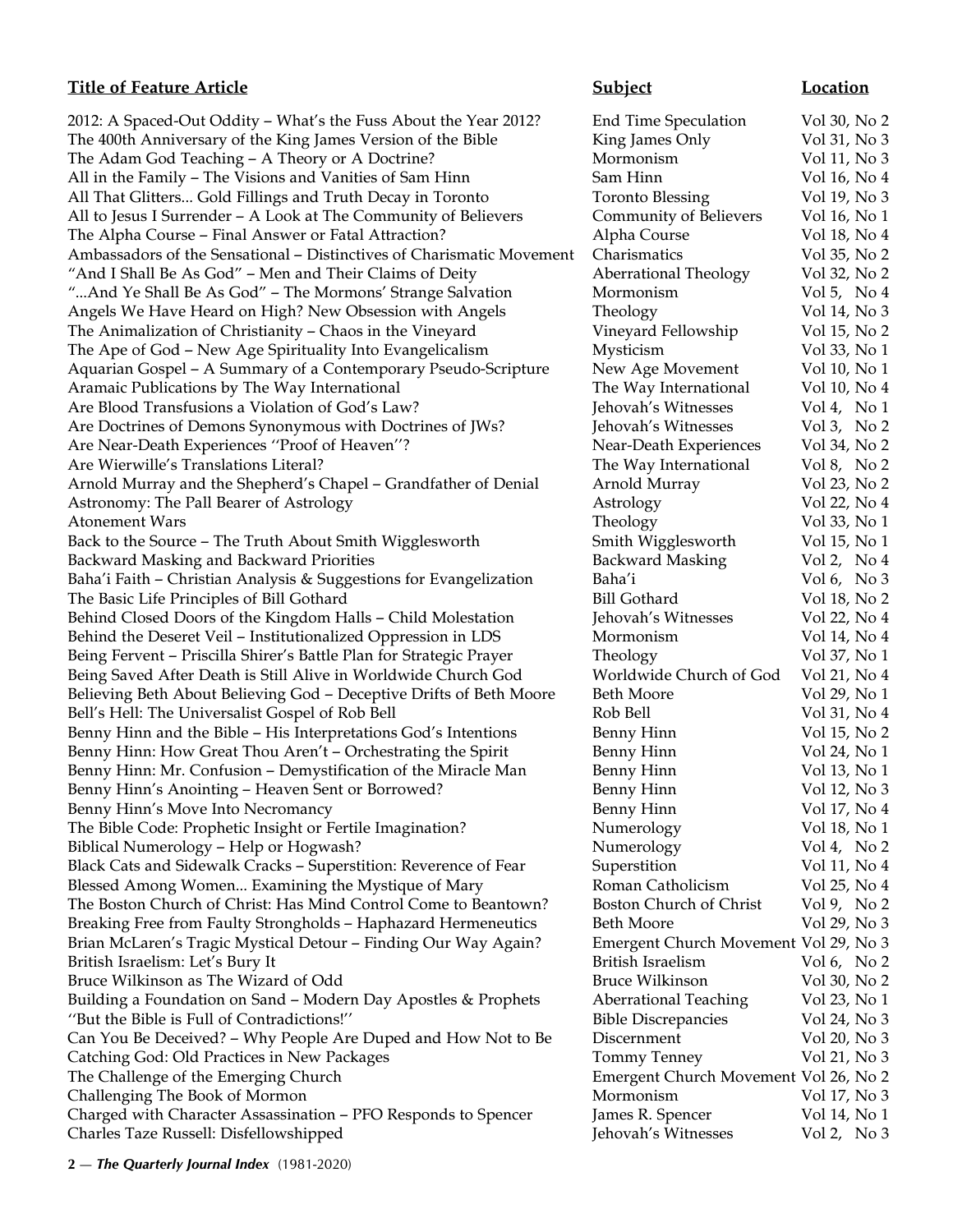| Title of Feature Article | Subject | Location |
|---|---|---|
| 2012: A Spaced-Out Oddity – What's the Fuss About the Year 2012? | End Time Speculation | Vol 30, No 2 |
| The 400th Anniversary of the King James Version of the Bible | King James Only | Vol 31, No 3 |
| The Adam God Teaching – A Theory or A Doctrine? | Mormonism | Vol 11, No 3 |
| All in the Family – The Visions and Vanities of Sam Hinn | Sam Hinn | Vol 16, No 4 |
| All That Glitters... Gold Fillings and Truth Decay in Toronto | Toronto Blessing | Vol 19, No 3 |
| All to Jesus I Surrender – A Look at The Community of Believers | Community of Believers | Vol 16, No 1 |
| The Alpha Course – Final Answer or Fatal Attraction? | Alpha Course | Vol 18, No 4 |
| Ambassadors of the Sensational – Distinctives of Charismatic Movement | Charismatics | Vol 35, No 2 |
| "And I Shall Be As God" – Men and Their Claims of Deity | Aberrational Theology | Vol 32, No 2 |
| "...And Ye Shall Be As God" – The Mormons' Strange Salvation | Mormonism | Vol 5, No 4 |
| Angels We Have Heard on High? New Obsession with Angels | Theology | Vol 14, No 3 |
| The Animalization of Christianity – Chaos in the Vineyard | Vineyard Fellowship | Vol 15, No 2 |
| The Ape of God – New Age Spirituality Into Evangelicalism | Mysticism | Vol 33, No 1 |
| Aquarian Gospel – A Summary of a Contemporary Pseudo-Scripture | New Age Movement | Vol 10, No 1 |
| Aramaic Publications by The Way International | The Way International | Vol 10, No 4 |
| Are Blood Transfusions a Violation of God's Law? | Jehovah's Witnesses | Vol 4, No 1 |
| Are Doctrines of Demons Synonymous with Doctrines of JWs? | Jehovah's Witnesses | Vol 3, No 2 |
| Are Near-Death Experiences "Proof of Heaven"? | Near-Death Experiences | Vol 34, No 2 |
| Are Wierwille's Translations Literal? | The Way International | Vol 8, No 2 |
| Arnold Murray and the Shepherd's Chapel – Grandfather of Denial | Arnold Murray | Vol 23, No 2 |
| Astronomy: The Pall Bearer of Astrology | Astrology | Vol 22, No 4 |
| Atonement Wars | Theology | Vol 33, No 1 |
| Back to the Source – The Truth About Smith Wigglesworth | Smith Wigglesworth | Vol 15, No 1 |
| Backward Masking and Backward Priorities | Backward Masking | Vol 2, No 4 |
| Baha'i Faith – Christian Analysis & Suggestions for Evangelization | Baha'i | Vol 6, No 3 |
| The Basic Life Principles of Bill Gothard | Bill Gothard | Vol 18, No 2 |
| Behind Closed Doors of the Kingdom Halls – Child Molestation | Jehovah's Witnesses | Vol 22, No 4 |
| Behind the Deseret Veil – Institutionalized Oppression in LDS | Mormonism | Vol 14, No 4 |
| Being Fervent – Priscilla Shirer's Battle Plan for Strategic Prayer | Theology | Vol 37, No 1 |
| Being Saved After Death is Still Alive in Worldwide Church God | Worldwide Church of God | Vol 21, No 4 |
| Believing Beth About Believing God – Deceptive Drifts of Beth Moore | Beth Moore | Vol 29, No 1 |
| Bell's Hell: The Universalist Gospel of Rob Bell | Rob Bell | Vol 31, No 4 |
| Benny Hinn and the Bible – His Interpretations God's Intentions | Benny Hinn | Vol 15, No 2 |
| Benny Hinn: How Great Thou Aren't – Orchestrating the Spirit | Benny Hinn | Vol 24, No 1 |
| Benny Hinn: Mr. Confusion – Demystification of the Miracle Man | Benny Hinn | Vol 13, No 1 |
| Benny Hinn's Anointing – Heaven Sent or Borrowed? | Benny Hinn | Vol 12, No 3 |
| Benny Hinn's Move Into Necromancy | Benny Hinn | Vol 17, No 4 |
| The Bible Code: Prophetic Insight or Fertile Imagination? | Numerology | Vol 18, No 1 |
| Biblical Numerology – Help or Hogwash? | Numerology | Vol 4, No 2 |
| Black Cats and Sidewalk Cracks – Superstition: Reverence of Fear | Superstition | Vol 11, No 4 |
| Blessed Among Women... Examining the Mystique of Mary | Roman Catholicism | Vol 25, No 4 |
| The Boston Church of Christ: Has Mind Control Come to Beantown? | Boston Church of Christ | Vol 9, No 2 |
| Breaking Free from Faulty Strongholds – Haphazard Hermeneutics | Beth Moore | Vol 29, No 3 |
| Brian McLaren's Tragic Mystical Detour – Finding Our Way Again? | Emergent Church Movement | Vol 29, No 3 |
| British Israelism: Let's Bury It | British Israelism | Vol 6, No 2 |
| Bruce Wilkinson as The Wizard of Odd | Bruce Wilkinson | Vol 30, No 2 |
| Building a Foundation on Sand – Modern Day Apostles & Prophets | Aberrational Teaching | Vol 23, No 1 |
| "But the Bible is Full of Contradictions!" | Bible Discrepancies | Vol 24, No 3 |
| Can You Be Deceived? – Why People Are Duped and How Not to Be | Discernment | Vol 20, No 3 |
| Catching God: Old Practices in New Packages | Tommy Tenney | Vol 21, No 3 |
| The Challenge of the Emerging Church | Emergent Church Movement | Vol 26, No 2 |
| Challenging The Book of Mormon | Mormonism | Vol 17, No 3 |
| Charged with Character Assassination – PFO Responds to Spencer | James R. Spencer | Vol 14, No 1 |
| Charles Taze Russell: Disfellowshipped | Jehovah's Witnesses | Vol 2, No 3 |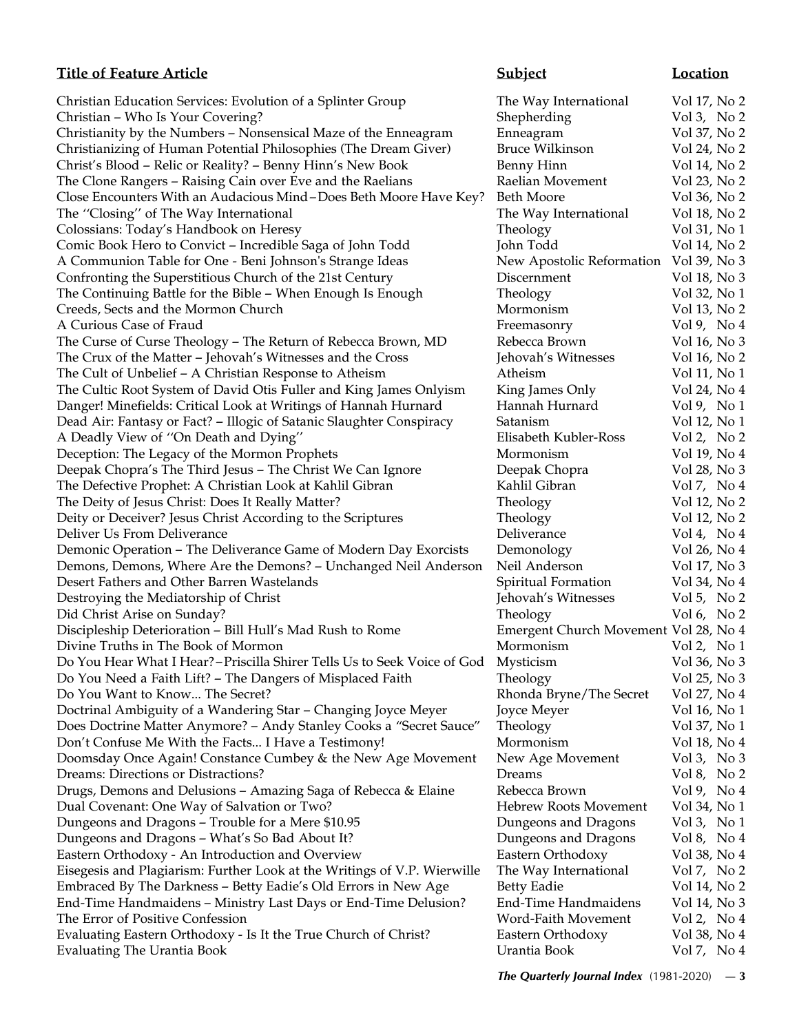| Title of Feature Article | Subject | Location |
|---|---|---|
| Christian Education Services: Evolution of a Splinter Group | The Way International | Vol 17, No 2 |
| Christian – Who Is Your Covering? | Shepherding | Vol 3, No 2 |
| Christianity by the Numbers – Nonsensical Maze of the Enneagram | Enneagram | Vol 37, No 2 |
| Christianizing of Human Potential Philosophies (The Dream Giver) | Bruce Wilkinson | Vol 24, No 2 |
| Christ's Blood – Relic or Reality? – Benny Hinn's New Book | Benny Hinn | Vol 14, No 2 |
| The Clone Rangers – Raising Cain over Eve and the Raelians | Raelian Movement | Vol 23, No 2 |
| Close Encounters With an Audacious Mind – Does Beth Moore Have Key? | Beth Moore | Vol 36, No 2 |
| The ''Closing'' of The Way International | The Way International | Vol 18, No 2 |
| Colossians: Today's Handbook on Heresy | Theology | Vol 31, No 1 |
| Comic Book Hero to Convict – Incredible Saga of John Todd | John Todd | Vol 14, No 2 |
| A Communion Table for One - Beni Johnson's Strange Ideas | New Apostolic Reformation | Vol 39, No 3 |
| Confronting the Superstitious Church of the 21st Century | Discernment | Vol 18, No 3 |
| The Continuing Battle for the Bible – When Enough Is Enough | Theology | Vol 32, No 1 |
| Creeds, Sects and the Mormon Church | Mormonism | Vol 13, No 2 |
| A Curious Case of Fraud | Freemasonry | Vol 9, No 4 |
| The Curse of Curse Theology – The Return of Rebecca Brown, MD | Rebecca Brown | Vol 16, No 3 |
| The Crux of the Matter – Jehovah's Witnesses and the Cross | Jehovah's Witnesses | Vol 16, No 2 |
| The Cult of Unbelief – A Christian Response to Atheism | Atheism | Vol 11, No 1 |
| The Cultic Root System of David Otis Fuller and King James Onlyism | King James Only | Vol 24, No 4 |
| Danger! Minefields: Critical Look at Writings of Hannah Hurnard | Hannah Hurnard | Vol 9, No 1 |
| Dead Air: Fantasy or Fact? – Illogic of Satanic Slaughter Conspiracy | Satanism | Vol 12, No 1 |
| A Deadly View of ''On Death and Dying'' | Elisabeth Kubler-Ross | Vol 2, No 2 |
| Deception: The Legacy of the Mormon Prophets | Mormonism | Vol 19, No 4 |
| Deepak Chopra's The Third Jesus – The Christ We Can Ignore | Deepak Chopra | Vol 28, No 3 |
| The Defective Prophet: A Christian Look at Kahlil Gibran | Kahlil Gibran | Vol 7, No 4 |
| The Deity of Jesus Christ: Does It Really Matter? | Theology | Vol 12, No 2 |
| Deity or Deceiver? Jesus Christ According to the Scriptures | Theology | Vol 12, No 2 |
| Deliver Us From Deliverance | Deliverance | Vol 4, No 4 |
| Demonic Operation – The Deliverance Game of Modern Day Exorcists | Demonology | Vol 26, No 4 |
| Demons, Demons, Where Are the Demons? – Unchanged Neil Anderson | Neil Anderson | Vol 17, No 3 |
| Desert Fathers and Other Barren Wastelands | Spiritual Formation | Vol 34, No 4 |
| Destroying the Mediatorship of Christ | Jehovah's Witnesses | Vol 5, No 2 |
| Did Christ Arise on Sunday? | Theology | Vol 6, No 2 |
| Discipleship Deterioration – Bill Hull's Mad Rush to Rome | Emergent Church Movement | Vol 28, No 4 |
| Divine Truths in The Book of Mormon | Mormonism | Vol 2, No 1 |
| Do You Hear What I Hear? – Priscilla Shirer Tells Us to Seek Voice of God | Mysticism | Vol 36, No 3 |
| Do You Need a Faith Lift? – The Dangers of Misplaced Faith | Theology | Vol 25, No 3 |
| Do You Want to Know... The Secret? | Rhonda Bryne/The Secret | Vol 27, No 4 |
| Doctrinal Ambiguity of a Wandering Star – Changing Joyce Meyer | Joyce Meyer | Vol 16, No 1 |
| Does Doctrine Matter Anymore? – Andy Stanley Cooks a "Secret Sauce" | Theology | Vol 37, No 1 |
| Don't Confuse Me With the Facts... I Have a Testimony! | Mormonism | Vol 18, No 4 |
| Doomsday Once Again! Constance Cumbey & the New Age Movement | New Age Movement | Vol 3, No 3 |
| Dreams: Directions or Distractions? | Dreams | Vol 8, No 2 |
| Drugs, Demons and Delusions – Amazing Saga of Rebecca & Elaine | Rebecca Brown | Vol 9, No 4 |
| Dual Covenant: One Way of Salvation or Two? | Hebrew Roots Movement | Vol 34, No 1 |
| Dungeons and Dragons – Trouble for a Mere $10.95 | Dungeons and Dragons | Vol 3, No 1 |
| Dungeons and Dragons – What's So Bad About It? | Dungeons and Dragons | Vol 8, No 4 |
| Eastern Orthodoxy - An Introduction and Overview | Eastern Orthodoxy | Vol 38, No 4 |
| Eisegesis and Plagiarism: Further Look at the Writings of V.P. Wierwille | The Way International | Vol 7, No 2 |
| Embraced By The Darkness – Betty Eadie's Old Errors in New Age | Betty Eadie | Vol 14, No 2 |
| End-Time Handmaidens – Ministry Last Days or End-Time Delusion? | End-Time Handmaidens | Vol 14, No 3 |
| The Error of Positive Confession | Word-Faith Movement | Vol 2, No 4 |
| Evaluating Eastern Orthodoxy - Is It the True Church of Christ? | Eastern Orthodoxy | Vol 38, No 4 |
| Evaluating The Urantia Book | Urantia Book | Vol 7, No 4 |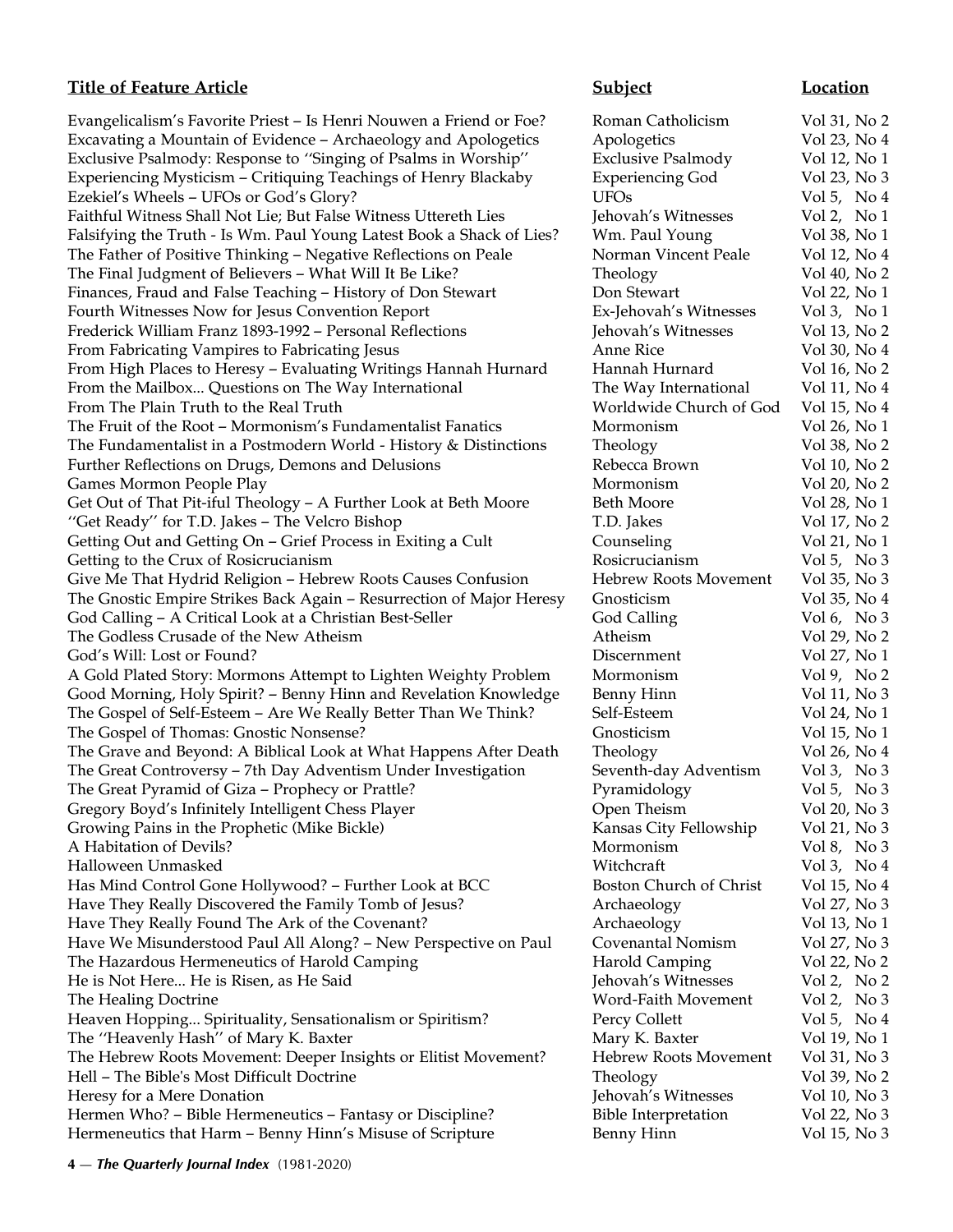| Title of Feature Article | Subject | Location |
| --- | --- | --- |
| Evangelicalism's Favorite Priest – Is Henri Nouwen a Friend or Foe? | Roman Catholicism | Vol 31, No 2 |
| Excavating a Mountain of Evidence – Archaeology and Apologetics | Apologetics | Vol 23, No 4 |
| Exclusive Psalmody: Response to ''Singing of Psalms in Worship'' | Exclusive Psalmody | Vol 12, No 1 |
| Experiencing Mysticism – Critiquing Teachings of Henry Blackaby | Experiencing God | Vol 23, No 3 |
| Ezekiel's Wheels – UFOs or God's Glory? | UFOs | Vol 5, No 4 |
| Faithful Witness Shall Not Lie; But False Witness Uttereth Lies | Jehovah's Witnesses | Vol 2, No 1 |
| Falsifying the Truth - Is Wm. Paul Young Latest Book a Shack of Lies? | Wm. Paul Young | Vol 38, No 1 |
| The Father of Positive Thinking – Negative Reflections on Peale | Norman Vincent Peale | Vol 12, No 4 |
| The Final Judgment of Believers – What Will It Be Like? | Theology | Vol 40, No 2 |
| Finances, Fraud and False Teaching – History of Don Stewart | Don Stewart | Vol 22, No 1 |
| Fourth Witnesses Now for Jesus Convention Report | Ex-Jehovah's Witnesses | Vol 3, No 1 |
| Frederick William Franz 1893-1992 – Personal Reflections | Jehovah's Witnesses | Vol 13, No 2 |
| From Fabricating Vampires to Fabricating Jesus | Anne Rice | Vol 30, No 4 |
| From High Places to Heresy – Evaluating Writings Hannah Hurnard | Hannah Hurnard | Vol 16, No 2 |
| From the Mailbox... Questions on The Way International | The Way International | Vol 11, No 4 |
| From The Plain Truth to the Real Truth | Worldwide Church of God | Vol 15, No 4 |
| The Fruit of the Root – Mormonism's Fundamentalist Fanatics | Mormonism | Vol 26, No 1 |
| The Fundamentalist in a Postmodern World - History & Distinctions | Theology | Vol 38, No 2 |
| Further Reflections on Drugs, Demons and Delusions | Rebecca Brown | Vol 10, No 2 |
| Games Mormon People Play | Mormonism | Vol 20, No 2 |
| Get Out of That Pit-iful Theology – A Further Look at Beth Moore | Beth Moore | Vol 28, No 1 |
| ''Get Ready'' for T.D. Jakes – The Velcro Bishop | T.D. Jakes | Vol 17, No 2 |
| Getting Out and Getting On – Grief Process in Exiting a Cult | Counseling | Vol 21, No 1 |
| Getting to the Crux of Rosicrucianism | Rosicrucianism | Vol 5, No 3 |
| Give Me That Hydrid Religion – Hebrew Roots Causes Confusion | Hebrew Roots Movement | Vol 35, No 3 |
| The Gnostic Empire Strikes Back Again – Resurrection of Major Heresy | Gnosticism | Vol 35, No 4 |
| God Calling – A Critical Look at a Christian Best-Seller | God Calling | Vol 6, No 3 |
| The Godless Crusade of the New Atheism | Atheism | Vol 29, No 2 |
| God's Will: Lost or Found? | Discernment | Vol 27, No 1 |
| A Gold Plated Story: Mormons Attempt to Lighten Weighty Problem | Mormonism | Vol 9, No 2 |
| Good Morning, Holy Spirit? – Benny Hinn and Revelation Knowledge | Benny Hinn | Vol 11, No 3 |
| The Gospel of Self-Esteem – Are We Really Better Than We Think? | Self-Esteem | Vol 24, No 1 |
| The Gospel of Thomas: Gnostic Nonsense? | Gnosticism | Vol 15, No 1 |
| The Grave and Beyond: A Biblical Look at What Happens After Death | Theology | Vol 26, No 4 |
| The Great Controversy – 7th Day Adventism Under Investigation | Seventh-day Adventism | Vol 3, No 3 |
| The Great Pyramid of Giza – Prophecy or Prattle? | Pyramidology | Vol 5, No 3 |
| Gregory Boyd's Infinitely Intelligent Chess Player | Open Theism | Vol 20, No 3 |
| Growing Pains in the Prophetic (Mike Bickle) | Kansas City Fellowship | Vol 21, No 3 |
| A Habitation of Devils? | Mormonism | Vol 8, No 3 |
| Halloween Unmasked | Witchcraft | Vol 3, No 4 |
| Has Mind Control Gone Hollywood? – Further Look at BCC | Boston Church of Christ | Vol 15, No 4 |
| Have They Really Discovered the Family Tomb of Jesus? | Archaeology | Vol 27, No 3 |
| Have They Really Found The Ark of the Covenant? | Archaeology | Vol 13, No 1 |
| Have We Misunderstood Paul All Along? – New Perspective on Paul | Covenantal Nomism | Vol 27, No 3 |
| The Hazardous Hermeneutics of Harold Camping | Harold Camping | Vol 22, No 2 |
| He is Not Here... He is Risen, as He Said | Jehovah's Witnesses | Vol 2, No 2 |
| The Healing Doctrine | Word-Faith Movement | Vol 2, No 3 |
| Heaven Hopping... Spirituality, Sensationalism or Spiritism? | Percy Collett | Vol 5, No 4 |
| The ''Heavenly Hash'' of Mary K. Baxter | Mary K. Baxter | Vol 19, No 1 |
| The Hebrew Roots Movement: Deeper Insights or Elitist Movement? | Hebrew Roots Movement | Vol 31, No 3 |
| Hell – The Bible's Most Difficult Doctrine | Theology | Vol 39, No 2 |
| Heresy for a Mere Donation | Jehovah's Witnesses | Vol 10, No 3 |
| Hermen Who? – Bible Hermeneutics – Fantasy or Discipline? | Bible Interpretation | Vol 22, No 3 |
| Hermeneutics that Harm – Benny Hinn's Misuse of Scripture | Benny Hinn | Vol 15, No 3 |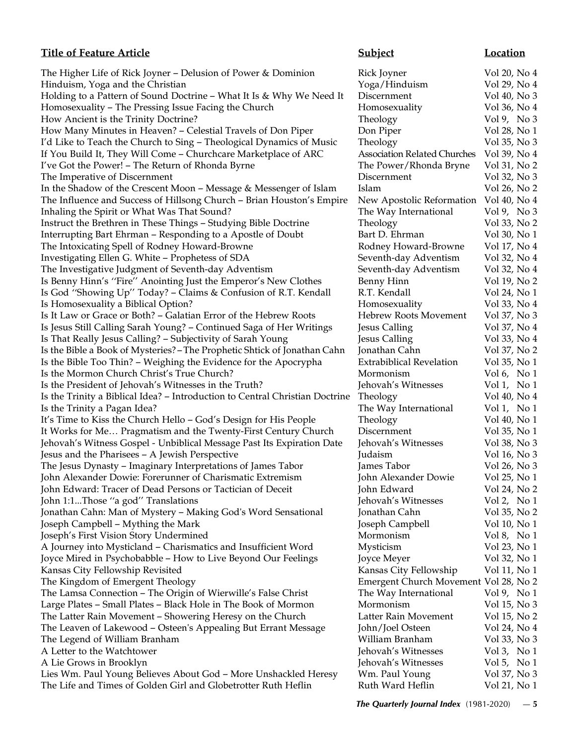| Title of Feature Article | Subject | Location |
|---|---|---|
| The Higher Life of Rick Joyner – Delusion of Power & Dominion | Rick Joyner | Vol 20, No 4 |
| Hinduism, Yoga and the Christian | Yoga/Hinduism | Vol 29, No 4 |
| Holding to a Pattern of Sound Doctrine – What It Is & Why We Need It | Discernment | Vol 40, No 3 |
| Homosexuality – The Pressing Issue Facing the Church | Homosexuality | Vol 36, No 4 |
| How Ancient is the Trinity Doctrine? | Theology | Vol 9, No 3 |
| How Many Minutes in Heaven? – Celestial Travels of Don Piper | Don Piper | Vol 28, No 1 |
| I'd Like to Teach the Church to Sing – Theological Dynamics of Music | Theology | Vol 35, No 3 |
| If You Build It, They Will Come – Churchcare Marketplace of ARC | Association Related Churches | Vol 39, No 4 |
| I've Got the Power! – The Return of Rhonda Byrne | The Power/Rhonda Bryne | Vol 31, No 2 |
| The Imperative of Discernment | Discernment | Vol 32, No 3 |
| In the Shadow of the Crescent Moon – Message & Messenger of Islam | Islam | Vol 26, No 2 |
| The Influence and Success of Hillsong Church – Brian Houston's Empire | New Apostolic Reformation | Vol 40, No 4 |
| Inhaling the Spirit or What Was That Sound? | The Way International | Vol 9, No 3 |
| Instruct the Brethren in These Things – Studying Bible Doctrine | Theology | Vol 33, No 2 |
| Interrupting Bart Ehrman – Responding to a Apostle of Doubt | Bart D. Ehrman | Vol 30, No 1 |
| The Intoxicating Spell of Rodney Howard-Browne | Rodney Howard-Browne | Vol 17, No 4 |
| Investigating Ellen G. White – Prophetess of SDA | Seventh-day Adventism | Vol 32, No 4 |
| The Investigative Judgment of Seventh-day Adventism | Seventh-day Adventism | Vol 32, No 4 |
| Is Benny Hinn's ''Fire'' Anointing Just the Emperor's New Clothes | Benny Hinn | Vol 19, No 2 |
| Is God ''Showing Up'' Today? – Claims & Confusion of R.T. Kendall | R.T. Kendall | Vol 24, No 1 |
| Is Homosexuality a Biblical Option? | Homosexuality | Vol 33, No 4 |
| Is It Law or Grace or Both? – Galatian Error of the Hebrew Roots | Hebrew Roots Movement | Vol 37, No 3 |
| Is Jesus Still Calling Sarah Young? – Continued Saga of Her Writings | Jesus Calling | Vol 37, No 4 |
| Is That Really Jesus Calling? – Subjectivity of Sarah Young | Jesus Calling | Vol 33, No 4 |
| Is the Bible a Book of Mysteries? – The Prophetic Shtick of Jonathan Cahn | Jonathan Cahn | Vol 37, No 2 |
| Is the Bible Too Thin? – Weighing the Evidence for the Apocrypha | Extrabiblical Revelation | Vol 35, No 1 |
| Is the Mormon Church Christ's True Church? | Mormonism | Vol 6, No 1 |
| Is the President of Jehovah's Witnesses in the Truth? | Jehovah's Witnesses | Vol 1, No 1 |
| Is the Trinity a Biblical Idea? – Introduction to Central Christian Doctrine | Theology | Vol 40, No 4 |
| Is the Trinity a Pagan Idea? | The Way International | Vol 1, No 1 |
| It's Time to Kiss the Church Hello – God's Design for His People | Theology | Vol 40, No 1 |
| It Works for Me… Pragmatism and the Twenty-First Century Church | Discernment | Vol 35, No 1 |
| Jehovah's Witness Gospel - Unbiblical Message Past Its Expiration Date | Jehovah's Witnesses | Vol 38, No 3 |
| Jesus and the Pharisees – A Jewish Perspective | Judaism | Vol 16, No 3 |
| The Jesus Dynasty – Imaginary Interpretations of James Tabor | James Tabor | Vol 26, No 3 |
| John Alexander Dowie: Forerunner of Charismatic Extremism | John Alexander Dowie | Vol 25, No 1 |
| John Edward: Tracer of Dead Persons or Tactician of Deceit | John Edward | Vol 24, No 2 |
| John 1:1...Those ''a god'' Translations | Jehovah's Witnesses | Vol 2, No 1 |
| Jonathan Cahn: Man of Mystery – Making God's Word Sensational | Jonathan Cahn | Vol 35, No 2 |
| Joseph Campbell – Mything the Mark | Joseph Campbell | Vol 10, No 1 |
| Joseph's First Vision Story Undermined | Mormonism | Vol 8, No 1 |
| A Journey into Mysticland – Charismatics and Insufficient Word | Mysticism | Vol 23, No 1 |
| Joyce Mired in Psychobabble – How to Live Beyond Our Feelings | Joyce Meyer | Vol 32, No 1 |
| Kansas City Fellowship Revisited | Kansas City Fellowship | Vol 11, No 1 |
| The Kingdom of Emergent Theology | Emergent Church Movement | Vol 28, No 2 |
| The Lamsa Connection – The Origin of Wierwille's False Christ | The Way International | Vol 9, No 1 |
| Large Plates – Small Plates – Black Hole in The Book of Mormon | Mormonism | Vol 15, No 3 |
| The Latter Rain Movement – Showering Heresy on the Church | Latter Rain Movement | Vol 15, No 2 |
| The Leaven of Lakewood – Osteen's Appealing But Errant Message | John/Joel Osteen | Vol 24, No 4 |
| The Legend of William Branham | William Branham | Vol 33, No 3 |
| A Letter to the Watchtower | Jehovah's Witnesses | Vol 3, No 1 |
| A Lie Grows in Brooklyn | Jehovah's Witnesses | Vol 5, No 1 |
| Lies Wm. Paul Young Believes About God – More Unshackled Heresy | Wm. Paul Young | Vol 37, No 3 |
| The Life and Times of Golden Girl and Globetrotter Ruth Heflin | Ruth Ward Heflin | Vol 21, No 1 |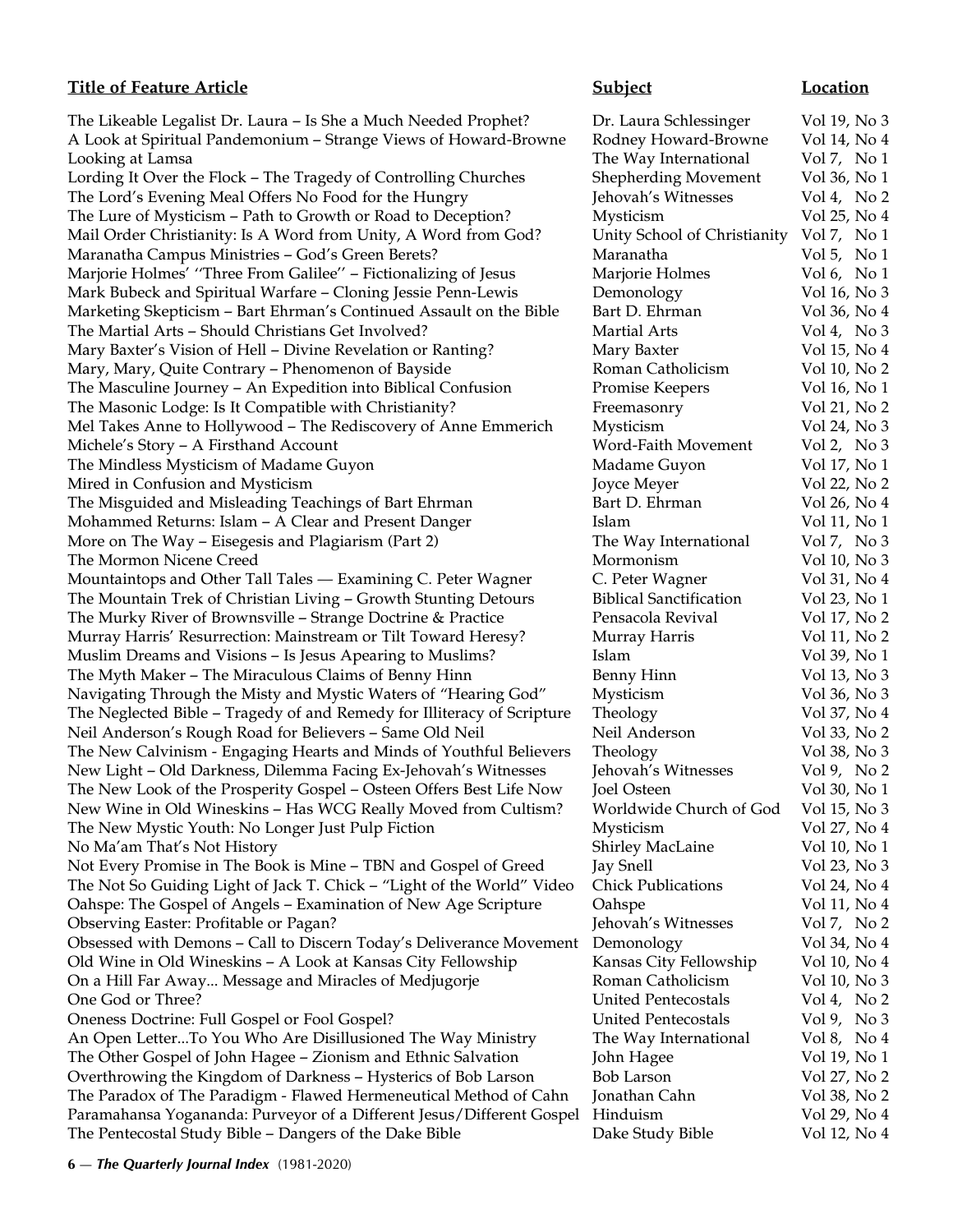| Title of Feature Article | Subject | Location |
|---|---|---|
| The Likeable Legalist Dr. Laura – Is She a Much Needed Prophet? | Dr. Laura Schlessinger | Vol 19, No 3 |
| A Look at Spiritual Pandemonium – Strange Views of Howard-Browne | Rodney Howard-Browne | Vol 14, No 4 |
| Looking at Lamsa | The Way International | Vol 7, No 1 |
| Lording It Over the Flock – The Tragedy of Controlling Churches | Shepherding Movement | Vol 36, No 1 |
| The Lord's Evening Meal Offers No Food for the Hungry | Jehovah's Witnesses | Vol 4, No 2 |
| The Lure of Mysticism – Path to Growth or Road to Deception? | Mysticism | Vol 25, No 4 |
| Mail Order Christianity: Is A Word from Unity, A Word from God? | Unity School of Christianity | Vol 7, No 1 |
| Maranatha Campus Ministries – God's Green Berets? | Maranatha | Vol 5, No 1 |
| Marjorie Holmes' ''Three From Galilee'' – Fictionalizing of Jesus | Marjorie Holmes | Vol 6, No 1 |
| Mark Bubeck and Spiritual Warfare – Cloning Jessie Penn-Lewis | Demonology | Vol 16, No 3 |
| Marketing Skepticism – Bart Ehrman's Continued Assault on the Bible | Bart D. Ehrman | Vol 36, No 4 |
| The Martial Arts – Should Christians Get Involved? | Martial Arts | Vol 4, No 3 |
| Mary Baxter's Vision of Hell – Divine Revelation or Ranting? | Mary Baxter | Vol 15, No 4 |
| Mary, Mary, Quite Contrary – Phenomenon of Bayside | Roman Catholicism | Vol 10, No 2 |
| The Masculine Journey – An Expedition into Biblical Confusion | Promise Keepers | Vol 16, No 1 |
| The Masonic Lodge: Is It Compatible with Christianity? | Freemasonry | Vol 21, No 2 |
| Mel Takes Anne to Hollywood – The Rediscovery of Anne Emmerich | Mysticism | Vol 24, No 3 |
| Michele's Story – A Firsthand Account | Word-Faith Movement | Vol 2, No 3 |
| The Mindless Mysticism of Madame Guyon | Madame Guyon | Vol 17, No 1 |
| Mired in Confusion and Mysticism | Joyce Meyer | Vol 22, No 2 |
| The Misguided and Misleading Teachings of Bart Ehrman | Bart D. Ehrman | Vol 26, No 4 |
| Mohammed Returns: Islam – A Clear and Present Danger | Islam | Vol 11, No 1 |
| More on The Way – Eisegesis and Plagiarism (Part 2) | The Way International | Vol 7, No 3 |
| The Mormon Nicene Creed | Mormonism | Vol 10, No 3 |
| Mountaintops and Other Tall Tales — Examining C. Peter Wagner | C. Peter Wagner | Vol 31, No 4 |
| The Mountain Trek of Christian Living – Growth Stunting Detours | Biblical Sanctification | Vol 23, No 1 |
| The Murky River of Brownsville – Strange Doctrine & Practice | Pensacola Revival | Vol 17, No 2 |
| Murray Harris' Resurrection: Mainstream or Tilt Toward Heresy? | Murray Harris | Vol 11, No 2 |
| Muslim Dreams and Visions – Is Jesus Apearing to Muslims? | Islam | Vol 39, No 1 |
| The Myth Maker – The Miraculous Claims of Benny Hinn | Benny Hinn | Vol 13, No 3 |
| Navigating Through the Misty and Mystic Waters of "Hearing God" | Mysticism | Vol 36, No 3 |
| The Neglected Bible – Tragedy of and Remedy for Illiteracy of Scripture | Theology | Vol 37, No 4 |
| Neil Anderson's Rough Road for Believers – Same Old Neil | Neil Anderson | Vol 33, No 2 |
| The New Calvinism - Engaging Hearts and Minds of Youthful Believers | Theology | Vol 38, No 3 |
| New Light – Old Darkness, Dilemma Facing Ex-Jehovah's Witnesses | Jehovah's Witnesses | Vol 9, No 2 |
| The New Look of the Prosperity Gospel – Osteen Offers Best Life Now | Joel Osteen | Vol 30, No 1 |
| New Wine in Old Wineskins – Has WCG Really Moved from Cultism? | Worldwide Church of God | Vol 15, No 3 |
| The New Mystic Youth: No Longer Just Pulp Fiction | Mysticism | Vol 27, No 4 |
| No Ma'am That's Not History | Shirley MacLaine | Vol 10, No 1 |
| Not Every Promise in The Book is Mine – TBN and Gospel of Greed | Jay Snell | Vol 23, No 3 |
| The Not So Guiding Light of Jack T. Chick – "Light of the World" Video | Chick Publications | Vol 24, No 4 |
| Oahspe: The Gospel of Angels – Examination of New Age Scripture | Oahspe | Vol 11, No 4 |
| Observing Easter: Profitable or Pagan? | Jehovah's Witnesses | Vol 7, No 2 |
| Obsessed with Demons – Call to Discern Today's Deliverance Movement | Demonology | Vol 34, No 4 |
| Old Wine in Old Wineskins – A Look at Kansas City Fellowship | Kansas City Fellowship | Vol 10, No 4 |
| On a Hill Far Away... Message and Miracles of Medjugorje | Roman Catholicism | Vol 10, No 3 |
| One God or Three? | United Pentecostals | Vol 4, No 2 |
| Oneness Doctrine: Full Gospel or Fool Gospel? | United Pentecostals | Vol 9, No 3 |
| An Open Letter...To You Who Are Disillusioned The Way Ministry | The Way International | Vol 8, No 4 |
| The Other Gospel of John Hagee – Zionism and Ethnic Salvation | John Hagee | Vol 19, No 1 |
| Overthrowing the Kingdom of Darkness – Hysterics of Bob Larson | Bob Larson | Vol 27, No 2 |
| The Paradox of The Paradigm - Flawed Hermeneutical Method of Cahn | Jonathan Cahn | Vol 38, No 2 |
| Paramahansa Yogananda: Purveyor of a Different Jesus/Different Gospel | Hinduism | Vol 29, No 4 |
| The Pentecostal Study Bible – Dangers of the Dake Bible | Dake Study Bible | Vol 12, No 4 |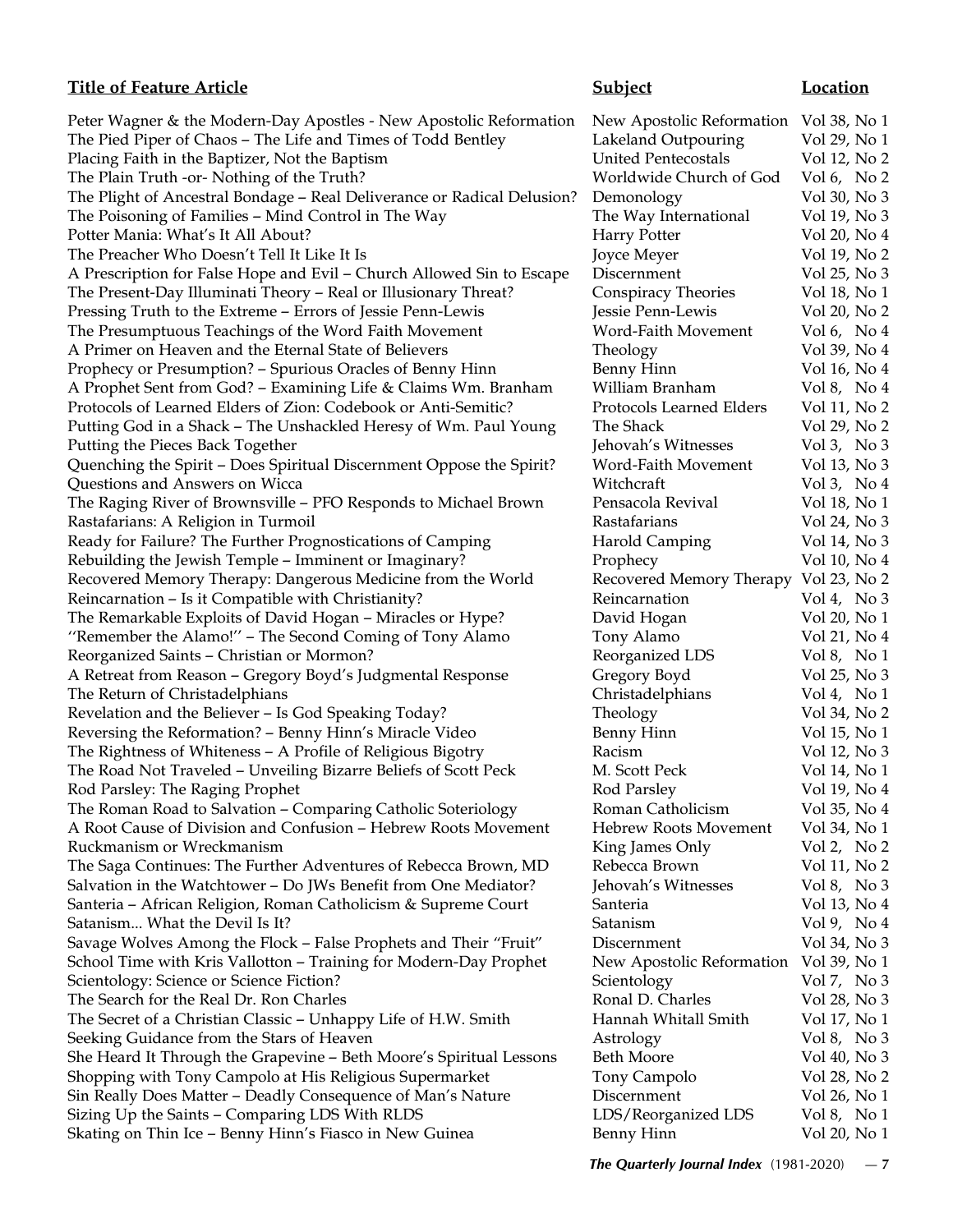| Title of Feature Article | Subject | Location |
|---|---|---|
| Peter Wagner & the Modern-Day Apostles - New Apostolic Reformation | New Apostolic Reformation | Vol 38, No 1 |
| The Pied Piper of Chaos – The Life and Times of Todd Bentley | Lakeland Outpouring | Vol 29, No 1 |
| Placing Faith in the Baptizer, Not the Baptism | United Pentecostals | Vol 12, No 2 |
| The Plain Truth -or- Nothing of the Truth? | Worldwide Church of God | Vol 6, No 2 |
| The Plight of Ancestral Bondage – Real Deliverance or Radical Delusion? | Demonology | Vol 30, No 3 |
| The Poisoning of Families – Mind Control in The Way | The Way International | Vol 19, No 3 |
| Potter Mania: What's It All About? | Harry Potter | Vol 20, No 4 |
| The Preacher Who Doesn't Tell It Like It Is | Joyce Meyer | Vol 19, No 2 |
| A Prescription for False Hope and Evil – Church Allowed Sin to Escape | Discernment | Vol 25, No 3 |
| The Present-Day Illuminati Theory – Real or Illusionary Threat? | Conspiracy Theories | Vol 18, No 1 |
| Pressing Truth to the Extreme – Errors of Jessie Penn-Lewis | Jessie Penn-Lewis | Vol 20, No 2 |
| The Presumptuous Teachings of the Word Faith Movement | Word-Faith Movement | Vol 6, No 4 |
| A Primer on Heaven and the Eternal State of Believers | Theology | Vol 39, No 4 |
| Prophecy or Presumption? – Spurious Oracles of Benny Hinn | Benny Hinn | Vol 16, No 4 |
| A Prophet Sent from God? – Examining Life & Claims Wm. Branham | William Branham | Vol 8, No 4 |
| Protocols of Learned Elders of Zion: Codebook or Anti-Semitic? | Protocols Learned Elders | Vol 11, No 2 |
| Putting God in a Shack – The Unshackled Heresy of Wm. Paul Young | The Shack | Vol 29, No 2 |
| Putting the Pieces Back Together | Jehovah's Witnesses | Vol 3, No 3 |
| Quenching the Spirit – Does Spiritual Discernment Oppose the Spirit? | Word-Faith Movement | Vol 13, No 3 |
| Questions and Answers on Wicca | Witchcraft | Vol 3, No 4 |
| The Raging River of Brownsville – PFO Responds to Michael Brown | Pensacola Revival | Vol 18, No 1 |
| Rastafarians: A Religion in Turmoil | Rastafarians | Vol 24, No 3 |
| Ready for Failure? The Further Prognostications of Camping | Harold Camping | Vol 14, No 3 |
| Rebuilding the Jewish Temple – Imminent or Imaginary? | Prophecy | Vol 10, No 4 |
| Recovered Memory Therapy: Dangerous Medicine from the World | Recovered Memory Therapy | Vol 23, No 2 |
| Reincarnation – Is it Compatible with Christianity? | Reincarnation | Vol 4, No 3 |
| The Remarkable Exploits of David Hogan – Miracles or Hype? | David Hogan | Vol 20, No 1 |
| ''Remember the Alamo!'' – The Second Coming of Tony Alamo | Tony Alamo | Vol 21, No 4 |
| Reorganized Saints – Christian or Mormon? | Reorganized LDS | Vol 8, No 1 |
| A Retreat from Reason – Gregory Boyd's Judgmental Response | Gregory Boyd | Vol 25, No 3 |
| The Return of Christadelphians | Christadelphians | Vol 4, No 1 |
| Revelation and the Believer – Is God Speaking Today? | Theology | Vol 34, No 2 |
| Reversing the Reformation? – Benny Hinn's Miracle Video | Benny Hinn | Vol 15, No 1 |
| The Rightness of Whiteness – A Profile of Religious Bigotry | Racism | Vol 12, No 3 |
| The Road Not Traveled – Unveiling Bizarre Beliefs of Scott Peck | M. Scott Peck | Vol 14, No 1 |
| Rod Parsley: The Raging Prophet | Rod Parsley | Vol 19, No 4 |
| The Roman Road to Salvation – Comparing Catholic Soteriology | Roman Catholicism | Vol 35, No 4 |
| A Root Cause of Division and Confusion – Hebrew Roots Movement | Hebrew Roots Movement | Vol 34, No 1 |
| Ruckmanism or Wreckmanism | King James Only | Vol 2, No 2 |
| The Saga Continues: The Further Adventures of Rebecca Brown, MD | Rebecca Brown | Vol 11, No 2 |
| Salvation in the Watchtower – Do JWs Benefit from One Mediator? | Jehovah's Witnesses | Vol 8, No 3 |
| Santeria – African Religion, Roman Catholicism & Supreme Court | Santeria | Vol 13, No 4 |
| Satanism... What the Devil Is It? | Satanism | Vol 9, No 4 |
| Savage Wolves Among the Flock – False Prophets and Their "Fruit" | Discernment | Vol 34, No 3 |
| School Time with Kris Vallotton – Training for Modern-Day Prophet | New Apostolic Reformation | Vol 39, No 1 |
| Scientology: Science or Science Fiction? | Scientology | Vol 7, No 3 |
| The Search for the Real Dr. Ron Charles | Ronal D. Charles | Vol 28, No 3 |
| The Secret of a Christian Classic – Unhappy Life of H.W. Smith | Hannah Whitall Smith | Vol 17, No 1 |
| Seeking Guidance from the Stars of Heaven | Astrology | Vol 8, No 3 |
| She Heard It Through the Grapevine – Beth Moore's Spiritual Lessons | Beth Moore | Vol 40, No 3 |
| Shopping with Tony Campolo at His Religious Supermarket | Tony Campolo | Vol 28, No 2 |
| Sin Really Does Matter – Deadly Consequence of Man's Nature | Discernment | Vol 26, No 1 |
| Sizing Up the Saints – Comparing LDS With RLDS | LDS/Reorganized LDS | Vol 8, No 1 |
| Skating on Thin Ice – Benny Hinn's Fiasco in New Guinea | Benny Hinn | Vol 20, No 1 |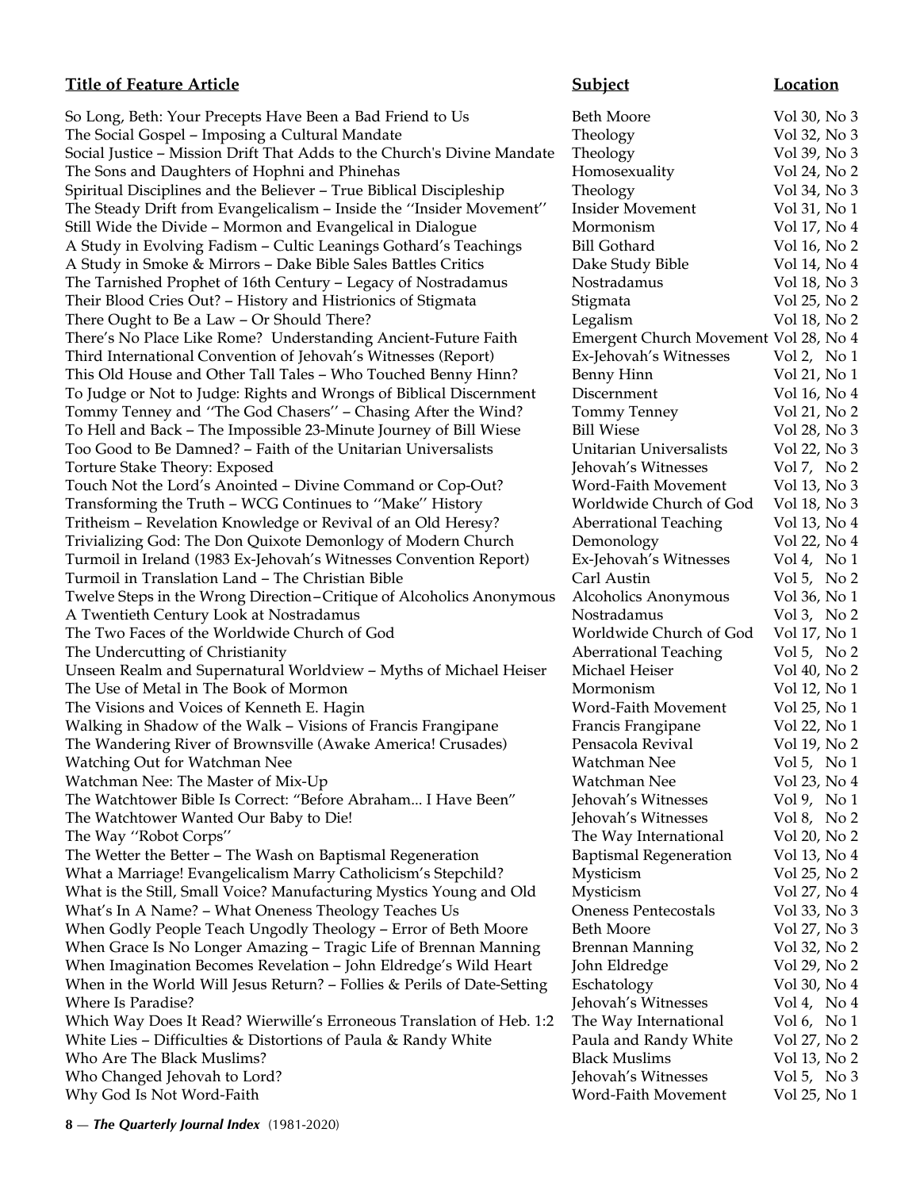| Title of Feature Article | Subject | Location |
|---|---|---|
| So Long, Beth: Your Precepts Have Been a Bad Friend to Us | Beth Moore | Vol 30, No 3 |
| The Social Gospel – Imposing a Cultural Mandate | Theology | Vol 32, No 3 |
| Social Justice – Mission Drift That Adds to the Church's Divine Mandate | Theology | Vol 39, No 3 |
| The Sons and Daughters of Hophni and Phinehas | Homosexuality | Vol 24, No 2 |
| Spiritual Disciplines and the Believer – True Biblical Discipleship | Theology | Vol 34, No 3 |
| The Steady Drift from Evangelicalism – Inside the ''Insider Movement'' | Insider Movement | Vol 31, No 1 |
| Still Wide the Divide – Mormon and Evangelical in Dialogue | Mormonism | Vol 17, No 4 |
| A Study in Evolving Fadism – Cultic Leanings Gothard's Teachings | Bill Gothard | Vol 16, No 2 |
| A Study in Smoke & Mirrors – Dake Bible Sales Battles Critics | Dake Study Bible | Vol 14, No 4 |
| The Tarnished Prophet of 16th Century – Legacy of Nostradamus | Nostradamus | Vol 18, No 3 |
| Their Blood Cries Out? – History and Histrionics of Stigmata | Stigmata | Vol 25, No 2 |
| There Ought to Be a Law – Or Should There? | Legalism | Vol 18, No 2 |
| There's No Place Like Rome? Understanding Ancient-Future Faith | Emergent Church Movement | Vol 28, No 4 |
| Third International Convention of Jehovah's Witnesses (Report) | Ex-Jehovah's Witnesses | Vol 2, No 1 |
| This Old House and Other Tall Tales – Who Touched Benny Hinn? | Benny Hinn | Vol 21, No 1 |
| To Judge or Not to Judge: Rights and Wrongs of Biblical Discernment | Discernment | Vol 16, No 4 |
| Tommy Tenney and ''The God Chasers'' – Chasing After the Wind? | Tommy Tenney | Vol 21, No 2 |
| To Hell and Back – The Impossible 23-Minute Journey of Bill Wiese | Bill Wiese | Vol 28, No 3 |
| Too Good to Be Damned? – Faith of the Unitarian Universalists | Unitarian Universalists | Vol 22, No 3 |
| Torture Stake Theory: Exposed | Jehovah's Witnesses | Vol 7, No 2 |
| Touch Not the Lord's Anointed – Divine Command or Cop-Out? | Word-Faith Movement | Vol 13, No 3 |
| Transforming the Truth – WCG Continues to ''Make'' History | Worldwide Church of God | Vol 18, No 3 |
| Tritheism – Revelation Knowledge or Revival of an Old Heresy? | Aberrational Teaching | Vol 13, No 4 |
| Trivializing God: The Don Quixote Demonlogy of Modern Church | Demonology | Vol 22, No 4 |
| Turmoil in Ireland (1983 Ex-Jehovah's Witnesses Convention Report) | Ex-Jehovah's Witnesses | Vol 4, No 1 |
| Turmoil in Translation Land – The Christian Bible | Carl Austin | Vol 5, No 2 |
| Twelve Steps in the Wrong Direction–Critique of Alcoholics Anonymous | Alcoholics Anonymous | Vol 36, No 1 |
| A Twentieth Century Look at Nostradamus | Nostradamus | Vol 3, No 2 |
| The Two Faces of the Worldwide Church of God | Worldwide Church of God | Vol 17, No 1 |
| The Undercutting of Christianity | Aberrational Teaching | Vol 5, No 2 |
| Unseen Realm and Supernatural Worldview – Myths of Michael Heiser | Michael Heiser | Vol 40, No 2 |
| The Use of Metal in The Book of Mormon | Mormonism | Vol 12, No 1 |
| The Visions and Voices of Kenneth E. Hagin | Word-Faith Movement | Vol 25, No 1 |
| Walking in Shadow of the Walk – Visions of Francis Frangipane | Francis Frangipane | Vol 22, No 1 |
| The Wandering River of Brownsville (Awake America! Crusades) | Pensacola Revival | Vol 19, No 2 |
| Watching Out for Watchman Nee | Watchman Nee | Vol 5, No 1 |
| Watchman Nee: The Master of Mix-Up | Watchman Nee | Vol 23, No 4 |
| The Watchtower Bible Is Correct: "Before Abraham... I Have Been" | Jehovah's Witnesses | Vol 9, No 1 |
| The Watchtower Wanted Our Baby to Die! | Jehovah's Witnesses | Vol 8, No 2 |
| The Way ''Robot Corps'' | The Way International | Vol 20, No 2 |
| The Wetter the Better – The Wash on Baptismal Regeneration | Baptismal Regeneration | Vol 13, No 4 |
| What a Marriage! Evangelicalism Marry Catholicism's Stepchild? | Mysticism | Vol 25, No 2 |
| What is the Still, Small Voice? Manufacturing Mystics Young and Old | Mysticism | Vol 27, No 4 |
| What's In A Name? – What Oneness Theology Teaches Us | Oneness Pentecostals | Vol 33, No 3 |
| When Godly People Teach Ungodly Theology – Error of Beth Moore | Beth Moore | Vol 27, No 3 |
| When Grace Is No Longer Amazing – Tragic Life of Brennan Manning | Brennan Manning | Vol 32, No 2 |
| When Imagination Becomes Revelation – John Eldredge's Wild Heart | John Eldredge | Vol 29, No 2 |
| When in the World Will Jesus Return? – Follies & Perils of Date-Setting | Eschatology | Vol 30, No 4 |
| Where Is Paradise? | Jehovah's Witnesses | Vol 4, No 4 |
| Which Way Does It Read? Wierwille's Erroneous Translation of Heb. 1:2 | The Way International | Vol 6, No 1 |
| White Lies – Difficulties & Distortions of Paula & Randy White | Paula and Randy White | Vol 27, No 2 |
| Who Are The Black Muslims? | Black Muslims | Vol 13, No 2 |
| Who Changed Jehovah to Lord? | Jehovah's Witnesses | Vol 5, No 3 |
| Why God Is Not Word-Faith | Word-Faith Movement | Vol 25, No 1 |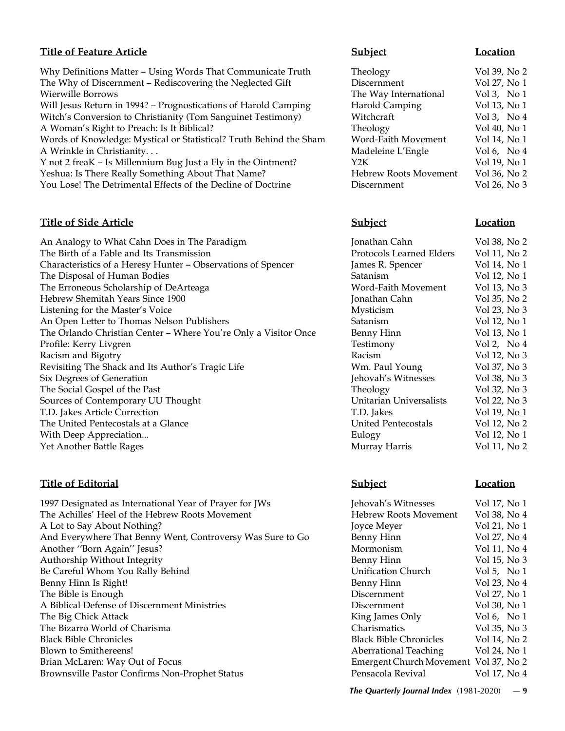| Title of Feature Article | Subject | Location |
|---|---|---|
| Why Definitions Matter – Using Words That Communicate Truth | Theology | Vol 39, No 2 |
| The Why of Discernment – Rediscovering the Neglected Gift | Discernment | Vol 27, No 1 |
| Wierwille Borrows | The Way International | Vol 3, No 1 |
| Will Jesus Return in 1994? – Prognostications of Harold Camping | Harold Camping | Vol 13, No 1 |
| Witch's Conversion to Christianity (Tom Sanguinet Testimony) | Witchcraft | Vol 3, No 4 |
| A Woman's Right to Preach: Is It Biblical? | Theology | Vol 40, No 1 |
| Words of Knowledge: Mystical or Statistical? Truth Behind the Sham | Word-Faith Movement | Vol 14, No 1 |
| A Wrinkle in Christianity. . . | Madeleine L'Engle | Vol 6, No 4 |
| Y not 2 freaK – Is Millennium Bug Just a Fly in the Ointment? | Y2K | Vol 19, No 1 |
| Yeshua: Is There Really Something About That Name? | Hebrew Roots Movement | Vol 36, No 2 |
| You Lose! The Detrimental Effects of the Decline of Doctrine | Discernment | Vol 26, No 3 |

| Title of Side Article | Subject | Location |
|---|---|---|
| An Analogy to What Cahn Does in The Paradigm | Jonathan Cahn | Vol 38, No 2 |
| The Birth of a Fable and Its Transmission | Protocols Learned Elders | Vol 11, No 2 |
| Characteristics of a Heresy Hunter – Observations of Spencer | James R. Spencer | Vol 14, No 1 |
| The Disposal of Human Bodies | Satanism | Vol 12, No 1 |
| The Erroneous Scholarship of DeArteaga | Word-Faith Movement | Vol 13, No 3 |
| Hebrew Shemitah Years Since 1900 | Jonathan Cahn | Vol 35, No 2 |
| Listening for the Master's Voice | Mysticism | Vol 23, No 3 |
| An Open Letter to Thomas Nelson Publishers | Satanism | Vol 12, No 1 |
| The Orlando Christian Center – Where You're Only a Visitor Once | Benny Hinn | Vol 13, No 1 |
| Profile: Kerry Livgren | Testimony | Vol 2, No 4 |
| Racism and Bigotry | Racism | Vol 12, No 3 |
| Revisiting The Shack and Its Author's Tragic Life | Wm. Paul Young | Vol 37, No 3 |
| Six Degrees of Generation | Jehovah's Witnesses | Vol 38, No 3 |
| The Social Gospel of the Past | Theology | Vol 32, No 3 |
| Sources of Contemporary UU Thought | Unitarian Universalists | Vol 22, No 3 |
| T.D. Jakes Article Correction | T.D. Jakes | Vol 19, No 1 |
| The United Pentecostals at a Glance | United Pentecostals | Vol 12, No 2 |
| With Deep Appreciation... | Eulogy | Vol 12, No 1 |
| Yet Another Battle Rages | Murray Harris | Vol 11, No 2 |

| Title of Editorial | Subject | Location |
|---|---|---|
| 1997 Designated as International Year of Prayer for JWs | Jehovah's Witnesses | Vol 17, No 1 |
| The Achilles' Heel of the Hebrew Roots Movement | Hebrew Roots Movement | Vol 38, No 4 |
| A Lot to Say About Nothing? | Joyce Meyer | Vol 21, No 1 |
| And Everywhere That Benny Went, Controversy Was Sure to Go | Benny Hinn | Vol 27, No 4 |
| Another ''Born Again'' Jesus? | Mormonism | Vol 11, No 4 |
| Authorship Without Integrity | Benny Hinn | Vol 15, No 3 |
| Be Careful Whom You Rally Behind | Unification Church | Vol 5, No 1 |
| Benny Hinn Is Right! | Benny Hinn | Vol 23, No 4 |
| The Bible is Enough | Discernment | Vol 27, No 1 |
| A Biblical Defense of Discernment Ministries | Discernment | Vol 30, No 1 |
| The Big Chick Attack | King James Only | Vol 6, No 1 |
| The Bizarro World of Charisma | Charismatics | Vol 35, No 3 |
| Black Bible Chronicles | Black Bible Chronicles | Vol 14, No 2 |
| Blown to Smithereens! | Aberrational Teaching | Vol 24, No 1 |
| Brian McLaren: Way Out of Focus | Emergent Church Movement | Vol 37, No 2 |
| Brownsville Pastor Confirms Non-Prophet Status | Pensacola Revival | Vol 17, No 4 |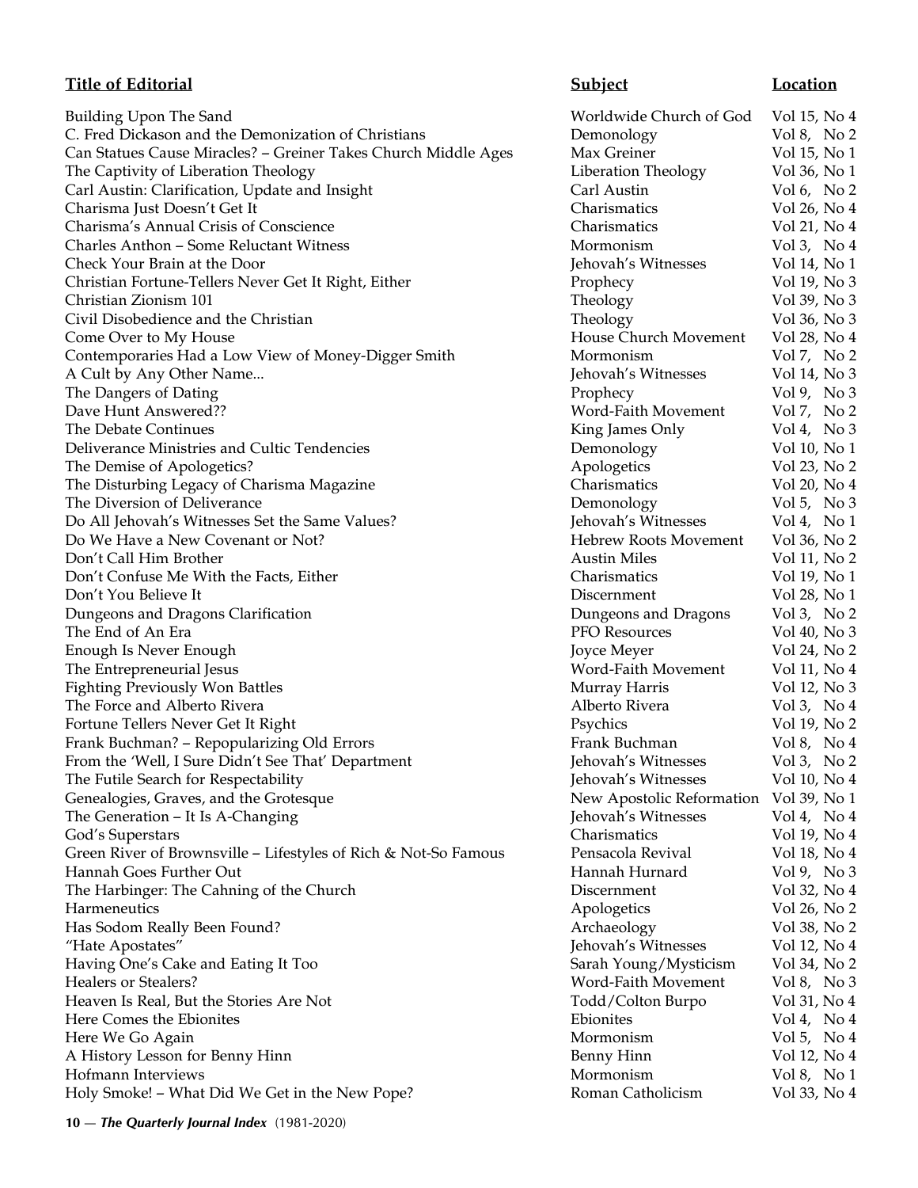| Title of Editorial | Subject | Location |
|---|---|---|
| Building Upon The Sand | Worldwide Church of God | Vol 15, No 4 |
| C. Fred Dickason and the Demonization of Christians | Demonology | Vol 8, No 2 |
| Can Statues Cause Miracles? – Greiner Takes Church Middle Ages | Max Greiner | Vol 15, No 1 |
| The Captivity of Liberation Theology | Liberation Theology | Vol 36, No 1 |
| Carl Austin: Clarification, Update and Insight | Carl Austin | Vol 6, No 2 |
| Charisma Just Doesn't Get It | Charismatics | Vol 26, No 4 |
| Charisma's Annual Crisis of Conscience | Charismatics | Vol 21, No 4 |
| Charles Anthon – Some Reluctant Witness | Mormonism | Vol 3, No 4 |
| Check Your Brain at the Door | Jehovah's Witnesses | Vol 14, No 1 |
| Christian Fortune-Tellers Never Get It Right, Either | Prophecy | Vol 19, No 3 |
| Christian Zionism 101 | Theology | Vol 39, No 3 |
| Civil Disobedience and the Christian | Theology | Vol 36, No 3 |
| Come Over to My House | House Church Movement | Vol 28, No 4 |
| Contemporaries Had a Low View of Money-Digger Smith | Mormonism | Vol 7, No 2 |
| A Cult by Any Other Name... | Jehovah's Witnesses | Vol 14, No 3 |
| The Dangers of Dating | Prophecy | Vol 9, No 3 |
| Dave Hunt Answered?? | Word-Faith Movement | Vol 7, No 2 |
| The Debate Continues | King James Only | Vol 4, No 3 |
| Deliverance Ministries and Cultic Tendencies | Demonology | Vol 10, No 1 |
| The Demise of Apologetics? | Apologetics | Vol 23, No 2 |
| The Disturbing Legacy of Charisma Magazine | Charismatics | Vol 20, No 4 |
| The Diversion of Deliverance | Demonology | Vol 5, No 3 |
| Do All Jehovah's Witnesses Set the Same Values? | Jehovah's Witnesses | Vol 4, No 1 |
| Do We Have a New Covenant or Not? | Hebrew Roots Movement | Vol 36, No 2 |
| Don't Call Him Brother | Austin Miles | Vol 11, No 2 |
| Don't Confuse Me With the Facts, Either | Charismatics | Vol 19, No 1 |
| Don't You Believe It | Discernment | Vol 28, No 1 |
| Dungeons and Dragons Clarification | Dungeons and Dragons | Vol 3, No 2 |
| The End of An Era | PFO Resources | Vol 40, No 3 |
| Enough Is Never Enough | Joyce Meyer | Vol 24, No 2 |
| The Entrepreneurial Jesus | Word-Faith Movement | Vol 11, No 4 |
| Fighting Previously Won Battles | Murray Harris | Vol 12, No 3 |
| The Force and Alberto Rivera | Alberto Rivera | Vol 3, No 4 |
| Fortune Tellers Never Get It Right | Psychics | Vol 19, No 2 |
| Frank Buchman? – Repopularizing Old Errors | Frank Buchman | Vol 8, No 4 |
| From the 'Well, I Sure Didn't See That' Department | Jehovah's Witnesses | Vol 3, No 2 |
| The Futile Search for Respectability | Jehovah's Witnesses | Vol 10, No 4 |
| Genealogies, Graves, and the Grotesque | New Apostolic Reformation | Vol 39, No 1 |
| The Generation – It Is A-Changing | Jehovah's Witnesses | Vol 4, No 4 |
| God's Superstars | Charismatics | Vol 19, No 4 |
| Green River of Brownsville – Lifestyles of Rich & Not-So Famous | Pensacola Revival | Vol 18, No 4 |
| Hannah Goes Further Out | Hannah Hurnard | Vol 9, No 3 |
| The Harbinger: The Cahning of the Church | Discernment | Vol 32, No 4 |
| Harmeneutics | Apologetics | Vol 26, No 2 |
| Has Sodom Really Been Found? | Archaeology | Vol 38, No 2 |
| "Hate Apostates" | Jehovah's Witnesses | Vol 12, No 4 |
| Having One's Cake and Eating It Too | Sarah Young/Mysticism | Vol 34, No 2 |
| Healers or Stealers? | Word-Faith Movement | Vol 8, No 3 |
| Heaven Is Real, But the Stories Are Not | Todd/Colton Burpo | Vol 31, No 4 |
| Here Comes the Ebionites | Ebionites | Vol 4, No 4 |
| Here We Go Again | Mormonism | Vol 5, No 4 |
| A History Lesson for Benny Hinn | Benny Hinn | Vol 12, No 4 |
| Hofmann Interviews | Mormonism | Vol 8, No 1 |
| Holy Smoke! – What Did We Get in the New Pope? | Roman Catholicism | Vol 33, No 4 |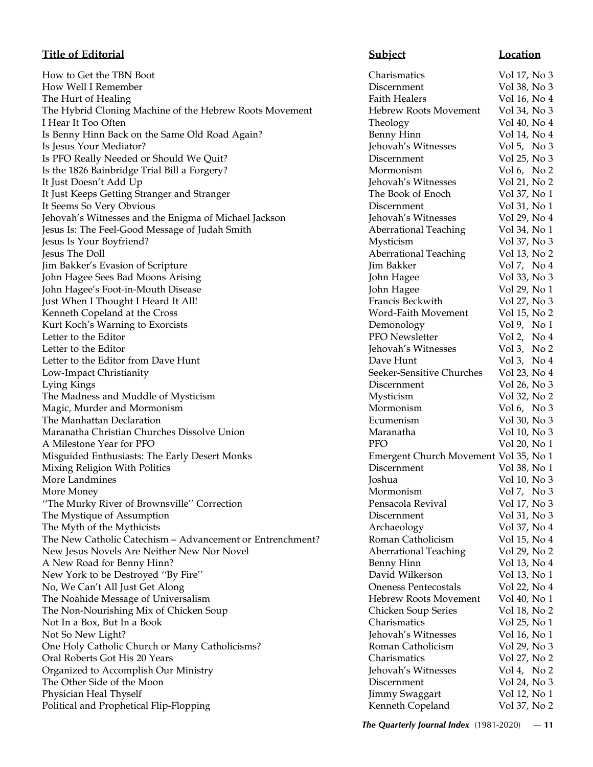| Title of Editorial | Subject | Location |
| --- | --- | --- |
| How to Get the TBN Boot | Charismatics | Vol 17, No 3 |
| How Well I Remember | Discernment | Vol 38, No 3 |
| The Hurt of Healing | Faith Healers | Vol 16, No 4 |
| The Hybrid Cloning Machine of the Hebrew Roots Movement | Hebrew Roots Movement | Vol 34, No 3 |
| I Hear It Too Often | Theology | Vol 40, No 4 |
| Is Benny Hinn Back on the Same Old Road Again? | Benny Hinn | Vol 14, No 4 |
| Is Jesus Your Mediator? | Jehovah's Witnesses | Vol 5, No 3 |
| Is PFO Really Needed or Should We Quit? | Discernment | Vol 25, No 3 |
| Is the 1826 Bainbridge Trial Bill a Forgery? | Mormonism | Vol 6, No 2 |
| It Just Doesn't Add Up | Jehovah's Witnesses | Vol 21, No 2 |
| It Just Keeps Getting Stranger and Stranger | The Book of Enoch | Vol 37, No 1 |
| It Seems So Very Obvious | Discernment | Vol 31, No 1 |
| Jehovah's Witnesses and the Enigma of Michael Jackson | Jehovah's Witnesses | Vol 29, No 4 |
| Jesus Is: The Feel-Good Message of Judah Smith | Aberrational Teaching | Vol 34, No 1 |
| Jesus Is Your Boyfriend? | Mysticism | Vol 37, No 3 |
| Jesus The Doll | Aberrational Teaching | Vol 13, No 2 |
| Jim Bakker's Evasion of Scripture | Jim Bakker | Vol 7, No 4 |
| John Hagee Sees Bad Moons Arising | John Hagee | Vol 33, No 3 |
| John Hagee's Foot-in-Mouth Disease | John Hagee | Vol 29, No 1 |
| Just When I Thought I Heard It All! | Francis Beckwith | Vol 27, No 3 |
| Kenneth Copeland at the Cross | Word-Faith Movement | Vol 15, No 2 |
| Kurt Koch's Warning to Exorcists | Demonology | Vol 9, No 1 |
| Letter to the Editor | PFO Newsletter | Vol 2, No 4 |
| Letter to the Editor | Jehovah's Witnesses | Vol 3, No 2 |
| Letter to the Editor from Dave Hunt | Dave Hunt | Vol 3, No 4 |
| Low-Impact Christianity | Seeker-Sensitive Churches | Vol 23, No 4 |
| Lying Kings | Discernment | Vol 26, No 3 |
| The Madness and Muddle of Mysticism | Mysticism | Vol 32, No 2 |
| Magic, Murder and Mormonism | Mormonism | Vol 6, No 3 |
| The Manhattan Declaration | Ecumenism | Vol 30, No 3 |
| Maranatha Christian Churches Dissolve Union | Maranatha | Vol 10, No 3 |
| A Milestone Year for PFO | PFO | Vol 20, No 1 |
| Misguided Enthusiasts: The Early Desert Monks | Emergent Church Movement | Vol 35, No 1 |
| Mixing Religion With Politics | Discernment | Vol 38, No 1 |
| More Landmines | Joshua | Vol 10, No 3 |
| More Money | Mormonism | Vol 7, No 3 |
| "The Murky River of Brownsville" Correction | Pensacola Revival | Vol 17, No 3 |
| The Mystique of Assumption | Discernment | Vol 31, No 3 |
| The Myth of the Mythicists | Archaeology | Vol 37, No 4 |
| The New Catholic Catechism – Advancement or Entrenchment? | Roman Catholicism | Vol 15, No 4 |
| New Jesus Novels Are Neither New Nor Novel | Aberrational Teaching | Vol 29, No 2 |
| A New Road for Benny Hinn? | Benny Hinn | Vol 13, No 4 |
| New York to be Destroyed "By Fire" | David Wilkerson | Vol 13, No 1 |
| No, We Can't All Just Get Along | Oneness Pentecostals | Vol 22, No 4 |
| The Noahide Message of Universalism | Hebrew Roots Movement | Vol 40, No 1 |
| The Non-Nourishing Mix of Chicken Soup | Chicken Soup Series | Vol 18, No 2 |
| Not In a Box, But In a Book | Charismatics | Vol 25, No 1 |
| Not So New Light? | Jehovah's Witnesses | Vol 16, No 1 |
| One Holy Catholic Church or Many Catholicisms? | Roman Catholicism | Vol 29, No 3 |
| Oral Roberts Got His 20 Years | Charismatics | Vol 27, No 2 |
| Organized to Accomplish Our Ministry | Jehovah's Witnesses | Vol 4, No 2 |
| The Other Side of the Moon | Discernment | Vol 24, No 3 |
| Physician Heal Thyself | Jimmy Swaggart | Vol 12, No 1 |
| Political and Prophetical Flip-Flopping | Kenneth Copeland | Vol 37, No 2 |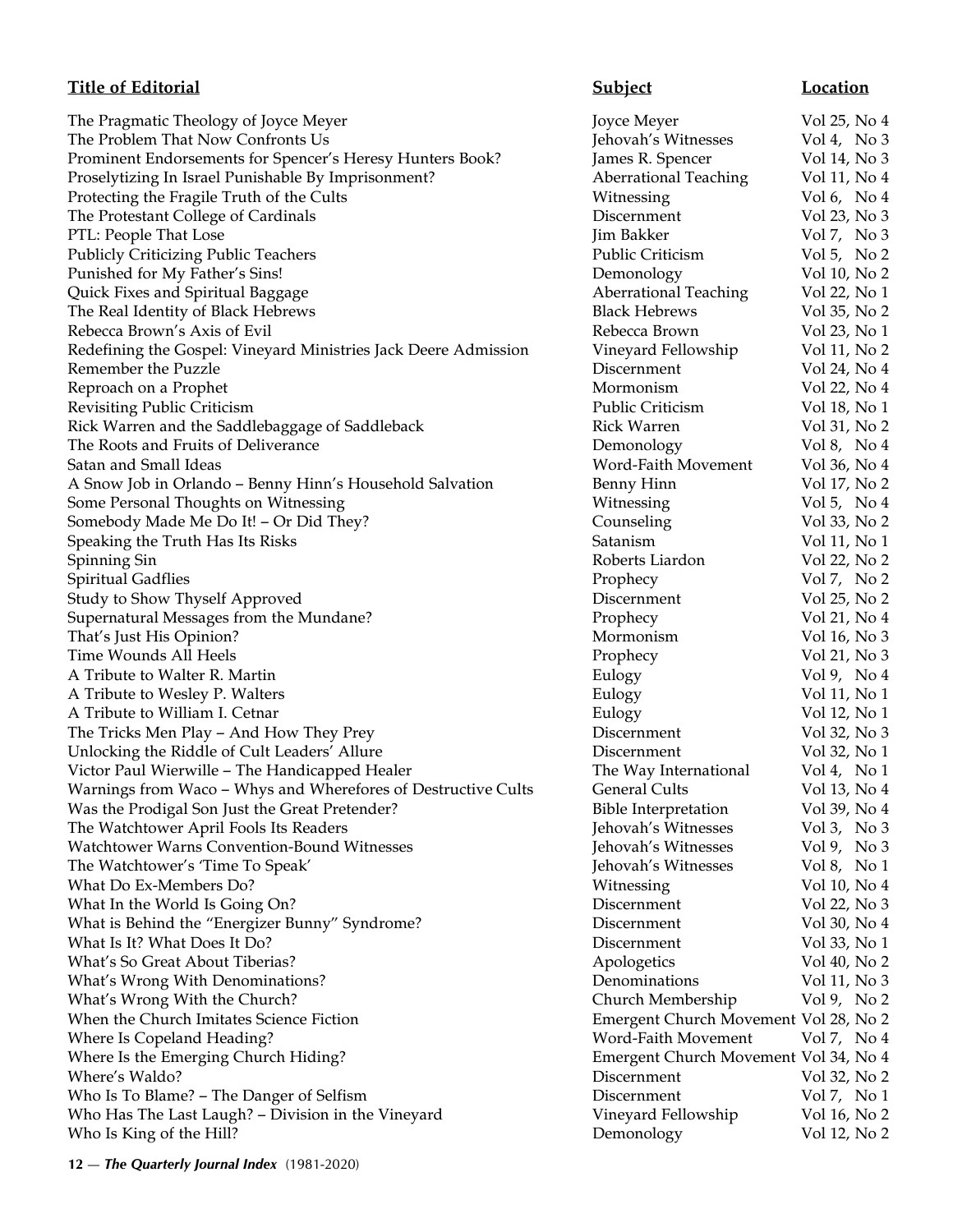| Title of Editorial | Subject | Location |
|---|---|---|
| The Pragmatic Theology of Joyce Meyer | Joyce Meyer | Vol 25, No 4 |
| The Problem That Now Confronts Us | Jehovah's Witnesses | Vol 4, No 3 |
| Prominent Endorsements for Spencer's Heresy Hunters Book? | James R. Spencer | Vol 14, No 3 |
| Proselytizing In Israel Punishable By Imprisonment? | Aberrational Teaching | Vol 11, No 4 |
| Protecting the Fragile Truth of the Cults | Witnessing | Vol 6, No 4 |
| The Protestant College of Cardinals | Discernment | Vol 23, No 3 |
| PTL: People That Lose | Jim Bakker | Vol 7, No 3 |
| Publicly Criticizing Public Teachers | Public Criticism | Vol 5, No 2 |
| Punished for My Father's Sins! | Demonology | Vol 10, No 2 |
| Quick Fixes and Spiritual Baggage | Aberrational Teaching | Vol 22, No 1 |
| The Real Identity of Black Hebrews | Black Hebrews | Vol 35, No 2 |
| Rebecca Brown's Axis of Evil | Rebecca Brown | Vol 23, No 1 |
| Redefining the Gospel: Vineyard Ministries Jack Deere Admission | Vineyard Fellowship | Vol 11, No 2 |
| Remember the Puzzle | Discernment | Vol 24, No 4 |
| Reproach on a Prophet | Mormonism | Vol 22, No 4 |
| Revisiting Public Criticism | Public Criticism | Vol 18, No 1 |
| Rick Warren and the Saddlebaggage of Saddleback | Rick Warren | Vol 31, No 2 |
| The Roots and Fruits of Deliverance | Demonology | Vol 8, No 4 |
| Satan and Small Ideas | Word-Faith Movement | Vol 36, No 4 |
| A Snow Job in Orlando – Benny Hinn's Household Salvation | Benny Hinn | Vol 17, No 2 |
| Some Personal Thoughts on Witnessing | Witnessing | Vol 5, No 4 |
| Somebody Made Me Do It! – Or Did They? | Counseling | Vol 33, No 2 |
| Speaking the Truth Has Its Risks | Satanism | Vol 11, No 1 |
| Spinning Sin | Roberts Liardon | Vol 22, No 2 |
| Spiritual Gadflies | Prophecy | Vol 7, No 2 |
| Study to Show Thyself Approved | Discernment | Vol 25, No 2 |
| Supernatural Messages from the Mundane? | Prophecy | Vol 21, No 4 |
| That's Just His Opinion? | Mormonism | Vol 16, No 3 |
| Time Wounds All Heels | Prophecy | Vol 21, No 3 |
| A Tribute to Walter R. Martin | Eulogy | Vol 9, No 4 |
| A Tribute to Wesley P. Walters | Eulogy | Vol 11, No 1 |
| A Tribute to William I. Cetnar | Eulogy | Vol 12, No 1 |
| The Tricks Men Play – And How They Prey | Discernment | Vol 32, No 3 |
| Unlocking the Riddle of Cult Leaders' Allure | Discernment | Vol 32, No 1 |
| Victor Paul Wierwille – The Handicapped Healer | The Way International | Vol 4, No 1 |
| Warnings from Waco – Whys and Wherefores of Destructive Cults | General Cults | Vol 13, No 4 |
| Was the Prodigal Son Just the Great Pretender? | Bible Interpretation | Vol 39, No 4 |
| The Watchtower April Fools Its Readers | Jehovah's Witnesses | Vol 3, No 3 |
| Watchtower Warns Convention-Bound Witnesses | Jehovah's Witnesses | Vol 9, No 3 |
| The Watchtower's 'Time To Speak' | Jehovah's Witnesses | Vol 8, No 1 |
| What Do Ex-Members Do? | Witnessing | Vol 10, No 4 |
| What In the World Is Going On? | Discernment | Vol 22, No 3 |
| What is Behind the "Energizer Bunny" Syndrome? | Discernment | Vol 30, No 4 |
| What Is It? What Does It Do? | Discernment | Vol 33, No 1 |
| What's So Great About Tiberias? | Apologetics | Vol 40, No 2 |
| What's Wrong With Denominations? | Denominations | Vol 11, No 3 |
| What's Wrong With the Church? | Church Membership | Vol 9, No 2 |
| When the Church Imitates Science Fiction | Emergent Church Movement | Vol 28, No 2 |
| Where Is Copeland Heading? | Word-Faith Movement | Vol 7, No 4 |
| Where Is the Emerging Church Hiding? | Emergent Church Movement | Vol 34, No 4 |
| Where's Waldo? | Discernment | Vol 32, No 2 |
| Who Is To Blame? – The Danger of Selfism | Discernment | Vol 7, No 1 |
| Who Has The Last Laugh? – Division in the Vineyard | Vineyard Fellowship | Vol 16, No 2 |
| Who Is King of the Hill? | Demonology | Vol 12, No 2 |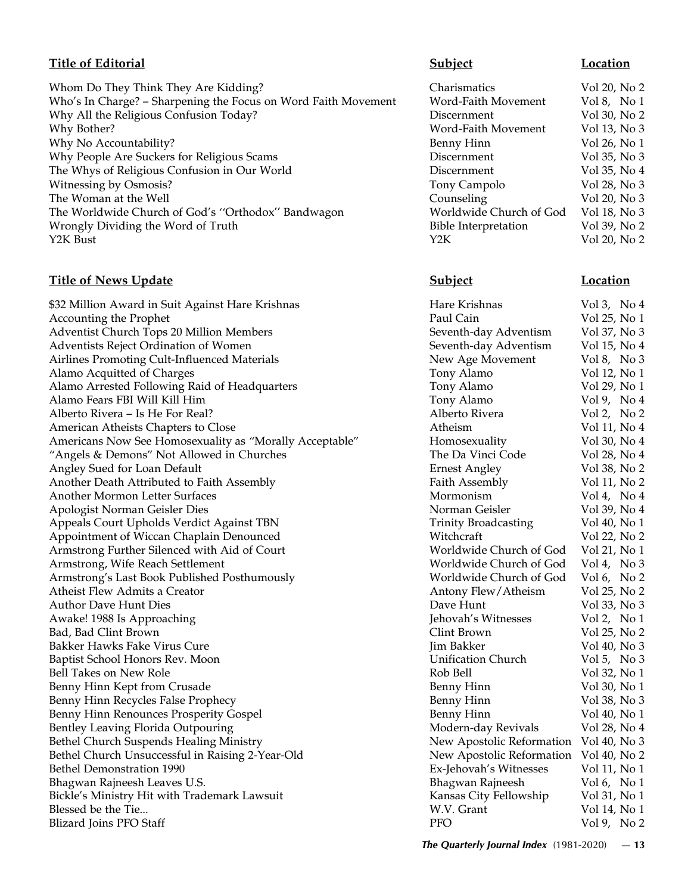| Title of Editorial | Subject | Location |
|---|---|---|
| Whom Do They Think They Are Kidding? | Charismatics | Vol 20, No 2 |
| Who's In Charge? – Sharpening the Focus on Word Faith Movement | Word-Faith Movement | Vol 8, No 1 |
| Why All the Religious Confusion Today? | Discernment | Vol 30, No 2 |
| Why Bother? | Word-Faith Movement | Vol 13, No 3 |
| Why No Accountability? | Benny Hinn | Vol 26, No 1 |
| Why People Are Suckers for Religious Scams | Discernment | Vol 35, No 3 |
| The Whys of Religious Confusion in Our World | Discernment | Vol 35, No 4 |
| Witnessing by Osmosis? | Tony Campolo | Vol 28, No 3 |
| The Woman at the Well | Counseling | Vol 20, No 3 |
| The Worldwide Church of God's ''Orthodox'' Bandwagon | Worldwide Church of God | Vol 18, No 3 |
| Wrongly Dividing the Word of Truth | Bible Interpretation | Vol 39, No 2 |
| Y2K Bust | Y2K | Vol 20, No 2 |

| Title of News Update | Subject | Location |
|---|---|---|
| $32 Million Award in Suit Against Hare Krishnas | Hare Krishnas | Vol 3, No 4 |
| Accounting the Prophet | Paul Cain | Vol 25, No 1 |
| Adventist Church Tops 20 Million Members | Seventh-day Adventism | Vol 37, No 3 |
| Adventists Reject Ordination of Women | Seventh-day Adventism | Vol 15, No 4 |
| Airlines Promoting Cult-Influenced Materials | New Age Movement | Vol 8, No 3 |
| Alamo Acquitted of Charges | Tony Alamo | Vol 12, No 1 |
| Alamo Arrested Following Raid of Headquarters | Tony Alamo | Vol 29, No 1 |
| Alamo Fears FBI Will Kill Him | Tony Alamo | Vol 9, No 4 |
| Alberto Rivera – Is He For Real? | Alberto Rivera | Vol 2, No 2 |
| American Atheists Chapters to Close | Atheism | Vol 11, No 4 |
| Americans Now See Homosexuality as "Morally Acceptable" | Homosexuality | Vol 30, No 4 |
| "Angels & Demons" Not Allowed in Churches | The Da Vinci Code | Vol 28, No 4 |
| Angley Sued for Loan Default | Ernest Angley | Vol 38, No 2 |
| Another Death Attributed to Faith Assembly | Faith Assembly | Vol 11, No 2 |
| Another Mormon Letter Surfaces | Mormonism | Vol 4, No 4 |
| Apologist Norman Geisler Dies | Norman Geisler | Vol 39, No 4 |
| Appeals Court Upholds Verdict Against TBN | Trinity Broadcasting | Vol 40, No 1 |
| Appointment of Wiccan Chaplain Denounced | Witchcraft | Vol 22, No 2 |
| Armstrong Further Silenced with Aid of Court | Worldwide Church of God | Vol 21, No 1 |
| Armstrong, Wife Reach Settlement | Worldwide Church of God | Vol 4, No 3 |
| Armstrong's Last Book Published Posthumously | Worldwide Church of God | Vol 6, No 2 |
| Atheist Flew Admits a Creator | Antony Flew/Atheism | Vol 25, No 2 |
| Author Dave Hunt Dies | Dave Hunt | Vol 33, No 3 |
| Awake! 1988 Is Approaching | Jehovah's Witnesses | Vol 2, No 1 |
| Bad, Bad Clint Brown | Clint Brown | Vol 25, No 2 |
| Bakker Hawks Fake Virus Cure | Jim Bakker | Vol 40, No 3 |
| Baptist School Honors Rev. Moon | Unification Church | Vol 5, No 3 |
| Bell Takes on New Role | Rob Bell | Vol 32, No 1 |
| Benny Hinn Kept from Crusade | Benny Hinn | Vol 30, No 1 |
| Benny Hinn Recycles False Prophecy | Benny Hinn | Vol 38, No 3 |
| Benny Hinn Renounces Prosperity Gospel | Benny Hinn | Vol 40, No 1 |
| Bentley Leaving Florida Outpouring | Modern-day Revivals | Vol 28, No 4 |
| Bethel Church Suspends Healing Ministry | New Apostolic Reformation | Vol 40, No 3 |
| Bethel Church Unsuccessful in Raising 2-Year-Old | New Apostolic Reformation | Vol 40, No 2 |
| Bethel Demonstration 1990 | Ex-Jehovah's Witnesses | Vol 11, No 1 |
| Bhagwan Rajneesh Leaves U.S. | Bhagwan Rajneesh | Vol 6, No 1 |
| Bickle's Ministry Hit with Trademark Lawsuit | Kansas City Fellowship | Vol 31, No 1 |
| Blessed be the Tie... | W.V. Grant | Vol 14, No 1 |
| Blizard Joins PFO Staff | PFO | Vol 9, No 2 |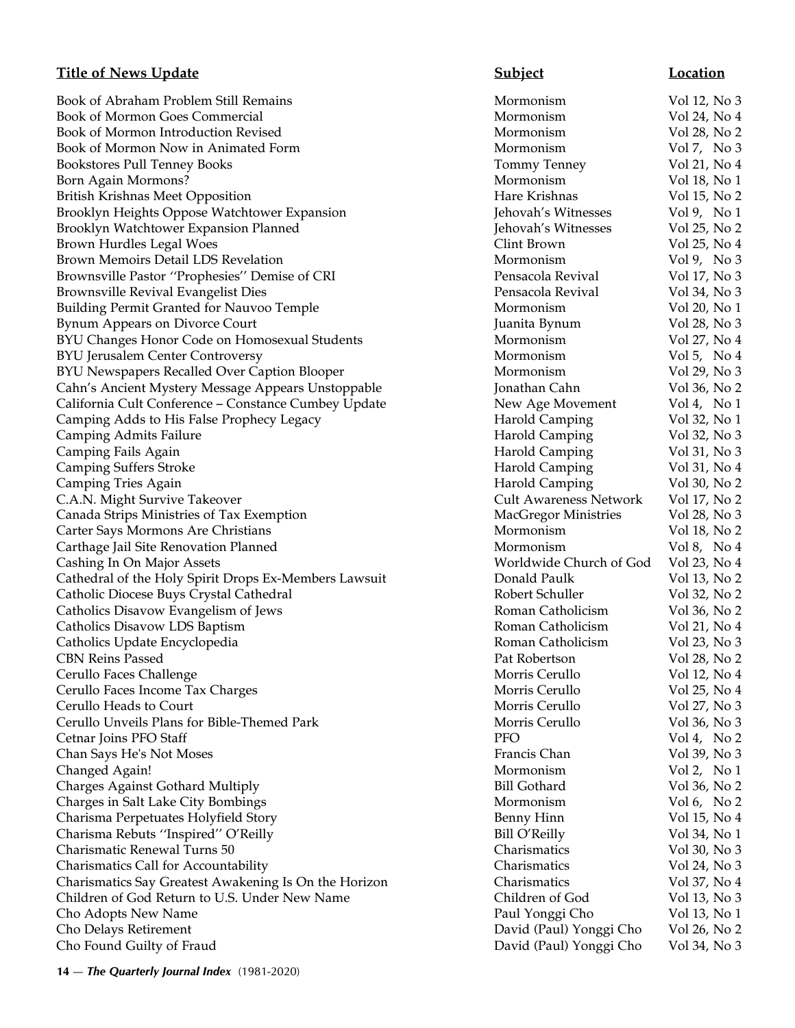| Title of News Update | Subject | Location |
|---|---|---|
| Book of Abraham Problem Still Remains | Mormonism | Vol 12, No 3 |
| Book of Mormon Goes Commercial | Mormonism | Vol 24, No 4 |
| Book of Mormon Introduction Revised | Mormonism | Vol 28, No 2 |
| Book of Mormon Now in Animated Form | Mormonism | Vol 7, No 3 |
| Bookstores Pull Tenney Books | Tommy Tenney | Vol 21, No 4 |
| Born Again Mormons? | Mormonism | Vol 18, No 1 |
| British Krishnas Meet Opposition | Hare Krishnas | Vol 15, No 2 |
| Brooklyn Heights Oppose Watchtower Expansion | Jehovah's Witnesses | Vol 9, No 1 |
| Brooklyn Watchtower Expansion Planned | Jehovah's Witnesses | Vol 25, No 2 |
| Brown Hurdles Legal Woes | Clint Brown | Vol 25, No 4 |
| Brown Memoirs Detail LDS Revelation | Mormonism | Vol 9, No 3 |
| Brownsville Pastor ''Prophesies'' Demise of CRI | Pensacola Revival | Vol 17, No 3 |
| Brownsville Revival Evangelist Dies | Pensacola Revival | Vol 34, No 3 |
| Building Permit Granted for Nauvoo Temple | Mormonism | Vol 20, No 1 |
| Bynum Appears on Divorce Court | Juanita Bynum | Vol 28, No 3 |
| BYU Changes Honor Code on Homosexual Students | Mormonism | Vol 27, No 4 |
| BYU Jerusalem Center Controversy | Mormonism | Vol 5, No 4 |
| BYU Newspapers Recalled Over Caption Blooper | Mormonism | Vol 29, No 3 |
| Cahn's Ancient Mystery Message Appears Unstoppable | Jonathan Cahn | Vol 36, No 2 |
| California Cult Conference – Constance Cumbey Update | New Age Movement | Vol 4, No 1 |
| Camping Adds to His False Prophecy Legacy | Harold Camping | Vol 32, No 1 |
| Camping Admits Failure | Harold Camping | Vol 32, No 3 |
| Camping Fails Again | Harold Camping | Vol 31, No 3 |
| Camping Suffers Stroke | Harold Camping | Vol 31, No 4 |
| Camping Tries Again | Harold Camping | Vol 30, No 2 |
| C.A.N. Might Survive Takeover | Cult Awareness Network | Vol 17, No 2 |
| Canada Strips Ministries of Tax Exemption | MacGregor Ministries | Vol 28, No 3 |
| Carter Says Mormons Are Christians | Mormonism | Vol 18, No 2 |
| Carthage Jail Site Renovation Planned | Mormonism | Vol 8, No 4 |
| Cashing In On Major Assets | Worldwide Church of God | Vol 23, No 4 |
| Cathedral of the Holy Spirit Drops Ex-Members Lawsuit | Donald Paulk | Vol 13, No 2 |
| Catholic Diocese Buys Crystal Cathedral | Robert Schuller | Vol 32, No 2 |
| Catholics Disavow Evangelism of Jews | Roman Catholicism | Vol 36, No 2 |
| Catholics Disavow LDS Baptism | Roman Catholicism | Vol 21, No 4 |
| Catholics Update Encyclopedia | Roman Catholicism | Vol 23, No 3 |
| CBN Reins Passed | Pat Robertson | Vol 28, No 2 |
| Cerullo Faces Challenge | Morris Cerullo | Vol 12, No 4 |
| Cerullo Faces Income Tax Charges | Morris Cerullo | Vol 25, No 4 |
| Cerullo Heads to Court | Morris Cerullo | Vol 27, No 3 |
| Cerullo Unveils Plans for Bible-Themed Park | Morris Cerullo | Vol 36, No 3 |
| Cetnar Joins PFO Staff | PFO | Vol 4, No 2 |
| Chan Says He's Not Moses | Francis Chan | Vol 39, No 3 |
| Changed Again! | Mormonism | Vol 2, No 1 |
| Charges Against Gothard Multiply | Bill Gothard | Vol 36, No 2 |
| Charges in Salt Lake City Bombings | Mormonism | Vol 6, No 2 |
| Charisma Perpetuates Holyfield Story | Benny Hinn | Vol 15, No 4 |
| Charisma Rebuts ''Inspired'' O'Reilly | Bill O'Reilly | Vol 34, No 1 |
| Charismatic Renewal Turns 50 | Charismatics | Vol 30, No 3 |
| Charismatics Call for Accountability | Charismatics | Vol 24, No 3 |
| Charismatics Say Greatest Awakening Is On the Horizon | Charismatics | Vol 37, No 4 |
| Children of God Return to U.S. Under New Name | Children of God | Vol 13, No 3 |
| Cho Adopts New Name | Paul Yonggi Cho | Vol 13, No 1 |
| Cho Delays Retirement | David (Paul) Yonggi Cho | Vol 26, No 2 |
| Cho Found Guilty of Fraud | David (Paul) Yonggi Cho | Vol 34, No 3 |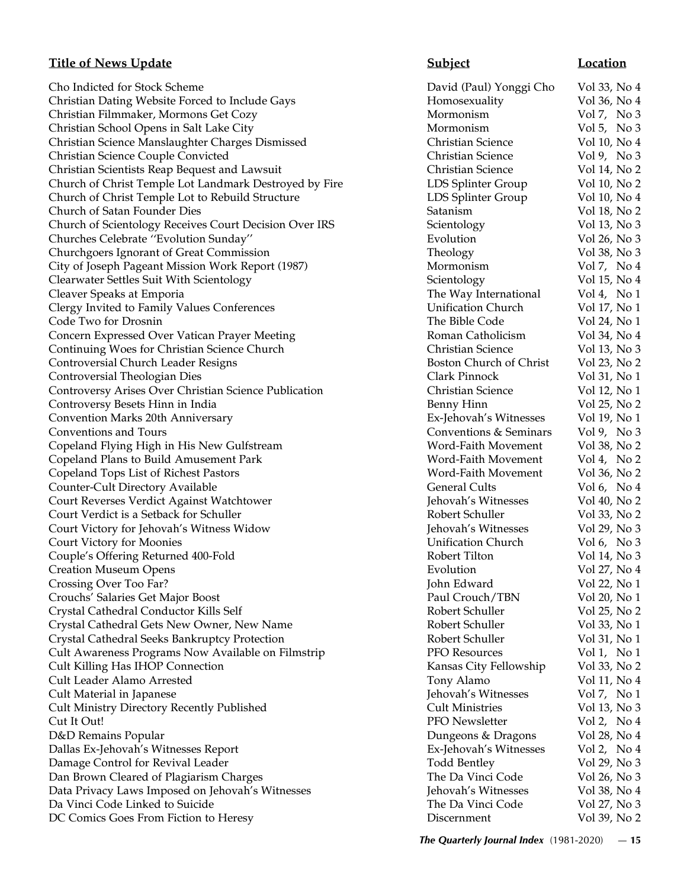| Title of News Update | Subject | Location |
| --- | --- | --- |
| Cho Indicted for Stock Scheme | David (Paul) Yonggi Cho | Vol 33, No 4 |
| Christian Dating Website Forced to Include Gays | Homosexuality | Vol 36, No 4 |
| Christian Filmmaker, Mormons Get Cozy | Mormonism | Vol 7, No 3 |
| Christian School Opens in Salt Lake City | Mormonism | Vol 5, No 3 |
| Christian Science Manslaughter Charges Dismissed | Christian Science | Vol 10, No 4 |
| Christian Science Couple Convicted | Christian Science | Vol 9, No 3 |
| Christian Scientists Reap Bequest and Lawsuit | Christian Science | Vol 14, No 2 |
| Church of Christ Temple Lot Landmark Destroyed by Fire | LDS Splinter Group | Vol 10, No 2 |
| Church of Christ Temple Lot to Rebuild Structure | LDS Splinter Group | Vol 10, No 4 |
| Church of Satan Founder Dies | Satanism | Vol 18, No 2 |
| Church of Scientology Receives Court Decision Over IRS | Scientology | Vol 13, No 3 |
| Churches Celebrate ''Evolution Sunday'' | Evolution | Vol 26, No 3 |
| Churchgoers Ignorant of Great Commission | Theology | Vol 38, No 3 |
| City of Joseph Pageant Mission Work Report (1987) | Mormonism | Vol 7, No 4 |
| Clearwater Settles Suit With Scientology | Scientology | Vol 15, No 4 |
| Cleaver Speaks at Emporia | The Way International | Vol 4, No 1 |
| Clergy Invited to Family Values Conferences | Unification Church | Vol 17, No 1 |
| Code Two for Drosnin | The Bible Code | Vol 24, No 1 |
| Concern Expressed Over Vatican Prayer Meeting | Roman Catholicism | Vol 34, No 4 |
| Continuing Woes for Christian Science Church | Christian Science | Vol 13, No 3 |
| Controversial Church Leader Resigns | Boston Church of Christ | Vol 23, No 2 |
| Controversial Theologian Dies | Clark Pinnock | Vol 31, No 1 |
| Controversy Arises Over Christian Science Publication | Christian Science | Vol 12, No 1 |
| Controversy Besets Hinn in India | Benny Hinn | Vol 25, No 2 |
| Convention Marks 20th Anniversary | Ex-Jehovah's Witnesses | Vol 19, No 1 |
| Conventions and Tours | Conventions & Seminars | Vol 9, No 3 |
| Copeland Flying High in His New Gulfstream | Word-Faith Movement | Vol 38, No 2 |
| Copeland Plans to Build Amusement Park | Word-Faith Movement | Vol 4, No 2 |
| Copeland Tops List of Richest Pastors | Word-Faith Movement | Vol 36, No 2 |
| Counter-Cult Directory Available | General Cults | Vol 6, No 4 |
| Court Reverses Verdict Against Watchtower | Jehovah's Witnesses | Vol 40, No 2 |
| Court Verdict is a Setback for Schuller | Robert Schuller | Vol 33, No 2 |
| Court Victory for Jehovah's Witness Widow | Jehovah's Witnesses | Vol 29, No 3 |
| Court Victory for Moonies | Unification Church | Vol 6, No 3 |
| Couple's Offering Returned 400-Fold | Robert Tilton | Vol 14, No 3 |
| Creation Museum Opens | Evolution | Vol 27, No 4 |
| Crossing Over Too Far? | John Edward | Vol 22, No 1 |
| Crouchs' Salaries Get Major Boost | Paul Crouch/TBN | Vol 20, No 1 |
| Crystal Cathedral Conductor Kills Self | Robert Schuller | Vol 25, No 2 |
| Crystal Cathedral Gets New Owner, New Name | Robert Schuller | Vol 33, No 1 |
| Crystal Cathedral Seeks Bankruptcy Protection | Robert Schuller | Vol 31, No 1 |
| Cult Awareness Programs Now Available on Filmstrip | PFO Resources | Vol 1, No 1 |
| Cult Killing Has IHOP Connection | Kansas City Fellowship | Vol 33, No 2 |
| Cult Leader Alamo Arrested | Tony Alamo | Vol 11, No 4 |
| Cult Material in Japanese | Jehovah's Witnesses | Vol 7, No 1 |
| Cult Ministry Directory Recently Published | Cult Ministries | Vol 13, No 3 |
| Cut It Out! | PFO Newsletter | Vol 2, No 4 |
| D&D Remains Popular | Dungeons & Dragons | Vol 28, No 4 |
| Dallas Ex-Jehovah's Witnesses Report | Ex-Jehovah's Witnesses | Vol 2, No 4 |
| Damage Control for Revival Leader | Todd Bentley | Vol 29, No 3 |
| Dan Brown Cleared of Plagiarism Charges | The Da Vinci Code | Vol 26, No 3 |
| Data Privacy Laws Imposed on Jehovah's Witnesses | Jehovah's Witnesses | Vol 38, No 4 |
| Da Vinci Code Linked to Suicide | The Da Vinci Code | Vol 27, No 3 |
| DC Comics Goes From Fiction to Heresy | Discernment | Vol 39, No 2 |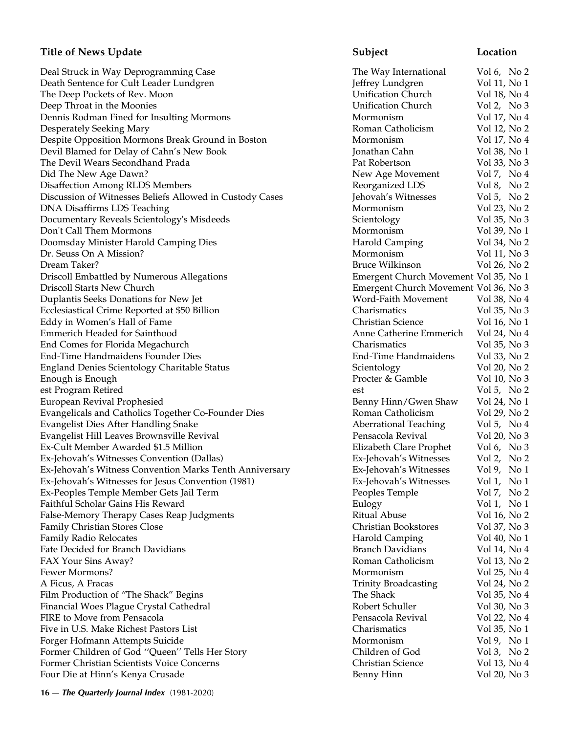| Title of News Update | Subject | Location |
| --- | --- | --- |
| Deal Struck in Way Deprogramming Case | The Way International | Vol 6, No 2 |
| Death Sentence for Cult Leader Lundgren | Jeffrey Lundgren | Vol 11, No 1 |
| The Deep Pockets of Rev. Moon | Unification Church | Vol 18, No 4 |
| Deep Throat in the Moonies | Unification Church | Vol 2, No 3 |
| Dennis Rodman Fined for Insulting Mormons | Mormonism | Vol 17, No 4 |
| Desperately Seeking Mary | Roman Catholicism | Vol 12, No 2 |
| Despite Opposition Mormons Break Ground in Boston | Mormonism | Vol 17, No 4 |
| Devil Blamed for Delay of Cahn's New Book | Jonathan Cahn | Vol 38, No 1 |
| The Devil Wears Secondhand Prada | Pat Robertson | Vol 33, No 3 |
| Did The New Age Dawn? | New Age Movement | Vol 7, No 4 |
| Disaffection Among RLDS Members | Reorganized LDS | Vol 8, No 2 |
| Discussion of Witnesses Beliefs Allowed in Custody Cases | Jehovah's Witnesses | Vol 5, No 2 |
| DNA Disaffirms LDS Teaching | Mormonism | Vol 23, No 2 |
| Documentary Reveals Scientology's Misdeeds | Scientology | Vol 35, No 3 |
| Don't Call Them Mormons | Mormonism | Vol 39, No 1 |
| Doomsday Minister Harold Camping Dies | Harold Camping | Vol 34, No 2 |
| Dr. Seuss On A Mission? | Mormonism | Vol 11, No 3 |
| Dream Taker? | Bruce Wilkinson | Vol 26, No 2 |
| Driscoll Embattled by Numerous Allegations | Emergent Church Movement | Vol 35, No 1 |
| Driscoll Starts New Church | Emergent Church Movement | Vol 36, No 3 |
| Duplantis Seeks Donations for New Jet | Word-Faith Movement | Vol 38, No 4 |
| Ecclesiastical Crime Reported at $50 Billion | Charismatics | Vol 35, No 3 |
| Eddy in Women's Hall of Fame | Christian Science | Vol 16, No 1 |
| Emmerich Headed for Sainthood | Anne Catherine Emmerich | Vol 24, No 4 |
| End Comes for Florida Megachurch | Charismatics | Vol 35, No 3 |
| End-Time Handmaidens Founder Dies | End-Time Handmaidens | Vol 33, No 2 |
| England Denies Scientology Charitable Status | Scientology | Vol 20, No 2 |
| Enough is Enough | Procter & Gamble | Vol 10, No 3 |
| est Program Retired | est | Vol 5, No 2 |
| European Revival Prophesied | Benny Hinn/Gwen Shaw | Vol 24, No 1 |
| Evangelicals and Catholics Together Co-Founder Dies | Roman Catholicism | Vol 29, No 2 |
| Evangelist Dies After Handling Snake | Aberrational Teaching | Vol 5, No 4 |
| Evangelist Hill Leaves Brownsville Revival | Pensacola Revival | Vol 20, No 3 |
| Ex-Cult Member Awarded $1.5 Million | Elizabeth Clare Prophet | Vol 6, No 3 |
| Ex-Jehovah's Witnesses Convention (Dallas) | Ex-Jehovah's Witnesses | Vol 2, No 2 |
| Ex-Jehovah's Witness Convention Marks Tenth Anniversary | Ex-Jehovah's Witnesses | Vol 9, No 1 |
| Ex-Jehovah's Witnesses for Jesus Convention (1981) | Ex-Jehovah's Witnesses | Vol 1, No 1 |
| Ex-Peoples Temple Member Gets Jail Term | Peoples Temple | Vol 7, No 2 |
| Faithful Scholar Gains His Reward | Eulogy | Vol 1, No 1 |
| False-Memory Therapy Cases Reap Judgments | Ritual Abuse | Vol 16, No 2 |
| Family Christian Stores Close | Christian Bookstores | Vol 37, No 3 |
| Family Radio Relocates | Harold Camping | Vol 40, No 1 |
| Fate Decided for Branch Davidians | Branch Davidians | Vol 14, No 4 |
| FAX Your Sins Away? | Roman Catholicism | Vol 13, No 2 |
| Fewer Mormons? | Mormonism | Vol 25, No 4 |
| A Ficus, A Fracas | Trinity Broadcasting | Vol 24, No 2 |
| Film Production of "The Shack" Begins | The Shack | Vol 35, No 4 |
| Financial Woes Plague Crystal Cathedral | Robert Schuller | Vol 30, No 3 |
| FIRE to Move from Pensacola | Pensacola Revival | Vol 22, No 4 |
| Five in U.S. Make Richest Pastors List | Charismatics | Vol 35, No 1 |
| Forger Hofmann Attempts Suicide | Mormonism | Vol 9, No 1 |
| Former Children of God "Queen" Tells Her Story | Children of God | Vol 3, No 2 |
| Former Christian Scientists Voice Concerns | Christian Science | Vol 13, No 4 |
| Four Die at Hinn's Kenya Crusade | Benny Hinn | Vol 20, No 3 |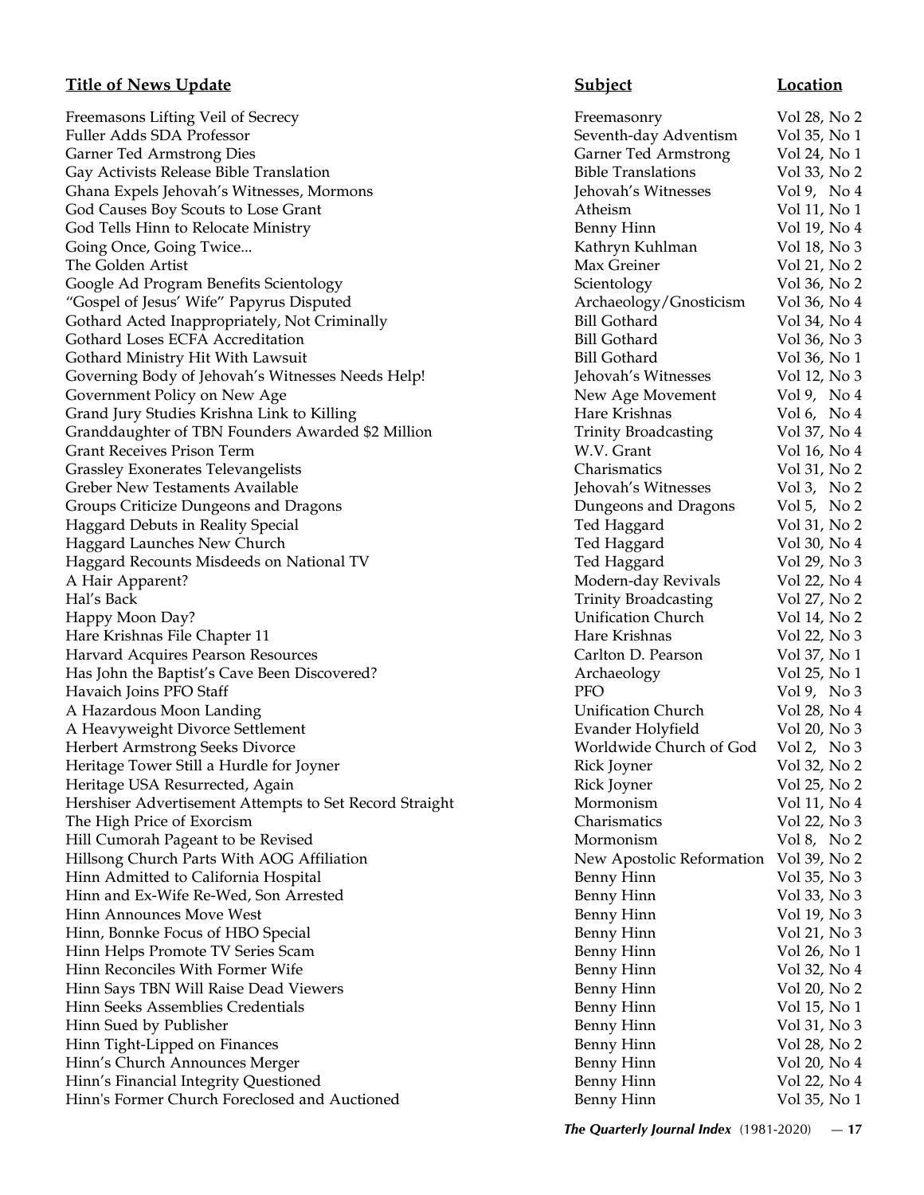| Title of News Update | Subject | Location |
| --- | --- | --- |
| Freemasons Lifting Veil of Secrecy | Freemasonry | Vol 28, No 2 |
| Fuller Adds SDA Professor | Seventh-day Adventism | Vol 35, No 1 |
| Garner Ted Armstrong Dies | Garner Ted Armstrong | Vol 24, No 1 |
| Gay Activists Release Bible Translation | Bible Translations | Vol 33, No 2 |
| Ghana Expels Jehovah's Witnesses, Mormons | Jehovah's Witnesses | Vol 9, No 4 |
| God Causes Boy Scouts to Lose Grant | Atheism | Vol 11, No 1 |
| God Tells Hinn to Relocate Ministry | Benny Hinn | Vol 19, No 4 |
| Going Once, Going Twice... | Kathryn Kuhlman | Vol 18, No 3 |
| The Golden Artist | Max Greiner | Vol 21, No 2 |
| Google Ad Program Benefits Scientology | Scientology | Vol 36, No 2 |
| "Gospel of Jesus' Wife" Papyrus Disputed | Archaeology/Gnosticism | Vol 36, No 4 |
| Gothard Acted Inappropriately, Not Criminally | Bill Gothard | Vol 34, No 4 |
| Gothard Loses ECFA Accreditation | Bill Gothard | Vol 36, No 3 |
| Gothard Ministry Hit With Lawsuit | Bill Gothard | Vol 36, No 1 |
| Governing Body of Jehovah's Witnesses Needs Help! | Jehovah's Witnesses | Vol 12, No 3 |
| Government Policy on New Age | New Age Movement | Vol 9, No 4 |
| Grand Jury Studies Krishna Link to Killing | Hare Krishnas | Vol 6, No 4 |
| Granddaughter of TBN Founders Awarded $2 Million | Trinity Broadcasting | Vol 37, No 4 |
| Grant Receives Prison Term | W.V. Grant | Vol 16, No 4 |
| Grassley Exonerates Televangelists | Charismatics | Vol 31, No 2 |
| Greber New Testaments Available | Jehovah's Witnesses | Vol 3, No 2 |
| Groups Criticize Dungeons and Dragons | Dungeons and Dragons | Vol 5, No 2 |
| Haggard Debuts in Reality Special | Ted Haggard | Vol 31, No 2 |
| Haggard Launches New Church | Ted Haggard | Vol 30, No 4 |
| Haggard Recounts Misdeeds on National TV | Ted Haggard | Vol 29, No 3 |
| A Hair Apparent? | Modern-day Revivals | Vol 22, No 4 |
| Hal's Back | Trinity Broadcasting | Vol 27, No 2 |
| Happy Moon Day? | Unification Church | Vol 14, No 2 |
| Hare Krishnas File Chapter 11 | Hare Krishnas | Vol 22, No 3 |
| Harvard Acquires Pearson Resources | Carlton D. Pearson | Vol 37, No 1 |
| Has John the Baptist's Cave Been Discovered? | Archaeology | Vol 25, No 1 |
| Havaich Joins PFO Staff | PFO | Vol 9, No 3 |
| A Hazardous Moon Landing | Unification Church | Vol 28, No 4 |
| A Heavyweight Divorce Settlement | Evander Holyfield | Vol 20, No 3 |
| Herbert Armstrong Seeks Divorce | Worldwide Church of God | Vol 2, No 3 |
| Heritage Tower Still a Hurdle for Joyner | Rick Joyner | Vol 32, No 2 |
| Heritage USA Resurrected, Again | Rick Joyner | Vol 25, No 2 |
| Hershiser Advertisement Attempts to Set Record Straight | Mormonism | Vol 11, No 4 |
| The High Price of Exorcism | Charismatics | Vol 22, No 3 |
| Hill Cumorah Pageant to be Revised | Mormonism | Vol 8, No 2 |
| Hillsong Church Parts With AOG Affiliation | New Apostolic Reformation | Vol 39, No 2 |
| Hinn Admitted to California Hospital | Benny Hinn | Vol 35, No 3 |
| Hinn and Ex-Wife Re-Wed, Son Arrested | Benny Hinn | Vol 33, No 3 |
| Hinn Announces Move West | Benny Hinn | Vol 19, No 3 |
| Hinn, Bonnke Focus of HBO Special | Benny Hinn | Vol 21, No 3 |
| Hinn Helps Promote TV Series Scam | Benny Hinn | Vol 26, No 1 |
| Hinn Reconciles With Former Wife | Benny Hinn | Vol 32, No 4 |
| Hinn Says TBN Will Raise Dead Viewers | Benny Hinn | Vol 20, No 2 |
| Hinn Seeks Assemblies Credentials | Benny Hinn | Vol 15, No 1 |
| Hinn Sued by Publisher | Benny Hinn | Vol 31, No 3 |
| Hinn Tight-Lipped on Finances | Benny Hinn | Vol 28, No 2 |
| Hinn's Church Announces Merger | Benny Hinn | Vol 20, No 4 |
| Hinn's Financial Integrity Questioned | Benny Hinn | Vol 22, No 4 |
| Hinn's Former Church Foreclosed and Auctioned | Benny Hinn | Vol 35, No 1 |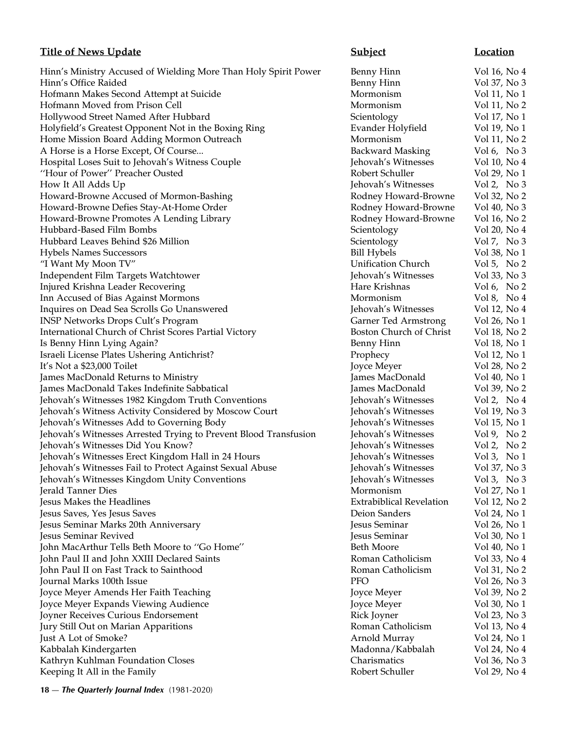| Title of News Update | Subject | Location |
| --- | --- | --- |
| Hinn's Ministry Accused of Wielding More Than Holy Spirit Power | Benny Hinn | Vol 16, No 4 |
| Hinn's Office Raided | Benny Hinn | Vol 37, No 3 |
| Hofmann Makes Second Attempt at Suicide | Mormonism | Vol 11, No 1 |
| Hofmann Moved from Prison Cell | Mormonism | Vol 11, No 2 |
| Hollywood Street Named After Hubbard | Scientology | Vol 17, No 1 |
| Holyfield's Greatest Opponent Not in the Boxing Ring | Evander Holyfield | Vol 19, No 1 |
| Home Mission Board Adding Mormon Outreach | Mormonism | Vol 11, No 2 |
| A Horse is a Horse Except, Of Course... | Backward Masking | Vol 6, No 3 |
| Hospital Loses Suit to Jehovah's Witness Couple | Jehovah's Witnesses | Vol 10, No 4 |
| ''Hour of Power'' Preacher Ousted | Robert Schuller | Vol 29, No 1 |
| How It All Adds Up | Jehovah's Witnesses | Vol 2, No 3 |
| Howard-Browne Accused of Mormon-Bashing | Rodney Howard-Browne | Vol 32, No 2 |
| Howard-Browne Defies Stay-At-Home Order | Rodney Howard-Browne | Vol 40, No 3 |
| Howard-Browne Promotes A Lending Library | Rodney Howard-Browne | Vol 16, No 2 |
| Hubbard-Based Film Bombs | Scientology | Vol 20, No 4 |
| Hubbard Leaves Behind $26 Million | Scientology | Vol 7, No 3 |
| Hybels Names Successors | Bill Hybels | Vol 38, No 1 |
| "I Want My Moon TV" | Unification Church | Vol 5, No 2 |
| Independent Film Targets Watchtower | Jehovah's Witnesses | Vol 33, No 3 |
| Injured Krishna Leader Recovering | Hare Krishnas | Vol 6, No 2 |
| Inn Accused of Bias Against Mormons | Mormonism | Vol 8, No 4 |
| Inquires on Dead Sea Scrolls Go Unanswered | Jehovah's Witnesses | Vol 12, No 4 |
| INSP Networks Drops Cult's Program | Garner Ted Armstrong | Vol 26, No 1 |
| International Church of Christ Scores Partial Victory | Boston Church of Christ | Vol 18, No 2 |
| Is Benny Hinn Lying Again? | Benny Hinn | Vol 18, No 1 |
| Israeli License Plates Ushering Antichrist? | Prophecy | Vol 12, No 1 |
| It's Not a $23,000 Toilet | Joyce Meyer | Vol 28, No 2 |
| James MacDonald Returns to Ministry | James MacDonald | Vol 40, No 1 |
| James MacDonald Takes Indefinite Sabbatical | James MacDonald | Vol 39, No 2 |
| Jehovah's Witnesses 1982 Kingdom Truth Conventions | Jehovah's Witnesses | Vol 2, No 4 |
| Jehovah's Witness Activity Considered by Moscow Court | Jehovah's Witnesses | Vol 19, No 3 |
| Jehovah's Witnesses Add to Governing Body | Jehovah's Witnesses | Vol 15, No 1 |
| Jehovah's Witnesses Arrested Trying to Prevent Blood Transfusion | Jehovah's Witnesses | Vol 9, No 2 |
| Jehovah's Witnesses Did You Know? | Jehovah's Witnesses | Vol 2, No 2 |
| Jehovah's Witnesses Erect Kingdom Hall in 24 Hours | Jehovah's Witnesses | Vol 3, No 1 |
| Jehovah's Witnesses Fail to Protect Against Sexual Abuse | Jehovah's Witnesses | Vol 37, No 3 |
| Jehovah's Witnesses Kingdom Unity Conventions | Jehovah's Witnesses | Vol 3, No 3 |
| Jerald Tanner Dies | Mormonism | Vol 27, No 1 |
| Jesus Makes the Headlines | Extrabiblical Revelation | Vol 12, No 2 |
| Jesus Saves, Yes Jesus Saves | Deion Sanders | Vol 24, No 1 |
| Jesus Seminar Marks 20th Anniversary | Jesus Seminar | Vol 26, No 1 |
| Jesus Seminar Revived | Jesus Seminar | Vol 30, No 1 |
| John MacArthur Tells Beth Moore to ''Go Home'' | Beth Moore | Vol 40, No 1 |
| John Paul II and John XXIII Declared Saints | Roman Catholicism | Vol 33, No 4 |
| John Paul II on Fast Track to Sainthood | Roman Catholicism | Vol 31, No 2 |
| Journal Marks 100th Issue | PFO | Vol 26, No 3 |
| Joyce Meyer Amends Her Faith Teaching | Joyce Meyer | Vol 39, No 2 |
| Joyce Meyer Expands Viewing Audience | Joyce Meyer | Vol 30, No 1 |
| Joyner Receives Curious Endorsement | Rick Joyner | Vol 23, No 3 |
| Jury Still Out on Marian Apparitions | Roman Catholicism | Vol 13, No 4 |
| Just A Lot of Smoke? | Arnold Murray | Vol 24, No 1 |
| Kabbalah Kindergarten | Madonna/Kabbalah | Vol 24, No 4 |
| Kathryn Kuhlman Foundation Closes | Charismatics | Vol 36, No 3 |
| Keeping It All in the Family | Robert Schuller | Vol 29, No 4 |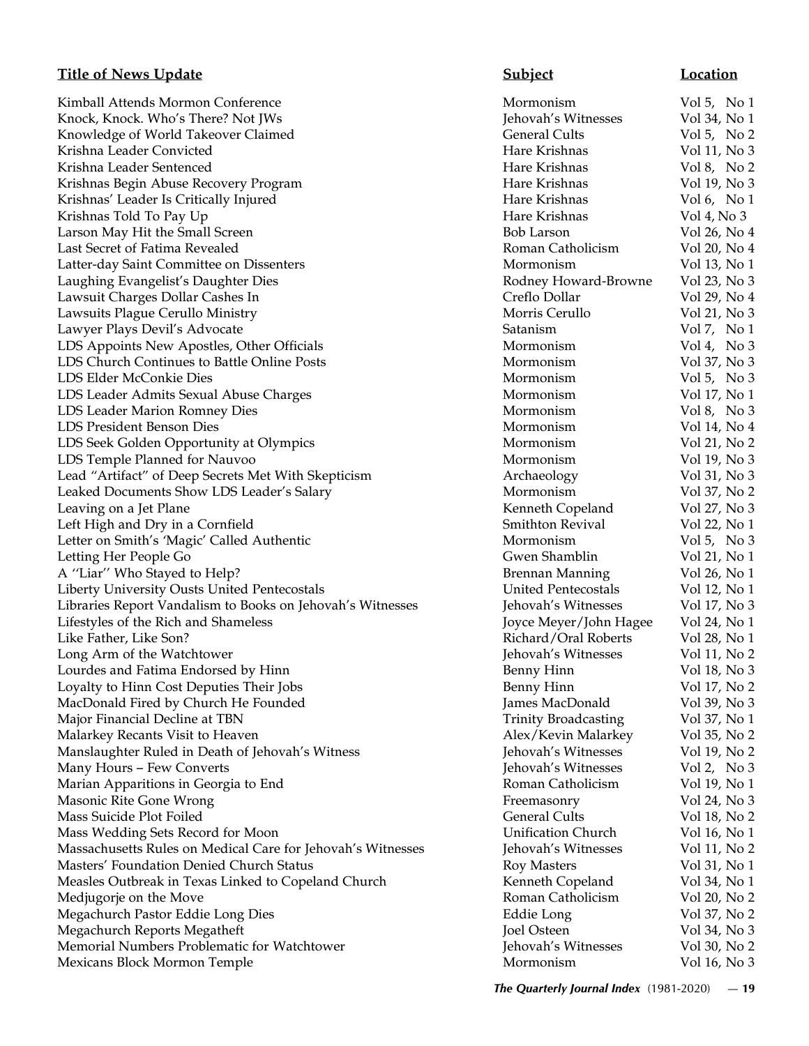| Title of News Update | Subject | Location |
| --- | --- | --- |
| Kimball Attends Mormon Conference | Mormonism | Vol 5, No 1 |
| Knock, Knock. Who's There? Not JWs | Jehovah's Witnesses | Vol 34, No 1 |
| Knowledge of World Takeover Claimed | General Cults | Vol 5, No 2 |
| Krishna Leader Convicted | Hare Krishnas | Vol 11, No 3 |
| Krishna Leader Sentenced | Hare Krishnas | Vol 8, No 2 |
| Krishnas Begin Abuse Recovery Program | Hare Krishnas | Vol 19, No 3 |
| Krishnas' Leader Is Critically Injured | Hare Krishnas | Vol 6, No 1 |
| Krishnas Told To Pay Up | Hare Krishnas | Vol 4, No 3 |
| Larson May Hit the Small Screen | Bob Larson | Vol 26, No 4 |
| Last Secret of Fatima Revealed | Roman Catholicism | Vol 20, No 4 |
| Latter-day Saint Committee on Dissenters | Mormonism | Vol 13, No 1 |
| Laughing Evangelist's Daughter Dies | Rodney Howard-Browne | Vol 23, No 3 |
| Lawsuit Charges Dollar Cashes In | Creflo Dollar | Vol 29, No 4 |
| Lawsuits Plague Cerullo Ministry | Morris Cerullo | Vol 21, No 3 |
| Lawyer Plays Devil's Advocate | Satanism | Vol 7, No 1 |
| LDS Appoints New Apostles, Other Officials | Mormonism | Vol 4, No 3 |
| LDS Church Continues to Battle Online Posts | Mormonism | Vol 37, No 3 |
| LDS Elder McConkie Dies | Mormonism | Vol 5, No 3 |
| LDS Leader Admits Sexual Abuse Charges | Mormonism | Vol 17, No 1 |
| LDS Leader Marion Romney Dies | Mormonism | Vol 8, No 3 |
| LDS President Benson Dies | Mormonism | Vol 14, No 4 |
| LDS Seek Golden Opportunity at Olympics | Mormonism | Vol 21, No 2 |
| LDS Temple Planned for Nauvoo | Mormonism | Vol 19, No 3 |
| Lead "Artifact" of Deep Secrets Met With Skepticism | Archaeology | Vol 31, No 3 |
| Leaked Documents Show LDS Leader's Salary | Mormonism | Vol 37, No 2 |
| Leaving on a Jet Plane | Kenneth Copeland | Vol 27, No 3 |
| Left High and Dry in a Cornfield | Smithton Revival | Vol 22, No 1 |
| Letter on Smith's 'Magic' Called Authentic | Mormonism | Vol 5, No 3 |
| Letting Her People Go | Gwen Shamblin | Vol 21, No 1 |
| A ''Liar'' Who Stayed to Help? | Brennan Manning | Vol 26, No 1 |
| Liberty University Ousts United Pentecostals | United Pentecostals | Vol 12, No 1 |
| Libraries Report Vandalism to Books on Jehovah's Witnesses | Jehovah's Witnesses | Vol 17, No 3 |
| Lifestyles of the Rich and Shameless | Joyce Meyer/John Hagee | Vol 24, No 1 |
| Like Father, Like Son? | Richard/Oral Roberts | Vol 28, No 1 |
| Long Arm of the Watchtower | Jehovah's Witnesses | Vol 11, No 2 |
| Lourdes and Fatima Endorsed by Hinn | Benny Hinn | Vol 18, No 3 |
| Loyalty to Hinn Cost Deputies Their Jobs | Benny Hinn | Vol 17, No 2 |
| MacDonald Fired by Church He Founded | James MacDonald | Vol 39, No 3 |
| Major Financial Decline at TBN | Trinity Broadcasting | Vol 37, No 1 |
| Malarkey Recants Visit to Heaven | Alex/Kevin Malarkey | Vol 35, No 2 |
| Manslaughter Ruled in Death of Jehovah's Witness | Jehovah's Witnesses | Vol 19, No 2 |
| Many Hours – Few Converts | Jehovah's Witnesses | Vol 2, No 3 |
| Marian Apparitions in Georgia to End | Roman Catholicism | Vol 19, No 1 |
| Masonic Rite Gone Wrong | Freemasonry | Vol 24, No 3 |
| Mass Suicide Plot Foiled | General Cults | Vol 18, No 2 |
| Mass Wedding Sets Record for Moon | Unification Church | Vol 16, No 1 |
| Massachusetts Rules on Medical Care for Jehovah's Witnesses | Jehovah's Witnesses | Vol 11, No 2 |
| Masters' Foundation Denied Church Status | Roy Masters | Vol 31, No 1 |
| Measles Outbreak in Texas Linked to Copeland Church | Kenneth Copeland | Vol 34, No 1 |
| Medjugorje on the Move | Roman Catholicism | Vol 20, No 2 |
| Megachurch Pastor Eddie Long Dies | Eddie Long | Vol 37, No 2 |
| Megachurch Reports Megatheft | Joel Osteen | Vol 34, No 3 |
| Memorial Numbers Problematic for Watchtower | Jehovah's Witnesses | Vol 30, No 2 |
| Mexicans Block Mormon Temple | Mormonism | Vol 16, No 3 |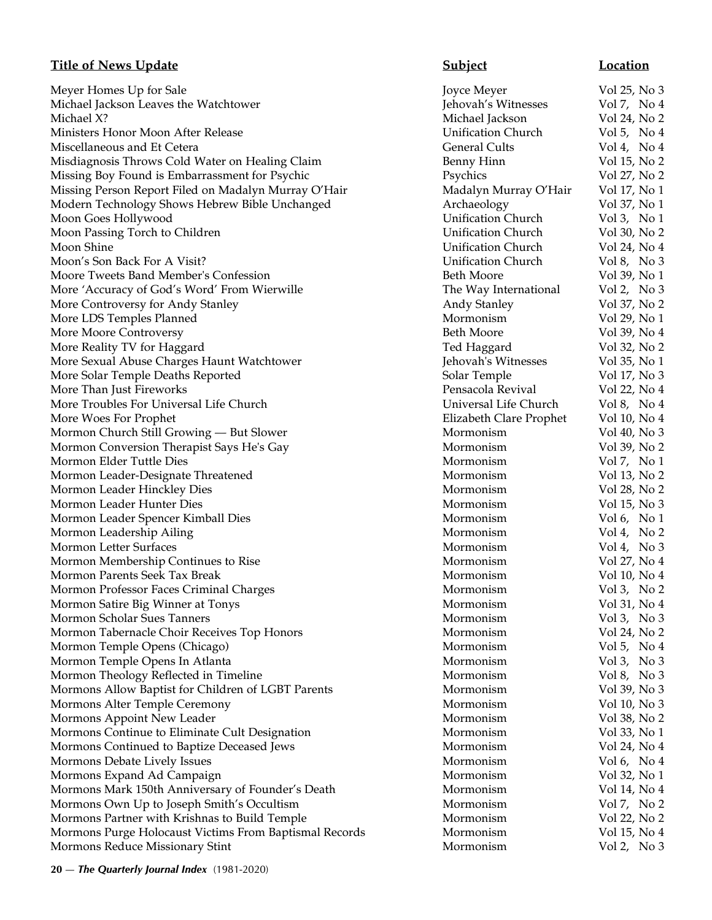| Title of News Update | Subject | Location |
|---|---|---|
| Meyer Homes Up for Sale | Joyce Meyer | Vol 25, No 3 |
| Michael Jackson Leaves the Watchtower | Jehovah's Witnesses | Vol 7, No 4 |
| Michael X? | Michael Jackson | Vol 24, No 2 |
| Ministers Honor Moon After Release | Unification Church | Vol 5, No 4 |
| Miscellaneous and Et Cetera | General Cults | Vol 4, No 4 |
| Misdiagnosis Throws Cold Water on Healing Claim | Benny Hinn | Vol 15, No 2 |
| Missing Boy Found is Embarrassment for Psychic | Psychics | Vol 27, No 2 |
| Missing Person Report Filed on Madalyn Murray O'Hair | Madalyn Murray O'Hair | Vol 17, No 1 |
| Modern Technology Shows Hebrew Bible Unchanged | Archaeology | Vol 37, No 1 |
| Moon Goes Hollywood | Unification Church | Vol 3, No 1 |
| Moon Passing Torch to Children | Unification Church | Vol 30, No 2 |
| Moon Shine | Unification Church | Vol 24, No 4 |
| Moon's Son Back For A Visit? | Unification Church | Vol 8, No 3 |
| Moore Tweets Band Member's Confession | Beth Moore | Vol 39, No 1 |
| More 'Accuracy of God's Word' From Wierwille | The Way International | Vol 2, No 3 |
| More Controversy for Andy Stanley | Andy Stanley | Vol 37, No 2 |
| More LDS Temples Planned | Mormonism | Vol 29, No 1 |
| More Moore Controversy | Beth Moore | Vol 39, No 4 |
| More Reality TV for Haggard | Ted Haggard | Vol 32, No 2 |
| More Sexual Abuse Charges Haunt Watchtower | Jehovah's Witnesses | Vol 35, No 1 |
| More Solar Temple Deaths Reported | Solar Temple | Vol 17, No 3 |
| More Than Just Fireworks | Pensacola Revival | Vol 22, No 4 |
| More Troubles For Universal Life Church | Universal Life Church | Vol 8, No 4 |
| More Woes For Prophet | Elizabeth Clare Prophet | Vol 10, No 4 |
| Mormon Church Still Growing — But Slower | Mormonism | Vol 40, No 3 |
| Mormon Conversion Therapist Says He's Gay | Mormonism | Vol 39, No 2 |
| Mormon Elder Tuttle Dies | Mormonism | Vol 7, No 1 |
| Mormon Leader-Designate Threatened | Mormonism | Vol 13, No 2 |
| Mormon Leader Hinckley Dies | Mormonism | Vol 28, No 2 |
| Mormon Leader Hunter Dies | Mormonism | Vol 15, No 3 |
| Mormon Leader Spencer Kimball Dies | Mormonism | Vol 6, No 1 |
| Mormon Leadership Ailing | Mormonism | Vol 4, No 2 |
| Mormon Letter Surfaces | Mormonism | Vol 4, No 3 |
| Mormon Membership Continues to Rise | Mormonism | Vol 27, No 4 |
| Mormon Parents Seek Tax Break | Mormonism | Vol 10, No 4 |
| Mormon Professor Faces Criminal Charges | Mormonism | Vol 3, No 2 |
| Mormon Satire Big Winner at Tonys | Mormonism | Vol 31, No 4 |
| Mormon Scholar Sues Tanners | Mormonism | Vol 3, No 3 |
| Mormon Tabernacle Choir Receives Top Honors | Mormonism | Vol 24, No 2 |
| Mormon Temple Opens (Chicago) | Mormonism | Vol 5, No 4 |
| Mormon Temple Opens In Atlanta | Mormonism | Vol 3, No 3 |
| Mormon Theology Reflected in Timeline | Mormonism | Vol 8, No 3 |
| Mormons Allow Baptist for Children of LGBT Parents | Mormonism | Vol 39, No 3 |
| Mormons Alter Temple Ceremony | Mormonism | Vol 10, No 3 |
| Mormons Appoint New Leader | Mormonism | Vol 38, No 2 |
| Mormons Continue to Eliminate Cult Designation | Mormonism | Vol 33, No 1 |
| Mormons Continued to Baptize Deceased Jews | Mormonism | Vol 24, No 4 |
| Mormons Debate Lively Issues | Mormonism | Vol 6, No 4 |
| Mormons Expand Ad Campaign | Mormonism | Vol 32, No 1 |
| Mormons Mark 150th Anniversary of Founder's Death | Mormonism | Vol 14, No 4 |
| Mormons Own Up to Joseph Smith's Occultism | Mormonism | Vol 7, No 2 |
| Mormons Partner with Krishnas to Build Temple | Mormonism | Vol 22, No 2 |
| Mormons Purge Holocaust Victims From Baptismal Records | Mormonism | Vol 15, No 4 |
| Mormons Reduce Missionary Stint | Mormonism | Vol 2, No 3 |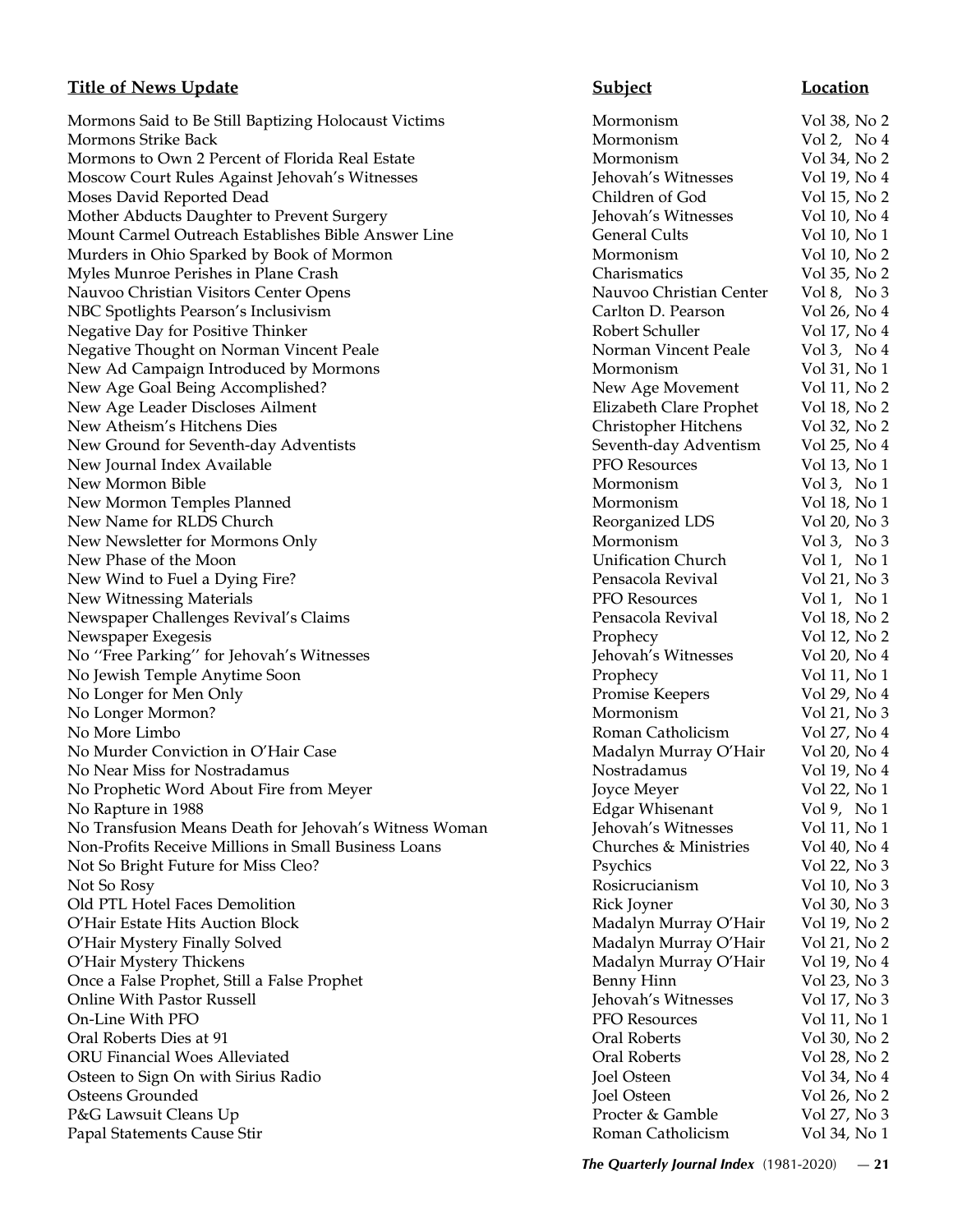| Title of News Update | Subject | Location |
|---|---|---|
| Mormons Said to Be Still Baptizing Holocaust Victims | Mormonism | Vol 38, No 2 |
| Mormons Strike Back | Mormonism | Vol 2, No 4 |
| Mormons to Own 2 Percent of Florida Real Estate | Mormonism | Vol 34, No 2 |
| Moscow Court Rules Against Jehovah's Witnesses | Jehovah's Witnesses | Vol 19, No 4 |
| Moses David Reported Dead | Children of God | Vol 15, No 2 |
| Mother Abducts Daughter to Prevent Surgery | Jehovah's Witnesses | Vol 10, No 4 |
| Mount Carmel Outreach Establishes Bible Answer Line | General Cults | Vol 10, No 1 |
| Murders in Ohio Sparked by Book of Mormon | Mormonism | Vol 10, No 2 |
| Myles Munroe Perishes in Plane Crash | Charismatics | Vol 35, No 2 |
| Nauvoo Christian Visitors Center Opens | Nauvoo Christian Center | Vol 8, No 3 |
| NBC Spotlights Pearson's Inclusivism | Carlton D. Pearson | Vol 26, No 4 |
| Negative Day for Positive Thinker | Robert Schuller | Vol 17, No 4 |
| Negative Thought on Norman Vincent Peale | Norman Vincent Peale | Vol 3, No 4 |
| New Ad Campaign Introduced by Mormons | Mormonism | Vol 31, No 1 |
| New Age Goal Being Accomplished? | New Age Movement | Vol 11, No 2 |
| New Age Leader Discloses Ailment | Elizabeth Clare Prophet | Vol 18, No 2 |
| New Atheism's Hitchens Dies | Christopher Hitchens | Vol 32, No 2 |
| New Ground for Seventh-day Adventists | Seventh-day Adventism | Vol 25, No 4 |
| New Journal Index Available | PFO Resources | Vol 13, No 1 |
| New Mormon Bible | Mormonism | Vol 3, No 1 |
| New Mormon Temples Planned | Mormonism | Vol 18, No 1 |
| New Name for RLDS Church | Reorganized LDS | Vol 20, No 3 |
| New Newsletter for Mormons Only | Mormonism | Vol 3, No 3 |
| New Phase of the Moon | Unification Church | Vol 1, No 1 |
| New Wind to Fuel a Dying Fire? | Pensacola Revival | Vol 21, No 3 |
| New Witnessing Materials | PFO Resources | Vol 1, No 1 |
| Newspaper Challenges Revival's Claims | Pensacola Revival | Vol 18, No 2 |
| Newspaper Exegesis | Prophecy | Vol 12, No 2 |
| No ''Free Parking'' for Jehovah's Witnesses | Jehovah's Witnesses | Vol 20, No 4 |
| No Jewish Temple Anytime Soon | Prophecy | Vol 11, No 1 |
| No Longer for Men Only | Promise Keepers | Vol 29, No 4 |
| No Longer Mormon? | Mormonism | Vol 21, No 3 |
| No More Limbo | Roman Catholicism | Vol 27, No 4 |
| No Murder Conviction in O'Hair Case | Madalyn Murray O'Hair | Vol 20, No 4 |
| No Near Miss for Nostradamus | Nostradamus | Vol 19, No 4 |
| No Prophetic Word About Fire from Meyer | Joyce Meyer | Vol 22, No 1 |
| No Rapture in 1988 | Edgar Whisenant | Vol 9, No 1 |
| No Transfusion Means Death for Jehovah's Witness Woman | Jehovah's Witnesses | Vol 11, No 1 |
| Non-Profits Receive Millions in Small Business Loans | Churches & Ministries | Vol 40, No 4 |
| Not So Bright Future for Miss Cleo? | Psychics | Vol 22, No 3 |
| Not So Rosy | Rosicrucianism | Vol 10, No 3 |
| Old PTL Hotel Faces Demolition | Rick Joyner | Vol 30, No 3 |
| O'Hair Estate Hits Auction Block | Madalyn Murray O'Hair | Vol 19, No 2 |
| O'Hair Mystery Finally Solved | Madalyn Murray O'Hair | Vol 21, No 2 |
| O'Hair Mystery Thickens | Madalyn Murray O'Hair | Vol 19, No 4 |
| Once a False Prophet, Still a False Prophet | Benny Hinn | Vol 23, No 3 |
| Online With Pastor Russell | Jehovah's Witnesses | Vol 17, No 3 |
| On-Line With PFO | PFO Resources | Vol 11, No 1 |
| Oral Roberts Dies at 91 | Oral Roberts | Vol 30, No 2 |
| ORU Financial Woes Alleviated | Oral Roberts | Vol 28, No 2 |
| Osteen to Sign On with Sirius Radio | Joel Osteen | Vol 34, No 4 |
| Osteens Grounded | Joel Osteen | Vol 26, No 2 |
| P&G Lawsuit Cleans Up | Procter & Gamble | Vol 27, No 3 |
| Papal Statements Cause Stir | Roman Catholicism | Vol 34, No 1 |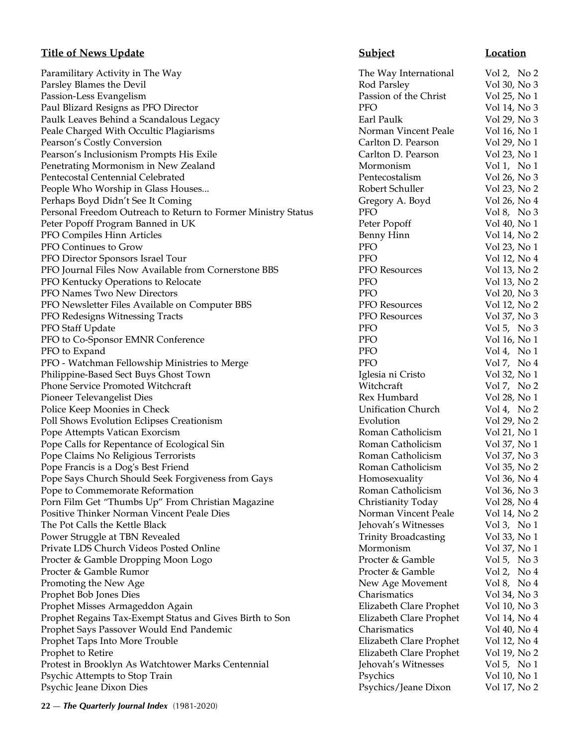| Title of News Update | Subject | Location |
|---|---|---|
| Paramilitary Activity in The Way | The Way International | Vol 2, No 2 |
| Parsley Blames the Devil | Rod Parsley | Vol 30, No 3 |
| Passion-Less Evangelism | Passion of the Christ | Vol 25, No 1 |
| Paul Blizard Resigns as PFO Director | PFO | Vol 14, No 3 |
| Paulk Leaves Behind a Scandalous Legacy | Earl Paulk | Vol 29, No 3 |
| Peale Charged With Occultic Plagiarisms | Norman Vincent Peale | Vol 16, No 1 |
| Pearson's Costly Conversion | Carlton D. Pearson | Vol 29, No 1 |
| Pearson's Inclusionism Prompts His Exile | Carlton D. Pearson | Vol 23, No 1 |
| Penetrating Mormonism in New Zealand | Mormonism | Vol 1, No 1 |
| Pentecostal Centennial Celebrated | Pentecostalism | Vol 26, No 3 |
| People Who Worship in Glass Houses... | Robert Schuller | Vol 23, No 2 |
| Perhaps Boyd Didn't See It Coming | Gregory A. Boyd | Vol 26, No 4 |
| Personal Freedom Outreach to Return to Former Ministry Status | PFO | Vol 8, No 3 |
| Peter Popoff Program Banned in UK | Peter Popoff | Vol 40, No 1 |
| PFO Compiles Hinn Articles | Benny Hinn | Vol 14, No 2 |
| PFO Continues to Grow | PFO | Vol 23, No 1 |
| PFO Director Sponsors Israel Tour | PFO | Vol 12, No 4 |
| PFO Journal Files Now Available from Cornerstone BBS | PFO Resources | Vol 13, No 2 |
| PFO Kentucky Operations to Relocate | PFO | Vol 13, No 2 |
| PFO Names Two New Directors | PFO | Vol 20, No 3 |
| PFO Newsletter Files Available on Computer BBS | PFO Resources | Vol 12, No 2 |
| PFO Redesigns Witnessing Tracts | PFO Resources | Vol 37, No 3 |
| PFO Staff Update | PFO | Vol 5, No 3 |
| PFO to Co-Sponsor EMNR Conference | PFO | Vol 16, No 1 |
| PFO to Expand | PFO | Vol 4, No 1 |
| PFO - Watchman Fellowship Ministries to Merge | PFO | Vol 7, No 4 |
| Philippine-Based Sect Buys Ghost Town | Iglesia ni Cristo | Vol 32, No 1 |
| Phone Service Promoted Witchcraft | Witchcraft | Vol 7, No 2 |
| Pioneer Televangelist Dies | Rex Humbard | Vol 28, No 1 |
| Police Keep Moonies in Check | Unification Church | Vol 4, No 2 |
| Poll Shows Evolution Eclipses Creationism | Evolution | Vol 29, No 2 |
| Pope Attempts Vatican Exorcism | Roman Catholicism | Vol 21, No 1 |
| Pope Calls for Repentance of Ecological Sin | Roman Catholicism | Vol 37, No 1 |
| Pope Claims No Religious Terrorists | Roman Catholicism | Vol 37, No 3 |
| Pope Francis is a Dog's Best Friend | Roman Catholicism | Vol 35, No 2 |
| Pope Says Church Should Seek Forgiveness from Gays | Homosexuality | Vol 36, No 4 |
| Pope to Commemorate Reformation | Roman Catholicism | Vol 36, No 3 |
| Porn Film Get "Thumbs Up" From Christian Magazine | Christianity Today | Vol 28, No 4 |
| Positive Thinker Norman Vincent Peale Dies | Norman Vincent Peale | Vol 14, No 2 |
| The Pot Calls the Kettle Black | Jehovah's Witnesses | Vol 3, No 1 |
| Power Struggle at TBN Revealed | Trinity Broadcasting | Vol 33, No 1 |
| Private LDS Church Videos Posted Online | Mormonism | Vol 37, No 1 |
| Procter & Gamble Dropping Moon Logo | Procter & Gamble | Vol 5, No 3 |
| Procter & Gamble Rumor | Procter & Gamble | Vol 2, No 4 |
| Promoting the New Age | New Age Movement | Vol 8, No 4 |
| Prophet Bob Jones Dies | Charismatics | Vol 34, No 3 |
| Prophet Misses Armageddon Again | Elizabeth Clare Prophet | Vol 10, No 3 |
| Prophet Regains Tax-Exempt Status and Gives Birth to Son | Elizabeth Clare Prophet | Vol 14, No 4 |
| Prophet Says Passover Would End Pandemic | Charismatics | Vol 40, No 4 |
| Prophet Taps Into More Trouble | Elizabeth Clare Prophet | Vol 12, No 4 |
| Prophet to Retire | Elizabeth Clare Prophet | Vol 19, No 2 |
| Protest in Brooklyn As Watchtower Marks Centennial | Jehovah's Witnesses | Vol 5, No 1 |
| Psychic Attempts to Stop Train | Psychics | Vol 10, No 1 |
| Psychic Jeane Dixon Dies | Psychics/Jeane Dixon | Vol 17, No 2 |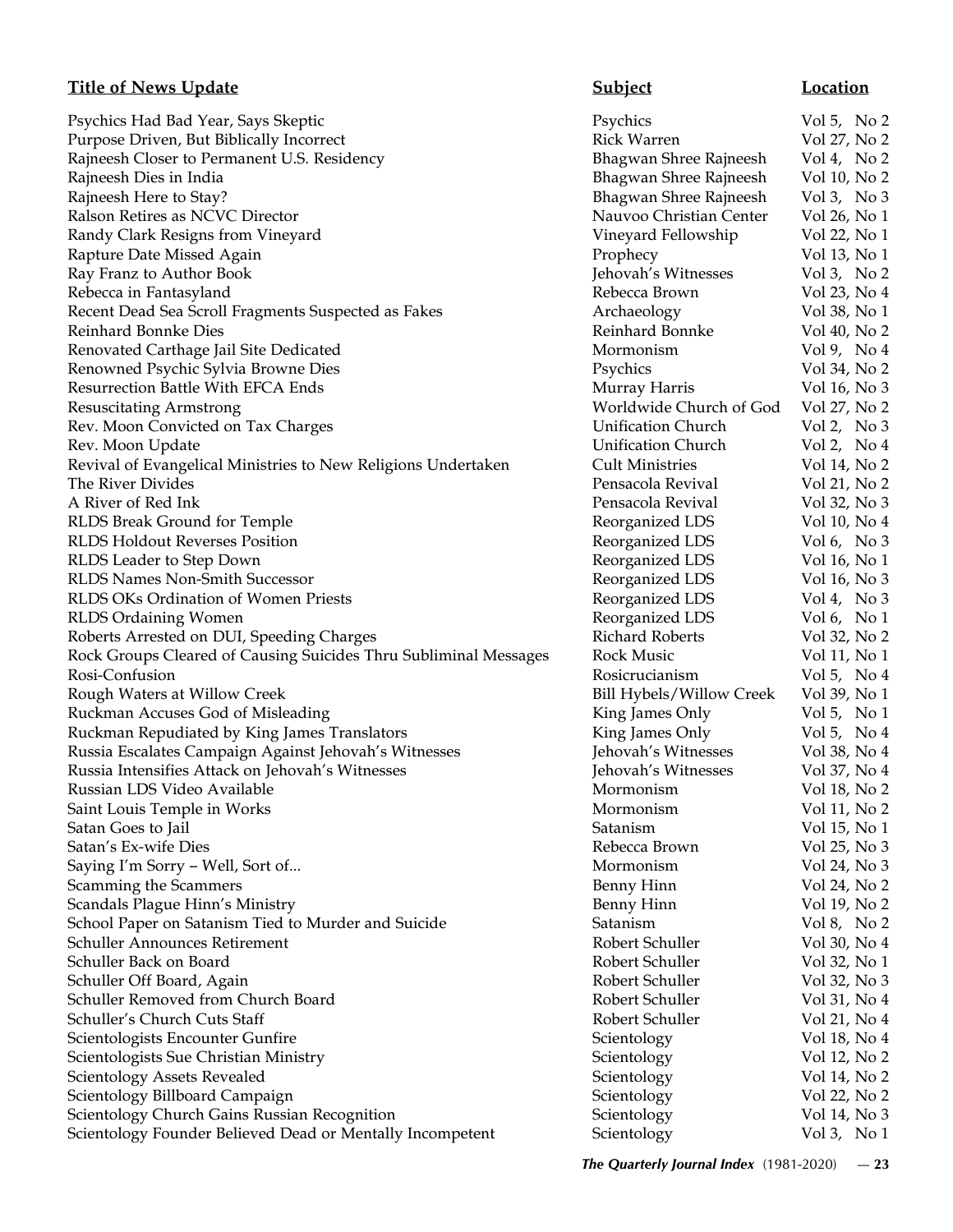| Title of News Update | Subject | Location |
|---|---|---|
| Psychics Had Bad Year, Says Skeptic | Psychics | Vol 5, No 2 |
| Purpose Driven, But Biblically Incorrect | Rick Warren | Vol 27, No 2 |
| Rajneesh Closer to Permanent U.S. Residency | Bhagwan Shree Rajneesh | Vol 4, No 2 |
| Rajneesh Dies in India | Bhagwan Shree Rajneesh | Vol 10, No 2 |
| Rajneesh Here to Stay? | Bhagwan Shree Rajneesh | Vol 3, No 3 |
| Ralson Retires as NCVC Director | Nauvoo Christian Center | Vol 26, No 1 |
| Randy Clark Resigns from Vineyard | Vineyard Fellowship | Vol 22, No 1 |
| Rapture Date Missed Again | Prophecy | Vol 13, No 1 |
| Ray Franz to Author Book | Jehovah's Witnesses | Vol 3, No 2 |
| Rebecca in Fantasyland | Rebecca Brown | Vol 23, No 4 |
| Recent Dead Sea Scroll Fragments Suspected as Fakes | Archaeology | Vol 38, No 1 |
| Reinhard Bonnke Dies | Reinhard Bonnke | Vol 40, No 2 |
| Renovated Carthage Jail Site Dedicated | Mormonism | Vol 9, No 4 |
| Renowned Psychic Sylvia Browne Dies | Psychics | Vol 34, No 2 |
| Resurrection Battle With EFCA Ends | Murray Harris | Vol 16, No 3 |
| Resuscitating Armstrong | Worldwide Church of God | Vol 27, No 2 |
| Rev. Moon Convicted on Tax Charges | Unification Church | Vol 2, No 3 |
| Rev. Moon Update | Unification Church | Vol 2, No 4 |
| Revival of Evangelical Ministries to New Religions Undertaken | Cult Ministries | Vol 14, No 2 |
| The River Divides | Pensacola Revival | Vol 21, No 2 |
| A River of Red Ink | Pensacola Revival | Vol 32, No 3 |
| RLDS Break Ground for Temple | Reorganized LDS | Vol 10, No 4 |
| RLDS Holdout Reverses Position | Reorganized LDS | Vol 6, No 3 |
| RLDS Leader to Step Down | Reorganized LDS | Vol 16, No 1 |
| RLDS Names Non-Smith Successor | Reorganized LDS | Vol 16, No 3 |
| RLDS OKs Ordination of Women Priests | Reorganized LDS | Vol 4, No 3 |
| RLDS Ordaining Women | Reorganized LDS | Vol 6, No 1 |
| Roberts Arrested on DUI, Speeding Charges | Richard Roberts | Vol 32, No 2 |
| Rock Groups Cleared of Causing Suicides Thru Subliminal Messages | Rock Music | Vol 11, No 1 |
| Rosi-Confusion | Rosicrucianism | Vol 5, No 4 |
| Rough Waters at Willow Creek | Bill Hybels/Willow Creek | Vol 39, No 1 |
| Ruckman Accuses God of Misleading | King James Only | Vol 5, No 1 |
| Ruckman Repudiated by King James Translators | King James Only | Vol 5, No 4 |
| Russia Escalates Campaign Against Jehovah's Witnesses | Jehovah's Witnesses | Vol 38, No 4 |
| Russia Intensifies Attack on Jehovah's Witnesses | Jehovah's Witnesses | Vol 37, No 4 |
| Russian LDS Video Available | Mormonism | Vol 18, No 2 |
| Saint Louis Temple in Works | Mormonism | Vol 11, No 2 |
| Satan Goes to Jail | Satanism | Vol 15, No 1 |
| Satan's Ex-wife Dies | Rebecca Brown | Vol 25, No 3 |
| Saying I'm Sorry – Well, Sort of... | Mormonism | Vol 24, No 3 |
| Scamming the Scammers | Benny Hinn | Vol 24, No 2 |
| Scandals Plague Hinn's Ministry | Benny Hinn | Vol 19, No 2 |
| School Paper on Satanism Tied to Murder and Suicide | Satanism | Vol 8, No 2 |
| Schuller Announces Retirement | Robert Schuller | Vol 30, No 4 |
| Schuller Back on Board | Robert Schuller | Vol 32, No 1 |
| Schuller Off Board, Again | Robert Schuller | Vol 32, No 3 |
| Schuller Removed from Church Board | Robert Schuller | Vol 31, No 4 |
| Schuller's Church Cuts Staff | Robert Schuller | Vol 21, No 4 |
| Scientologists Encounter Gunfire | Scientology | Vol 18, No 4 |
| Scientologists Sue Christian Ministry | Scientology | Vol 12, No 2 |
| Scientology Assets Revealed | Scientology | Vol 14, No 2 |
| Scientology Billboard Campaign | Scientology | Vol 22, No 2 |
| Scientology Church Gains Russian Recognition | Scientology | Vol 14, No 3 |
| Scientology Founder Believed Dead or Mentally Incompetent | Scientology | Vol 3, No 1 |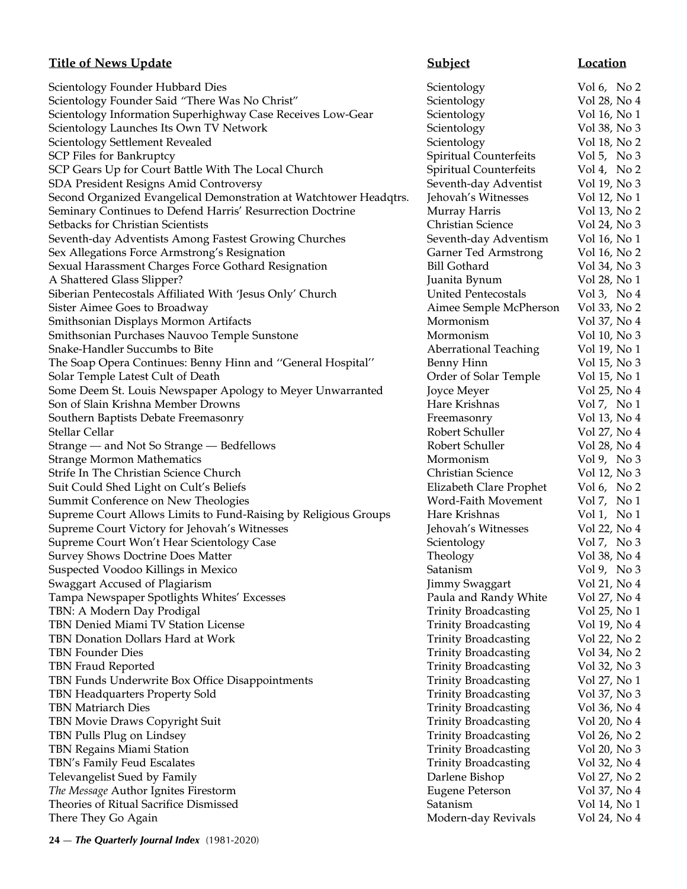| Title of News Update | Subject | Location |
|---|---|---|
| Scientology Founder Hubbard Dies | Scientology | Vol 6, No 2 |
| Scientology Founder Said "There Was No Christ" | Scientology | Vol 28, No 4 |
| Scientology Information Superhighway Case Receives Low-Gear | Scientology | Vol 16, No 1 |
| Scientology Launches Its Own TV Network | Scientology | Vol 38, No 3 |
| Scientology Settlement Revealed | Scientology | Vol 18, No 2 |
| SCP Files for Bankruptcy | Spiritual Counterfeits | Vol 5, No 3 |
| SCP Gears Up for Court Battle With The Local Church | Spiritual Counterfeits | Vol 4, No 2 |
| SDA President Resigns Amid Controversy | Seventh-day Adventist | Vol 19, No 3 |
| Second Organized Evangelical Demonstration at Watchtower Headqtrs. | Jehovah's Witnesses | Vol 12, No 1 |
| Seminary Continues to Defend Harris' Resurrection Doctrine | Murray Harris | Vol 13, No 2 |
| Setbacks for Christian Scientists | Christian Science | Vol 24, No 3 |
| Seventh-day Adventists Among Fastest Growing Churches | Seventh-day Adventism | Vol 16, No 1 |
| Sex Allegations Force Armstrong's Resignation | Garner Ted Armstrong | Vol 16, No 2 |
| Sexual Harassment Charges Force Gothard Resignation | Bill Gothard | Vol 34, No 3 |
| A Shattered Glass Slipper? | Juanita Bynum | Vol 28, No 1 |
| Siberian Pentecostals Affiliated With 'Jesus Only' Church | United Pentecostals | Vol 3, No 4 |
| Sister Aimee Goes to Broadway | Aimee Semple McPherson | Vol 33, No 2 |
| Smithsonian Displays Mormon Artifacts | Mormonism | Vol 37, No 4 |
| Smithsonian Purchases Nauvoo Temple Sunstone | Mormonism | Vol 10, No 3 |
| Snake-Handler Succumbs to Bite | Aberrational Teaching | Vol 19, No 1 |
| The Soap Opera Continues: Benny Hinn and ''General Hospital'' | Benny Hinn | Vol 15, No 3 |
| Solar Temple Latest Cult of Death | Order of Solar Temple | Vol 15, No 1 |
| Some Deem St. Louis Newspaper Apology to Meyer Unwarranted | Joyce Meyer | Vol 25, No 4 |
| Son of Slain Krishna Member Drowns | Hare Krishnas | Vol 7, No 1 |
| Southern Baptists Debate Freemasonry | Freemasonry | Vol 13, No 4 |
| Stellar Cellar | Robert Schuller | Vol 27, No 4 |
| Strange — and Not So Strange — Bedfellows | Robert Schuller | Vol 28, No 4 |
| Strange Mormon Mathematics | Mormonism | Vol 9, No 3 |
| Strife In The Christian Science Church | Christian Science | Vol 12, No 3 |
| Suit Could Shed Light on Cult's Beliefs | Elizabeth Clare Prophet | Vol 6, No 2 |
| Summit Conference on New Theologies | Word-Faith Movement | Vol 7, No 1 |
| Supreme Court Allows Limits to Fund-Raising by Religious Groups | Hare Krishnas | Vol 1, No 1 |
| Supreme Court Victory for Jehovah's Witnesses | Jehovah's Witnesses | Vol 22, No 4 |
| Supreme Court Won't Hear Scientology Case | Scientology | Vol 7, No 3 |
| Survey Shows Doctrine Does Matter | Theology | Vol 38, No 4 |
| Suspected Voodoo Killings in Mexico | Satanism | Vol 9, No 3 |
| Swaggart Accused of Plagiarism | Jimmy Swaggart | Vol 21, No 4 |
| Tampa Newspaper Spotlights Whites' Excesses | Paula and Randy White | Vol 27, No 4 |
| TBN: A Modern Day Prodigal | Trinity Broadcasting | Vol 25, No 1 |
| TBN Denied Miami TV Station License | Trinity Broadcasting | Vol 19, No 4 |
| TBN Donation Dollars Hard at Work | Trinity Broadcasting | Vol 22, No 2 |
| TBN Founder Dies | Trinity Broadcasting | Vol 34, No 2 |
| TBN Fraud Reported | Trinity Broadcasting | Vol 32, No 3 |
| TBN Funds Underwrite Box Office Disappointments | Trinity Broadcasting | Vol 27, No 1 |
| TBN Headquarters Property Sold | Trinity Broadcasting | Vol 37, No 3 |
| TBN Matriarch Dies | Trinity Broadcasting | Vol 36, No 4 |
| TBN Movie Draws Copyright Suit | Trinity Broadcasting | Vol 20, No 4 |
| TBN Pulls Plug on Lindsey | Trinity Broadcasting | Vol 26, No 2 |
| TBN Regains Miami Station | Trinity Broadcasting | Vol 20, No 3 |
| TBN's Family Feud Escalates | Trinity Broadcasting | Vol 32, No 4 |
| Televangelist Sued by Family | Darlene Bishop | Vol 27, No 2 |
| *The Message* Author Ignites Firestorm | Eugene Peterson | Vol 37, No 4 |
| Theories of Ritual Sacrifice Dismissed | Satanism | Vol 14, No 1 |
| There They Go Again | Modern-day Revivals | Vol 24, No 4 |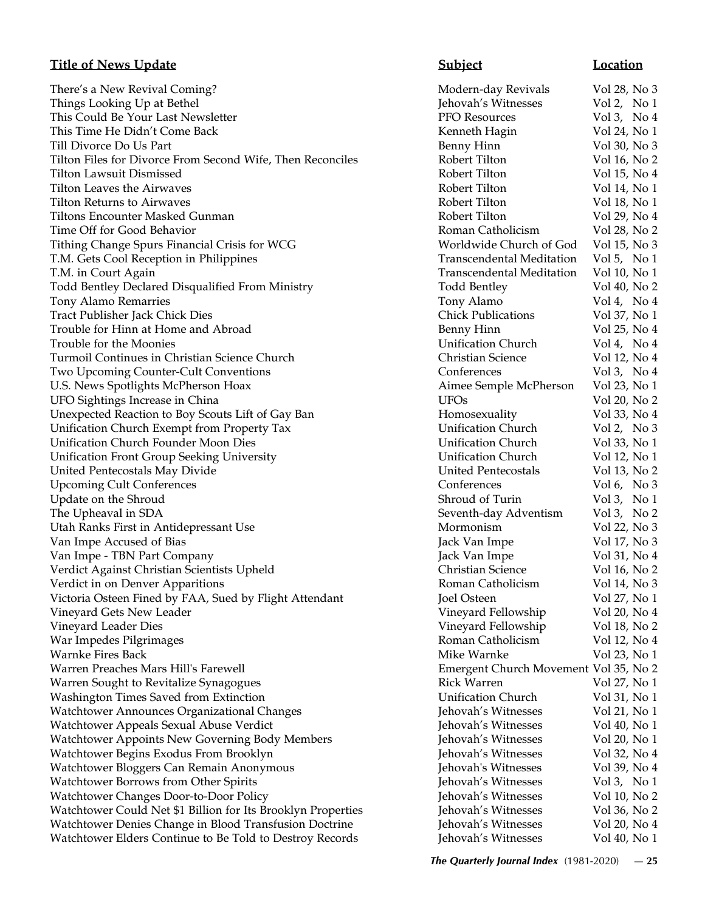| Title of News Update | Subject | Location |
|---|---|---|
| There's a New Revival Coming? | Modern-day Revivals | Vol 28, No 3 |
| Things Looking Up at Bethel | Jehovah's Witnesses | Vol 2, No 1 |
| This Could Be Your Last Newsletter | PFO Resources | Vol 3, No 4 |
| This Time He Didn't Come Back | Kenneth Hagin | Vol 24, No 1 |
| Till Divorce Do Us Part | Benny Hinn | Vol 30, No 3 |
| Tilton Files for Divorce From Second Wife, Then Reconciles | Robert Tilton | Vol 16, No 2 |
| Tilton Lawsuit Dismissed | Robert Tilton | Vol 15, No 4 |
| Tilton Leaves the Airwaves | Robert Tilton | Vol 14, No 1 |
| Tilton Returns to Airwaves | Robert Tilton | Vol 18, No 1 |
| Tiltons Encounter Masked Gunman | Robert Tilton | Vol 29, No 4 |
| Time Off for Good Behavior | Roman Catholicism | Vol 28, No 2 |
| Tithing Change Spurs Financial Crisis for WCG | Worldwide Church of God | Vol 15, No 3 |
| T.M. Gets Cool Reception in Philippines | Transcendental Meditation | Vol 5, No 1 |
| T.M. in Court Again | Transcendental Meditation | Vol 10, No 1 |
| Todd Bentley Declared Disqualified From Ministry | Todd Bentley | Vol 40, No 2 |
| Tony Alamo Remarries | Tony Alamo | Vol 4, No 4 |
| Tract Publisher Jack Chick Dies | Chick Publications | Vol 37, No 1 |
| Trouble for Hinn at Home and Abroad | Benny Hinn | Vol 25, No 4 |
| Trouble for the Moonies | Unification Church | Vol 4, No 4 |
| Turmoil Continues in Christian Science Church | Christian Science | Vol 12, No 4 |
| Two Upcoming Counter-Cult Conventions | Conferences | Vol 3, No 4 |
| U.S. News Spotlights McPherson Hoax | Aimee Semple McPherson | Vol 23, No 1 |
| UFO Sightings Increase in China | UFOs | Vol 20, No 2 |
| Unexpected Reaction to Boy Scouts Lift of Gay Ban | Homosexuality | Vol 33, No 4 |
| Unification Church Exempt from Property Tax | Unification Church | Vol 2, No 3 |
| Unification Church Founder Moon Dies | Unification Church | Vol 33, No 1 |
| Unification Front Group Seeking University | Unification Church | Vol 12, No 1 |
| United Pentecostals May Divide | United Pentecostals | Vol 13, No 2 |
| Upcoming Cult Conferences | Conferences | Vol 6, No 3 |
| Update on the Shroud | Shroud of Turin | Vol 3, No 1 |
| The Upheaval in SDA | Seventh-day Adventism | Vol 3, No 2 |
| Utah Ranks First in Antidepressant Use | Mormonism | Vol 22, No 3 |
| Van Impe Accused of Bias | Jack Van Impe | Vol 17, No 3 |
| Van Impe - TBN Part Company | Jack Van Impe | Vol 31, No 4 |
| Verdict Against Christian Scientists Upheld | Christian Science | Vol 16, No 2 |
| Verdict in on Denver Apparitions | Roman Catholicism | Vol 14, No 3 |
| Victoria Osteen Fined by FAA, Sued by Flight Attendant | Joel Osteen | Vol 27, No 1 |
| Vineyard Gets New Leader | Vineyard Fellowship | Vol 20, No 4 |
| Vineyard Leader Dies | Vineyard Fellowship | Vol 18, No 2 |
| War Impedes Pilgrimages | Roman Catholicism | Vol 12, No 4 |
| Warnke Fires Back | Mike Warnke | Vol 23, No 1 |
| Warren Preaches Mars Hill's Farewell | Emergent Church Movement | Vol 35, No 2 |
| Warren Sought to Revitalize Synagogues | Rick Warren | Vol 27, No 1 |
| Washington Times Saved from Extinction | Unification Church | Vol 31, No 1 |
| Watchtower Announces Organizational Changes | Jehovah's Witnesses | Vol 21, No 1 |
| Watchtower Appeals Sexual Abuse Verdict | Jehovah's Witnesses | Vol 40, No 1 |
| Watchtower Appoints New Governing Body Members | Jehovah's Witnesses | Vol 20, No 1 |
| Watchtower Begins Exodus From Brooklyn | Jehovah's Witnesses | Vol 32, No 4 |
| Watchtower Bloggers Can Remain Anonymous | Jehovah's Witnesses | Vol 39, No 4 |
| Watchtower Borrows from Other Spirits | Jehovah's Witnesses | Vol 3, No 1 |
| Watchtower Changes Door-to-Door Policy | Jehovah's Witnesses | Vol 10, No 2 |
| Watchtower Could Net $1 Billion for Its Brooklyn Properties | Jehovah's Witnesses | Vol 36, No 2 |
| Watchtower Denies Change in Blood Transfusion Doctrine | Jehovah's Witnesses | Vol 20, No 4 |
| Watchtower Elders Continue to Be Told to Destroy Records | Jehovah's Witnesses | Vol 40, No 1 |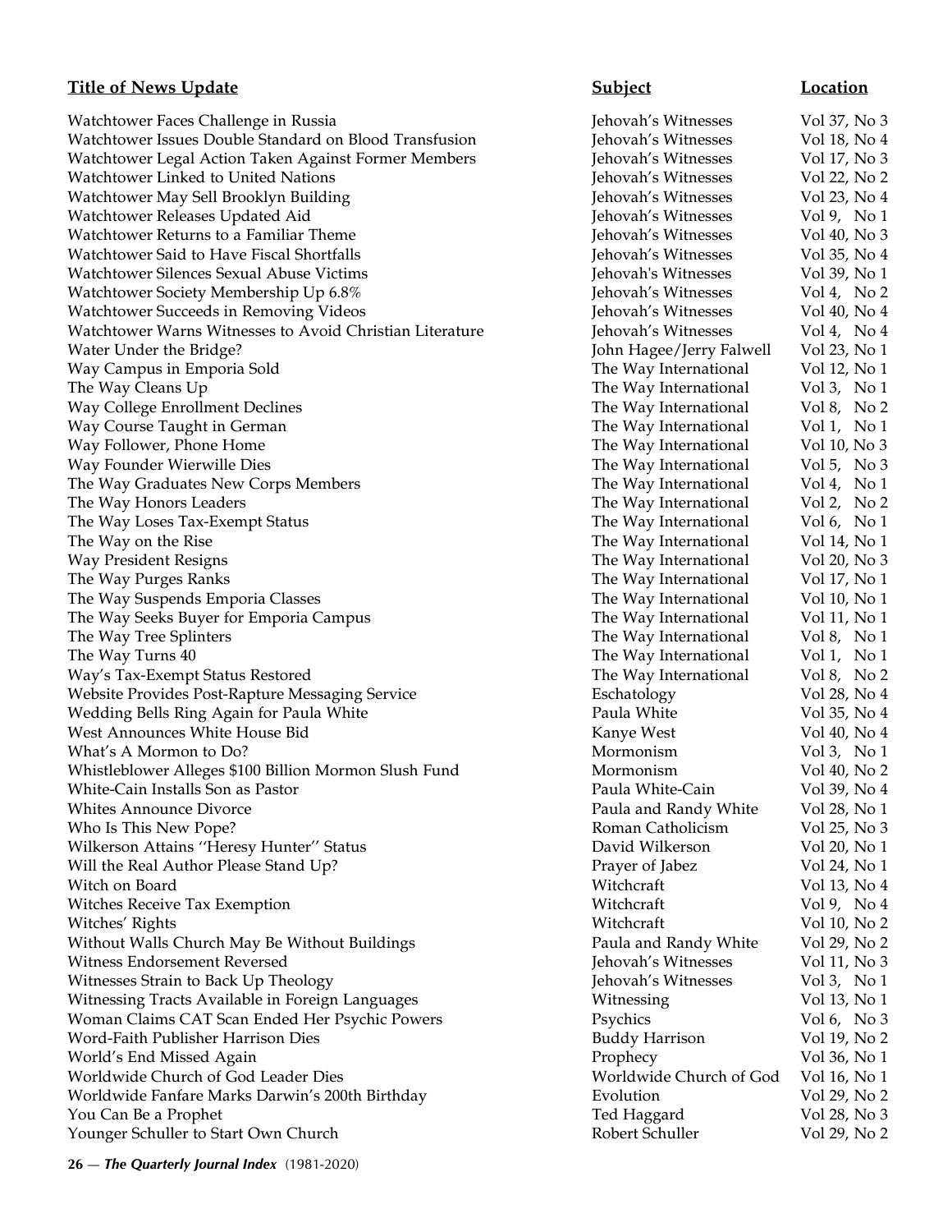| Title of News Update | Subject | Location |
|---|---|---|
| Watchtower Faces Challenge in Russia | Jehovah's Witnesses | Vol 37, No 3 |
| Watchtower Issues Double Standard on Blood Transfusion | Jehovah's Witnesses | Vol 18, No 4 |
| Watchtower Legal Action Taken Against Former Members | Jehovah's Witnesses | Vol 17, No 3 |
| Watchtower Linked to United Nations | Jehovah's Witnesses | Vol 22, No 2 |
| Watchtower May Sell Brooklyn Building | Jehovah's Witnesses | Vol 23, No 4 |
| Watchtower Releases Updated Aid | Jehovah's Witnesses | Vol 9, No 1 |
| Watchtower Returns to a Familiar Theme | Jehovah's Witnesses | Vol 40, No 3 |
| Watchtower Said to Have Fiscal Shortfalls | Jehovah's Witnesses | Vol 35, No 4 |
| Watchtower Silences Sexual Abuse Victims | Jehovah's Witnesses | Vol 39, No 1 |
| Watchtower Society Membership Up 6.8% | Jehovah's Witnesses | Vol 4, No 2 |
| Watchtower Succeeds in Removing Videos | Jehovah's Witnesses | Vol 40, No 4 |
| Watchtower Warns Witnesses to Avoid Christian Literature | Jehovah's Witnesses | Vol 4, No 4 |
| Water Under the Bridge? | John Hagee/Jerry Falwell | Vol 23, No 1 |
| Way Campus in Emporia Sold | The Way International | Vol 12, No 1 |
| The Way Cleans Up | The Way International | Vol 3, No 1 |
| Way College Enrollment Declines | The Way International | Vol 8, No 2 |
| Way Course Taught in German | The Way International | Vol 1, No 1 |
| Way Follower, Phone Home | The Way International | Vol 10, No 3 |
| Way Founder Wierwille Dies | The Way International | Vol 5, No 3 |
| The Way Graduates New Corps Members | The Way International | Vol 4, No 1 |
| The Way Honors Leaders | The Way International | Vol 2, No 2 |
| The Way Loses Tax-Exempt Status | The Way International | Vol 6, No 1 |
| The Way on the Rise | The Way International | Vol 14, No 1 |
| Way President Resigns | The Way International | Vol 20, No 3 |
| The Way Purges Ranks | The Way International | Vol 17, No 1 |
| The Way Suspends Emporia Classes | The Way International | Vol 10, No 1 |
| The Way Seeks Buyer for Emporia Campus | The Way International | Vol 11, No 1 |
| The Way Tree Splinters | The Way International | Vol 8, No 1 |
| The Way Turns 40 | The Way International | Vol 1, No 1 |
| Way's Tax-Exempt Status Restored | The Way International | Vol 8, No 2 |
| Website Provides Post-Rapture Messaging Service | Eschatology | Vol 28, No 4 |
| Wedding Bells Ring Again for Paula White | Paula White | Vol 35, No 4 |
| West Announces White House Bid | Kanye West | Vol 40, No 4 |
| What's A Mormon to Do? | Mormonism | Vol 3, No 1 |
| Whistleblower Alleges $100 Billion Mormon Slush Fund | Mormonism | Vol 40, No 2 |
| White-Cain Installs Son as Pastor | Paula White-Cain | Vol 39, No 4 |
| Whites Announce Divorce | Paula and Randy White | Vol 28, No 1 |
| Who Is This New Pope? | Roman Catholicism | Vol 25, No 3 |
| Wilkerson Attains "Heresy Hunter" Status | David Wilkerson | Vol 20, No 1 |
| Will the Real Author Please Stand Up? | Prayer of Jabez | Vol 24, No 1 |
| Witch on Board | Witchcraft | Vol 13, No 4 |
| Witches Receive Tax Exemption | Witchcraft | Vol 9, No 4 |
| Witches' Rights | Witchcraft | Vol 10, No 2 |
| Without Walls Church May Be Without Buildings | Paula and Randy White | Vol 29, No 2 |
| Witness Endorsement Reversed | Jehovah's Witnesses | Vol 11, No 3 |
| Witnesses Strain to Back Up Theology | Jehovah's Witnesses | Vol 3, No 1 |
| Witnessing Tracts Available in Foreign Languages | Witnessing | Vol 13, No 1 |
| Woman Claims CAT Scan Ended Her Psychic Powers | Psychics | Vol 6, No 3 |
| Word-Faith Publisher Harrison Dies | Buddy Harrison | Vol 19, No 2 |
| World's End Missed Again | Prophecy | Vol 36, No 1 |
| Worldwide Church of God Leader Dies | Worldwide Church of God | Vol 16, No 1 |
| Worldwide Fanfare Marks Darwin's 200th Birthday | Evolution | Vol 29, No 2 |
| You Can Be a Prophet | Ted Haggard | Vol 28, No 3 |
| Younger Schuller to Start Own Church | Robert Schuller | Vol 29, No 2 |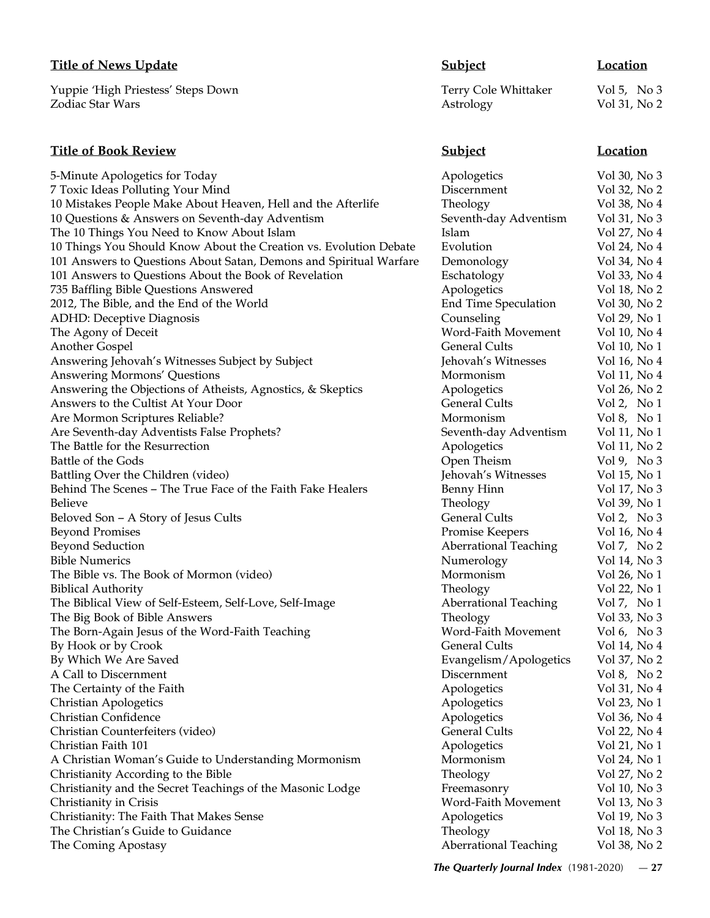| Title of News Update | Subject | Location |
|---|---|---|
| Yuppie 'High Priestess' Steps Down | Terry Cole Whittaker | Vol 5, No 3 |
| Zodiac Star Wars | Astrology | Vol 31, No 2 |

| Title of Book Review | Subject | Location |
|---|---|---|
| 5-Minute Apologetics for Today | Apologetics | Vol 30, No 3 |
| 7 Toxic Ideas Polluting Your Mind | Discernment | Vol 32, No 2 |
| 10 Mistakes People Make About Heaven, Hell and the Afterlife | Theology | Vol 38, No 4 |
| 10 Questions & Answers on Seventh-day Adventism | Seventh-day Adventism | Vol 31, No 3 |
| The 10 Things You Need to Know About Islam | Islam | Vol 27, No 4 |
| 10 Things You Should Know About the Creation vs. Evolution Debate | Evolution | Vol 24, No 4 |
| 101 Answers to Questions About Satan, Demons and Spiritual Warfare | Demonology | Vol 34, No 4 |
| 101 Answers to Questions About the Book of Revelation | Eschatology | Vol 33, No 4 |
| 735 Baffling Bible Questions Answered | Apologetics | Vol 18, No 2 |
| 2012, The Bible, and the End of the World | End Time Speculation | Vol 30, No 2 |
| ADHD: Deceptive Diagnosis | Counseling | Vol 29, No 1 |
| The Agony of Deceit | Word-Faith Movement | Vol 10, No 4 |
| Another Gospel | General Cults | Vol 10, No 1 |
| Answering Jehovah's Witnesses Subject by Subject | Jehovah's Witnesses | Vol 16, No 4 |
| Answering Mormons' Questions | Mormonism | Vol 11, No 4 |
| Answering the Objections of Atheists, Agnostics, & Skeptics | Apologetics | Vol 26, No 2 |
| Answers to the Cultist At Your Door | General Cults | Vol 2, No 1 |
| Are Mormon Scriptures Reliable? | Mormonism | Vol 8, No 1 |
| Are Seventh-day Adventists False Prophets? | Seventh-day Adventism | Vol 11, No 1 |
| The Battle for the Resurrection | Apologetics | Vol 11, No 2 |
| Battle of the Gods | Open Theism | Vol 9, No 3 |
| Battling Over the Children (video) | Jehovah's Witnesses | Vol 15, No 1 |
| Behind The Scenes – The True Face of the Faith Fake Healers | Benny Hinn | Vol 17, No 3 |
| Believe | Theology | Vol 39, No 1 |
| Beloved Son – A Story of Jesus Cults | General Cults | Vol 2, No 3 |
| Beyond Promises | Promise Keepers | Vol 16, No 4 |
| Beyond Seduction | Aberrational Teaching | Vol 7, No 2 |
| Bible Numerics | Numerology | Vol 14, No 3 |
| The Bible vs. The Book of Mormon (video) | Mormonism | Vol 26, No 1 |
| Biblical Authority | Theology | Vol 22, No 1 |
| The Biblical View of Self-Esteem, Self-Love, Self-Image | Aberrational Teaching | Vol 7, No 1 |
| The Big Book of Bible Answers | Theology | Vol 33, No 3 |
| The Born-Again Jesus of the Word-Faith Teaching | Word-Faith Movement | Vol 6, No 3 |
| By Hook or by Crook | General Cults | Vol 14, No 4 |
| By Which We Are Saved | Evangelism/Apologetics | Vol 37, No 2 |
| A Call to Discernment | Discernment | Vol 8, No 2 |
| The Certainty of the Faith | Apologetics | Vol 31, No 4 |
| Christian Apologetics | Apologetics | Vol 23, No 1 |
| Christian Confidence | Apologetics | Vol 36, No 4 |
| Christian Counterfeiters (video) | General Cults | Vol 22, No 4 |
| Christian Faith 101 | Apologetics | Vol 21, No 1 |
| A Christian Woman's Guide to Understanding Mormonism | Mormonism | Vol 24, No 1 |
| Christianity According to the Bible | Theology | Vol 27, No 2 |
| Christianity and the Secret Teachings of the Masonic Lodge | Freemasonry | Vol 10, No 3 |
| Christianity in Crisis | Word-Faith Movement | Vol 13, No 3 |
| Christianity: The Faith That Makes Sense | Apologetics | Vol 19, No 3 |
| The Christian's Guide to Guidance | Theology | Vol 18, No 3 |
| The Coming Apostasy | Aberrational Teaching | Vol 38, No 2 |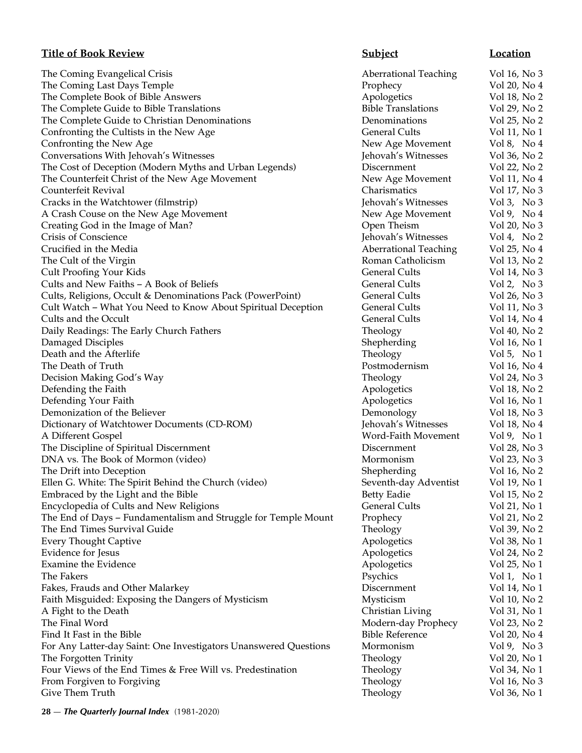| Title of Book Review | Subject | Location |
|---|---|---|
| The Coming Evangelical Crisis | Aberrational Teaching | Vol 16, No 3 |
| The Coming Last Days Temple | Prophecy | Vol 20, No 4 |
| The Complete Book of Bible Answers | Apologetics | Vol 18, No 2 |
| The Complete Guide to Bible Translations | Bible Translations | Vol 29, No 2 |
| The Complete Guide to Christian Denominations | Denominations | Vol 25, No 2 |
| Confronting the Cultists in the New Age | General Cults | Vol 11, No 1 |
| Confronting the New Age | New Age Movement | Vol 8, No 4 |
| Conversations With Jehovah's Witnesses | Jehovah's Witnesses | Vol 36, No 2 |
| The Cost of Deception (Modern Myths and Urban Legends) | Discernment | Vol 22, No 2 |
| The Counterfeit Christ of the New Age Movement | New Age Movement | Vol 11, No 4 |
| Counterfeit Revival | Charismatics | Vol 17, No 3 |
| Cracks in the Watchtower (filmstrip) | Jehovah's Witnesses | Vol 3, No 3 |
| A Crash Couse on the New Age Movement | New Age Movement | Vol 9, No 4 |
| Creating God in the Image of Man? | Open Theism | Vol 20, No 3 |
| Crisis of Conscience | Jehovah's Witnesses | Vol 4, No 2 |
| Crucified in the Media | Aberrational Teaching | Vol 25, No 4 |
| The Cult of the Virgin | Roman Catholicism | Vol 13, No 2 |
| Cult Proofing Your Kids | General Cults | Vol 14, No 3 |
| Cults and New Faiths – A Book of Beliefs | General Cults | Vol 2, No 3 |
| Cults, Religions, Occult & Denominations Pack (PowerPoint) | General Cults | Vol 26, No 3 |
| Cult Watch – What You Need to Know About Spiritual Deception | General Cults | Vol 11, No 3 |
| Cults and the Occult | General Cults | Vol 14, No 4 |
| Daily Readings: The Early Church Fathers | Theology | Vol 40, No 2 |
| Damaged Disciples | Shepherding | Vol 16, No 1 |
| Death and the Afterlife | Theology | Vol 5, No 1 |
| The Death of Truth | Postmodernism | Vol 16, No 4 |
| Decision Making God's Way | Theology | Vol 24, No 3 |
| Defending the Faith | Apologetics | Vol 18, No 2 |
| Defending Your Faith | Apologetics | Vol 16, No 1 |
| Demonization of the Believer | Demonology | Vol 18, No 3 |
| Dictionary of Watchtower Documents (CD-ROM) | Jehovah's Witnesses | Vol 18, No 4 |
| A Different Gospel | Word-Faith Movement | Vol 9, No 1 |
| The Discipline of Spiritual Discernment | Discernment | Vol 28, No 3 |
| DNA vs. The Book of Mormon (video) | Mormonism | Vol 23, No 3 |
| The Drift into Deception | Shepherding | Vol 16, No 2 |
| Ellen G. White: The Spirit Behind the Church (video) | Seventh-day Adventist | Vol 19, No 1 |
| Embraced by the Light and the Bible | Betty Eadie | Vol 15, No 2 |
| Encyclopedia of Cults and New Religions | General Cults | Vol 21, No 1 |
| The End of Days – Fundamentalism and Struggle for Temple Mount | Prophecy | Vol 21, No 2 |
| The End Times Survival Guide | Theology | Vol 39, No 2 |
| Every Thought Captive | Apologetics | Vol 38, No 1 |
| Evidence for Jesus | Apologetics | Vol 24, No 2 |
| Examine the Evidence | Apologetics | Vol 25, No 1 |
| The Fakers | Psychics | Vol 1, No 1 |
| Fakes, Frauds and Other Malarkey | Discernment | Vol 14, No 1 |
| Faith Misguided: Exposing the Dangers of Mysticism | Mysticism | Vol 10, No 2 |
| A Fight to the Death | Christian Living | Vol 31, No 1 |
| The Final Word | Modern-day Prophecy | Vol 23, No 2 |
| Find It Fast in the Bible | Bible Reference | Vol 20, No 4 |
| For Any Latter-day Saint: One Investigators Unanswered Questions | Mormonism | Vol 9, No 3 |
| The Forgotten Trinity | Theology | Vol 20, No 1 |
| Four Views of the End Times & Free Will vs. Predestination | Theology | Vol 34, No 1 |
| From Forgiven to Forgiving | Theology | Vol 16, No 3 |
| Give Them Truth | Theology | Vol 36, No 1 |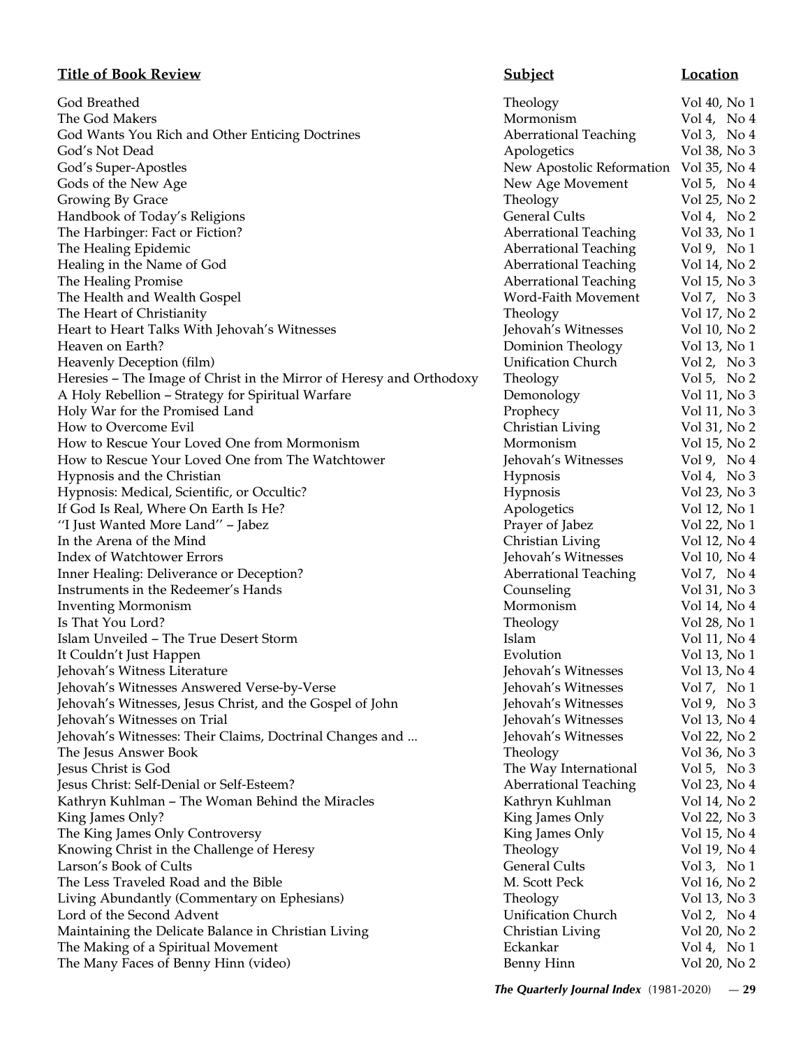| Title of Book Review | Subject | Location |
|---|---|---|
| God Breathed | Theology | Vol 40, No 1 |
| The God Makers | Mormonism | Vol 4, No 4 |
| God Wants You Rich and Other Enticing Doctrines | Aberrational Teaching | Vol 3, No 4 |
| God's Not Dead | Apologetics | Vol 38, No 3 |
| God's Super-Apostles | New Apostolic Reformation | Vol 35, No 4 |
| Gods of the New Age | New Age Movement | Vol 5, No 4 |
| Growing By Grace | Theology | Vol 25, No 2 |
| Handbook of Today's Religions | General Cults | Vol 4, No 2 |
| The Harbinger: Fact or Fiction? | Aberrational Teaching | Vol 33, No 1 |
| The Healing Epidemic | Aberrational Teaching | Vol 9, No 1 |
| Healing in the Name of God | Aberrational Teaching | Vol 14, No 2 |
| The Healing Promise | Aberrational Teaching | Vol 15, No 3 |
| The Health and Wealth Gospel | Word-Faith Movement | Vol 7, No 3 |
| The Heart of Christianity | Theology | Vol 17, No 2 |
| Heart to Heart Talks With Jehovah's Witnesses | Jehovah's Witnesses | Vol 10, No 2 |
| Heaven on Earth? | Dominion Theology | Vol 13, No 1 |
| Heavenly Deception (film) | Unification Church | Vol 2, No 3 |
| Heresies – The Image of Christ in the Mirror of Heresy and Orthodoxy | Theology | Vol 5, No 2 |
| A Holy Rebellion – Strategy for Spiritual Warfare | Demonology | Vol 11, No 3 |
| Holy War for the Promised Land | Prophecy | Vol 11, No 3 |
| How to Overcome Evil | Christian Living | Vol 31, No 2 |
| How to Rescue Your Loved One from Mormonism | Mormonism | Vol 15, No 2 |
| How to Rescue Your Loved One from The Watchtower | Jehovah's Witnesses | Vol 9, No 4 |
| Hypnosis and the Christian | Hypnosis | Vol 4, No 3 |
| Hypnosis: Medical, Scientific, or Occultic? | Hypnosis | Vol 23, No 3 |
| If God Is Real, Where On Earth Is He? | Apologetics | Vol 12, No 1 |
| ''I Just Wanted More Land'' – Jabez | Prayer of Jabez | Vol 22, No 1 |
| In the Arena of the Mind | Christian Living | Vol 12, No 4 |
| Index of Watchtower Errors | Jehovah's Witnesses | Vol 10, No 4 |
| Inner Healing: Deliverance or Deception? | Aberrational Teaching | Vol 7, No 4 |
| Instruments in the Redeemer's Hands | Counseling | Vol 31, No 3 |
| Inventing Mormonism | Mormonism | Vol 14, No 4 |
| Is That You Lord? | Theology | Vol 28, No 1 |
| Islam Unveiled – The True Desert Storm | Islam | Vol 11, No 4 |
| It Couldn't Just Happen | Evolution | Vol 13, No 1 |
| Jehovah's Witness Literature | Jehovah's Witnesses | Vol 13, No 4 |
| Jehovah's Witnesses Answered Verse-by-Verse | Jehovah's Witnesses | Vol 7, No 1 |
| Jehovah's Witnesses, Jesus Christ, and the Gospel of John | Jehovah's Witnesses | Vol 9, No 3 |
| Jehovah's Witnesses on Trial | Jehovah's Witnesses | Vol 13, No 4 |
| Jehovah's Witnesses: Their Claims, Doctrinal Changes and ... | Jehovah's Witnesses | Vol 22, No 2 |
| The Jesus Answer Book | Theology | Vol 36, No 3 |
| Jesus Christ is God | The Way International | Vol 5, No 3 |
| Jesus Christ: Self-Denial or Self-Esteem? | Aberrational Teaching | Vol 23, No 4 |
| Kathryn Kuhlman – The Woman Behind the Miracles | Kathryn Kuhlman | Vol 14, No 2 |
| King James Only? | King James Only | Vol 22, No 3 |
| The King James Only Controversy | King James Only | Vol 15, No 4 |
| Knowing Christ in the Challenge of Heresy | Theology | Vol 19, No 4 |
| Larson's Book of Cults | General Cults | Vol 3, No 1 |
| The Less Traveled Road and the Bible | M. Scott Peck | Vol 16, No 2 |
| Living Abundantly (Commentary on Ephesians) | Theology | Vol 13, No 3 |
| Lord of the Second Advent | Unification Church | Vol 2, No 4 |
| Maintaining the Delicate Balance in Christian Living | Christian Living | Vol 20, No 2 |
| The Making of a Spiritual Movement | Eckankar | Vol 4, No 1 |
| The Many Faces of Benny Hinn (video) | Benny Hinn | Vol 20, No 2 |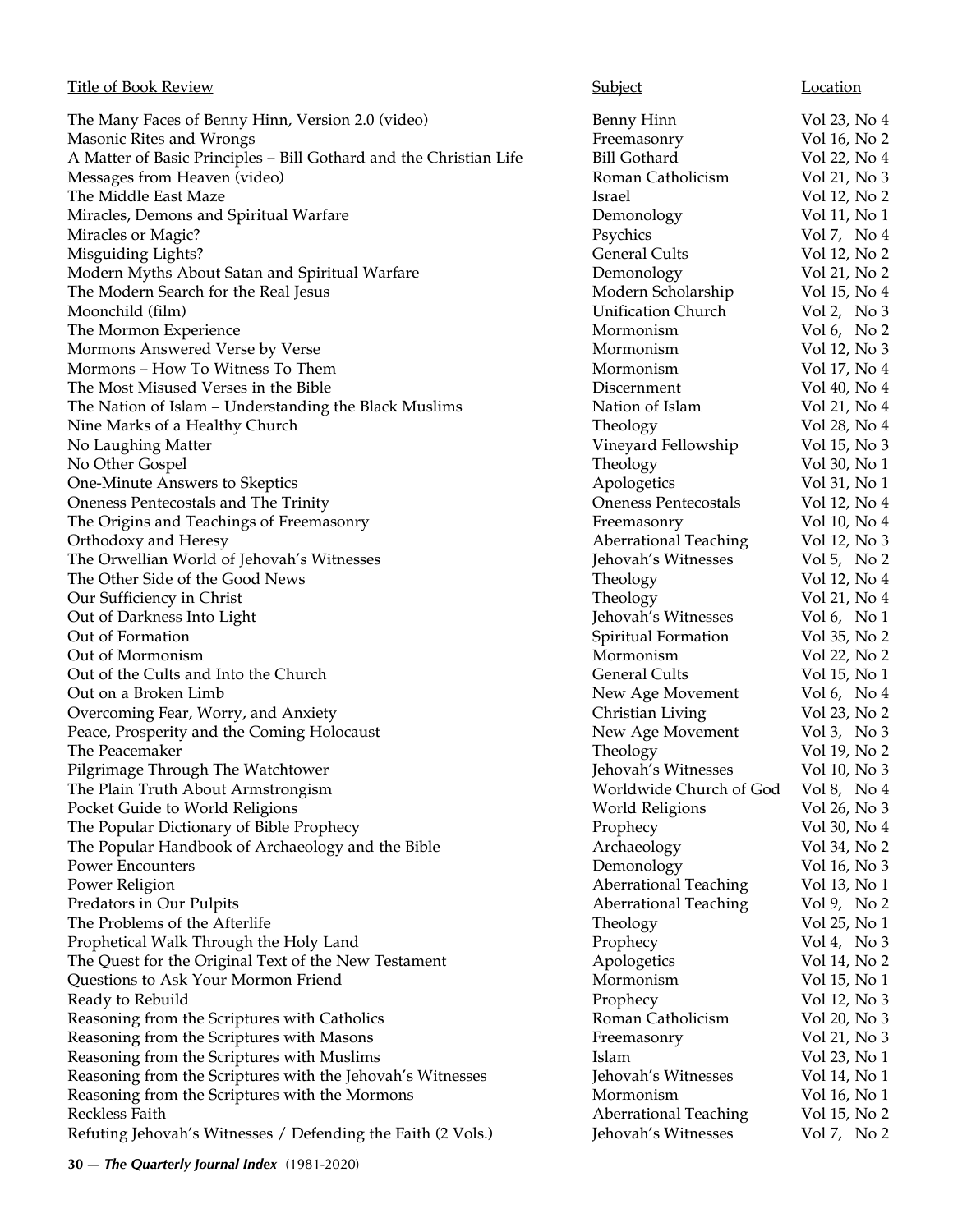| Title of Book Review | Subject | Location |
|---|---|---|
| The Many Faces of Benny Hinn, Version 2.0 (video) | Benny Hinn | Vol 23, No 4 |
| Masonic Rites and Wrongs | Freemasonry | Vol 16, No 2 |
| A Matter of Basic Principles – Bill Gothard and the Christian Life | Bill Gothard | Vol 22, No 4 |
| Messages from Heaven (video) | Roman Catholicism | Vol 21, No 3 |
| The Middle East Maze | Israel | Vol 12, No 2 |
| Miracles, Demons and Spiritual Warfare | Demonology | Vol 11, No 1 |
| Miracles or Magic? | Psychics | Vol 7, No 4 |
| Misguiding Lights? | General Cults | Vol 12, No 2 |
| Modern Myths About Satan and Spiritual Warfare | Demonology | Vol 21, No 2 |
| The Modern Search for the Real Jesus | Modern Scholarship | Vol 15, No 4 |
| Moonchild (film) | Unification Church | Vol 2, No 3 |
| The Mormon Experience | Mormonism | Vol 6, No 2 |
| Mormons Answered Verse by Verse | Mormonism | Vol 12, No 3 |
| Mormons – How To Witness To Them | Mormonism | Vol 17, No 4 |
| The Most Misused Verses in the Bible | Discernment | Vol 40, No 4 |
| The Nation of Islam – Understanding the Black Muslims | Nation of Islam | Vol 21, No 4 |
| Nine Marks of a Healthy Church | Theology | Vol 28, No 4 |
| No Laughing Matter | Vineyard Fellowship | Vol 15, No 3 |
| No Other Gospel | Theology | Vol 30, No 1 |
| One-Minute Answers to Skeptics | Apologetics | Vol 31, No 1 |
| Oneness Pentecostals and The Trinity | Oneness Pentecostals | Vol 12, No 4 |
| The Origins and Teachings of Freemasonry | Freemasonry | Vol 10, No 4 |
| Orthodoxy and Heresy | Aberrational Teaching | Vol 12, No 3 |
| The Orwellian World of Jehovah's Witnesses | Jehovah's Witnesses | Vol 5, No 2 |
| The Other Side of the Good News | Theology | Vol 12, No 4 |
| Our Sufficiency in Christ | Theology | Vol 21, No 4 |
| Out of Darkness Into Light | Jehovah's Witnesses | Vol 6, No 1 |
| Out of Formation | Spiritual Formation | Vol 35, No 2 |
| Out of Mormonism | Mormonism | Vol 22, No 2 |
| Out of the Cults and Into the Church | General Cults | Vol 15, No 1 |
| Out on a Broken Limb | New Age Movement | Vol 6, No 4 |
| Overcoming Fear, Worry, and Anxiety | Christian Living | Vol 23, No 2 |
| Peace, Prosperity and the Coming Holocaust | New Age Movement | Vol 3, No 3 |
| The Peacemaker | Theology | Vol 19, No 2 |
| Pilgrimage Through The Watchtower | Jehovah's Witnesses | Vol 10, No 3 |
| The Plain Truth About Armstrongism | Worldwide Church of God | Vol 8, No 4 |
| Pocket Guide to World Religions | World Religions | Vol 26, No 3 |
| The Popular Dictionary of Bible Prophecy | Prophecy | Vol 30, No 4 |
| The Popular Handbook of Archaeology and the Bible | Archaeology | Vol 34, No 2 |
| Power Encounters | Demonology | Vol 16, No 3 |
| Power Religion | Aberrational Teaching | Vol 13, No 1 |
| Predators in Our Pulpits | Aberrational Teaching | Vol 9, No 2 |
| The Problems of the Afterlife | Theology | Vol 25, No 1 |
| Prophetical Walk Through the Holy Land | Prophecy | Vol 4, No 3 |
| The Quest for the Original Text of the New Testament | Apologetics | Vol 14, No 2 |
| Questions to Ask Your Mormon Friend | Mormonism | Vol 15, No 1 |
| Ready to Rebuild | Prophecy | Vol 12, No 3 |
| Reasoning from the Scriptures with Catholics | Roman Catholicism | Vol 20, No 3 |
| Reasoning from the Scriptures with Masons | Freemasonry | Vol 21, No 3 |
| Reasoning from the Scriptures with Muslims | Islam | Vol 23, No 1 |
| Reasoning from the Scriptures with the Jehovah's Witnesses | Jehovah's Witnesses | Vol 14, No 1 |
| Reasoning from the Scriptures with the Mormons | Mormonism | Vol 16, No 1 |
| Reckless Faith | Aberrational Teaching | Vol 15, No 2 |
| Refuting Jehovah's Witnesses / Defending the Faith (2 Vols.) | Jehovah's Witnesses | Vol 7, No 2 |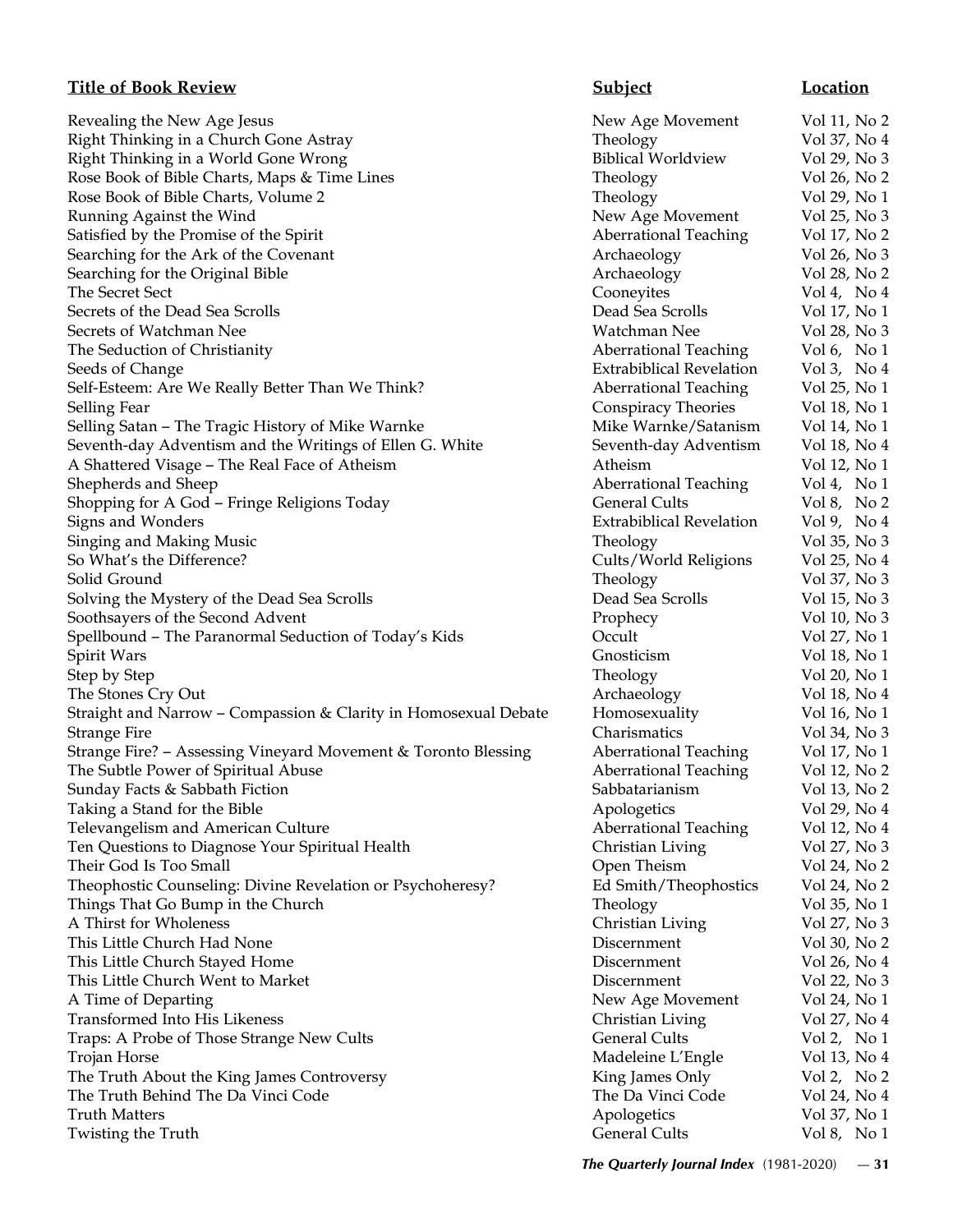| Title of Book Review | Subject | Location |
|---|---|---|
| Revealing the New Age Jesus | New Age Movement | Vol 11, No 2 |
| Right Thinking in a Church Gone Astray | Theology | Vol 37, No 4 |
| Right Thinking in a World Gone Wrong | Biblical Worldview | Vol 29, No 3 |
| Rose Book of Bible Charts, Maps & Time Lines | Theology | Vol 26, No 2 |
| Rose Book of Bible Charts, Volume 2 | Theology | Vol 29, No 1 |
| Running Against the Wind | New Age Movement | Vol 25, No 3 |
| Satisfied by the Promise of the Spirit | Aberrational Teaching | Vol 17, No 2 |
| Searching for the Ark of the Covenant | Archaeology | Vol 26, No 3 |
| Searching for the Original Bible | Archaeology | Vol 28, No 2 |
| The Secret Sect | Cooneyites | Vol 4, No 4 |
| Secrets of the Dead Sea Scrolls | Dead Sea Scrolls | Vol 17, No 1 |
| Secrets of Watchman Nee | Watchman Nee | Vol 28, No 3 |
| The Seduction of Christianity | Aberrational Teaching | Vol 6, No 1 |
| Seeds of Change | Extrabiblical Revelation | Vol 3, No 4 |
| Self-Esteem: Are We Really Better Than We Think? | Aberrational Teaching | Vol 25, No 1 |
| Selling Fear | Conspiracy Theories | Vol 18, No 1 |
| Selling Satan – The Tragic History of Mike Warnke | Mike Warnke/Satanism | Vol 14, No 1 |
| Seventh-day Adventism and the Writings of Ellen G. White | Seventh-day Adventism | Vol 18, No 4 |
| A Shattered Visage – The Real Face of Atheism | Atheism | Vol 12, No 1 |
| Shepherds and Sheep | Aberrational Teaching | Vol 4, No 1 |
| Shopping for A God – Fringe Religions Today | General Cults | Vol 8, No 2 |
| Signs and Wonders | Extrabiblical Revelation | Vol 9, No 4 |
| Singing and Making Music | Theology | Vol 35, No 3 |
| So What's the Difference? | Cults/World Religions | Vol 25, No 4 |
| Solid Ground | Theology | Vol 37, No 3 |
| Solving the Mystery of the Dead Sea Scrolls | Dead Sea Scrolls | Vol 15, No 3 |
| Soothsayers of the Second Advent | Prophecy | Vol 10, No 3 |
| Spellbound – The Paranormal Seduction of Today's Kids | Occult | Vol 27, No 1 |
| Spirit Wars | Gnosticism | Vol 18, No 1 |
| Step by Step | Theology | Vol 20, No 1 |
| The Stones Cry Out | Archaeology | Vol 18, No 4 |
| Straight and Narrow – Compassion & Clarity in Homosexual Debate | Homosexuality | Vol 16, No 1 |
| Strange Fire | Charismatics | Vol 34, No 3 |
| Strange Fire? – Assessing Vineyard Movement & Toronto Blessing | Aberrational Teaching | Vol 17, No 1 |
| The Subtle Power of Spiritual Abuse | Aberrational Teaching | Vol 12, No 2 |
| Sunday Facts & Sabbath Fiction | Sabbatarianism | Vol 13, No 2 |
| Taking a Stand for the Bible | Apologetics | Vol 29, No 4 |
| Televangelism and American Culture | Aberrational Teaching | Vol 12, No 4 |
| Ten Questions to Diagnose Your Spiritual Health | Christian Living | Vol 27, No 3 |
| Their God Is Too Small | Open Theism | Vol 24, No 2 |
| Theophostic Counseling: Divine Revelation or Psychoheresy? | Ed Smith/Theophostics | Vol 24, No 2 |
| Things That Go Bump in the Church | Theology | Vol 35, No 1 |
| A Thirst for Wholeness | Christian Living | Vol 27, No 3 |
| This Little Church Had None | Discernment | Vol 30, No 2 |
| This Little Church Stayed Home | Discernment | Vol 26, No 4 |
| This Little Church Went to Market | Discernment | Vol 22, No 3 |
| A Time of Departing | New Age Movement | Vol 24, No 1 |
| Transformed Into His Likeness | Christian Living | Vol 27, No 4 |
| Traps: A Probe of Those Strange New Cults | General Cults | Vol 2, No 1 |
| Trojan Horse | Madeleine L'Engle | Vol 13, No 4 |
| The Truth About the King James Controversy | King James Only | Vol 2, No 2 |
| The Truth Behind The Da Vinci Code | The Da Vinci Code | Vol 24, No 4 |
| Truth Matters | Apologetics | Vol 37, No 1 |
| Twisting the Truth | General Cults | Vol 8, No 1 |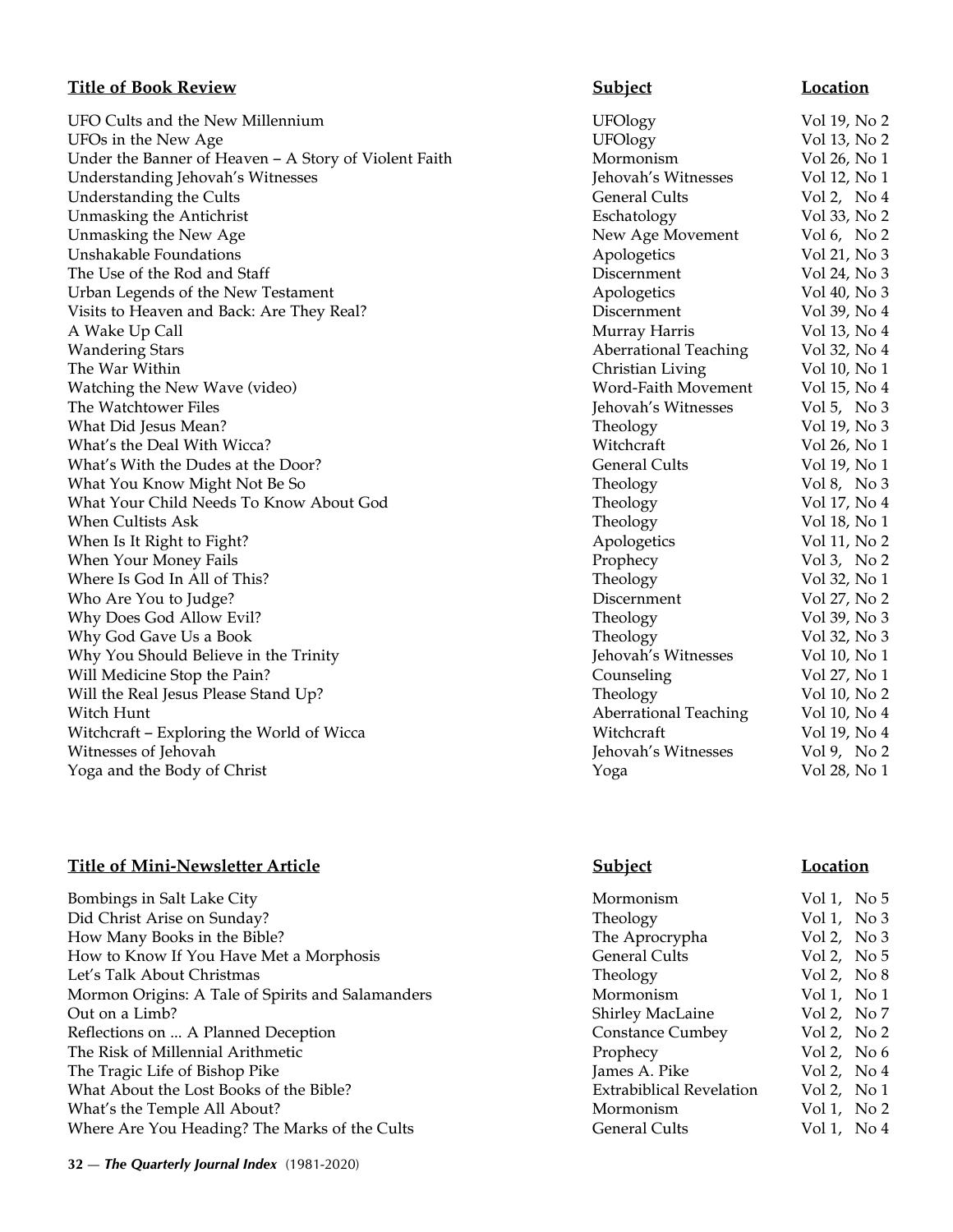| Title of Book Review | Subject | Location |
| --- | --- | --- |
| UFO Cults and the New Millennium | UFOlogy | Vol 19, No 2 |
| UFOs in the New Age | UFOlogy | Vol 13, No 2 |
| Under the Banner of Heaven – A Story of Violent Faith | Mormonism | Vol 26, No 1 |
| Understanding Jehovah's Witnesses | Jehovah's Witnesses | Vol 12, No 1 |
| Understanding the Cults | General Cults | Vol 2, No 4 |
| Unmasking the Antichrist | Eschatology | Vol 33, No 2 |
| Unmasking the New Age | New Age Movement | Vol 6, No 2 |
| Unshakable Foundations | Apologetics | Vol 21, No 3 |
| The Use of the Rod and Staff | Discernment | Vol 24, No 3 |
| Urban Legends of the New Testament | Apologetics | Vol 40, No 3 |
| Visits to Heaven and Back: Are They Real? | Discernment | Vol 39, No 4 |
| A Wake Up Call | Murray Harris | Vol 13, No 4 |
| Wandering Stars | Aberrational Teaching | Vol 32, No 4 |
| The War Within | Christian Living | Vol 10, No 1 |
| Watching the New Wave (video) | Word-Faith Movement | Vol 15, No 4 |
| The Watchtower Files | Jehovah's Witnesses | Vol 5, No 3 |
| What Did Jesus Mean? | Theology | Vol 19, No 3 |
| What's the Deal With Wicca? | Witchcraft | Vol 26, No 1 |
| What's With the Dudes at the Door? | General Cults | Vol 19, No 1 |
| What You Know Might Not Be So | Theology | Vol 8, No 3 |
| What Your Child Needs To Know About God | Theology | Vol 17, No 4 |
| When Cultists Ask | Theology | Vol 18, No 1 |
| When Is It Right to Fight? | Apologetics | Vol 11, No 2 |
| When Your Money Fails | Prophecy | Vol 3, No 2 |
| Where Is God In All of This? | Theology | Vol 32, No 1 |
| Who Are You to Judge? | Discernment | Vol 27, No 2 |
| Why Does God Allow Evil? | Theology | Vol 39, No 3 |
| Why God Gave Us a Book | Theology | Vol 32, No 3 |
| Why You Should Believe in the Trinity | Jehovah's Witnesses | Vol 10, No 1 |
| Will Medicine Stop the Pain? | Counseling | Vol 27, No 1 |
| Will the Real Jesus Please Stand Up? | Theology | Vol 10, No 2 |
| Witch Hunt | Aberrational Teaching | Vol 10, No 4 |
| Witchcraft – Exploring the World of Wicca | Witchcraft | Vol 19, No 4 |
| Witnesses of Jehovah | Jehovah's Witnesses | Vol 9, No 2 |
| Yoga and the Body of Christ | Yoga | Vol 28, No 1 |

| Title of Mini-Newsletter Article | Subject | Location |
| --- | --- | --- |
| Bombings in Salt Lake City | Mormonism | Vol 1, No 5 |
| Did Christ Arise on Sunday? | Theology | Vol 1, No 3 |
| How Many Books in the Bible? | The Aprocrypha | Vol 2, No 3 |
| How to Know If You Have Met a Morphosis | General Cults | Vol 2, No 5 |
| Let's Talk About Christmas | Theology | Vol 2, No 8 |
| Mormon Origins: A Tale of Spirits and Salamanders | Mormonism | Vol 1, No 1 |
| Out on a Limb? | Shirley MacLaine | Vol 2, No 7 |
| Reflections on ... A Planned Deception | Constance Cumbey | Vol 2, No 2 |
| The Risk of Millennial Arithmetic | Prophecy | Vol 2, No 6 |
| The Tragic Life of Bishop Pike | James A. Pike | Vol 2, No 4 |
| What About the Lost Books of the Bible? | Extrabiblical Revelation | Vol 2, No 1 |
| What's the Temple All About? | Mormonism | Vol 1, No 2 |
| Where Are You Heading? The Marks of the Cults | General Cults | Vol 1, No 4 |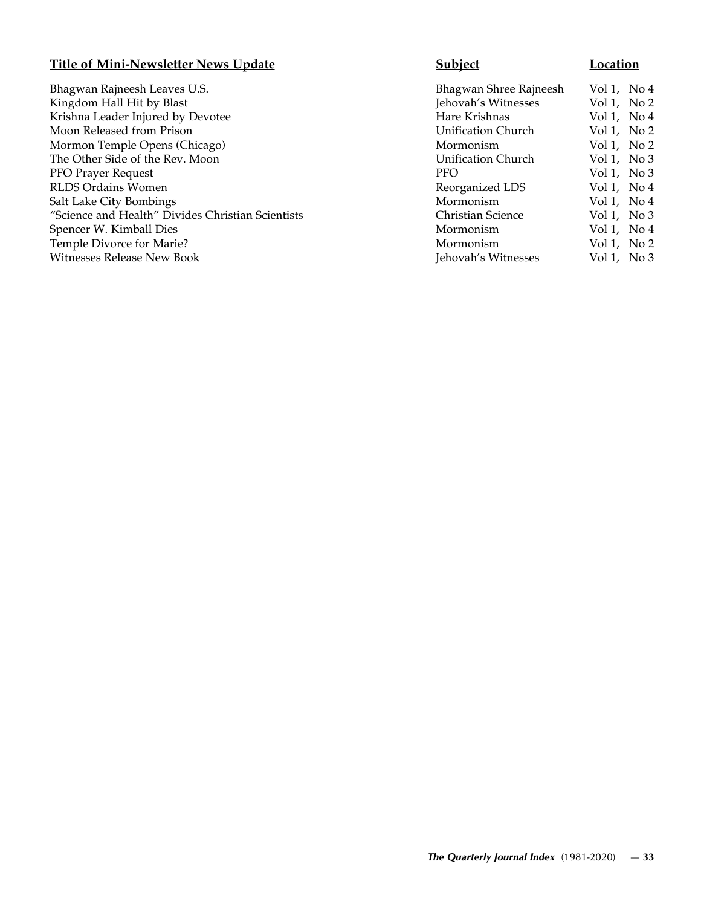| Title of Mini-Newsletter News Update | Subject | Location |
|---|---|---|
| Bhagwan Rajneesh Leaves U.S. | Bhagwan Shree Rajneesh | Vol 1, No 4 |
| Kingdom Hall Hit by Blast | Jehovah's Witnesses | Vol 1, No 2 |
| Krishna Leader Injured by Devotee | Hare Krishnas | Vol 1, No 4 |
| Moon Released from Prison | Unification Church | Vol 1, No 2 |
| Mormon Temple Opens (Chicago) | Mormonism | Vol 1, No 2 |
| The Other Side of the Rev. Moon | Unification Church | Vol 1, No 3 |
| PFO Prayer Request | PFO | Vol 1, No 3 |
| RLDS Ordains Women | Reorganized LDS | Vol 1, No 4 |
| Salt Lake City Bombings | Mormonism | Vol 1, No 4 |
| "Science and Health" Divides Christian Scientists | Christian Science | Vol 1, No 3 |
| Spencer W. Kimball Dies | Mormonism | Vol 1, No 4 |
| Temple Divorce for Marie? | Mormonism | Vol 1, No 2 |
| Witnesses Release New Book | Jehovah's Witnesses | Vol 1, No 3 |